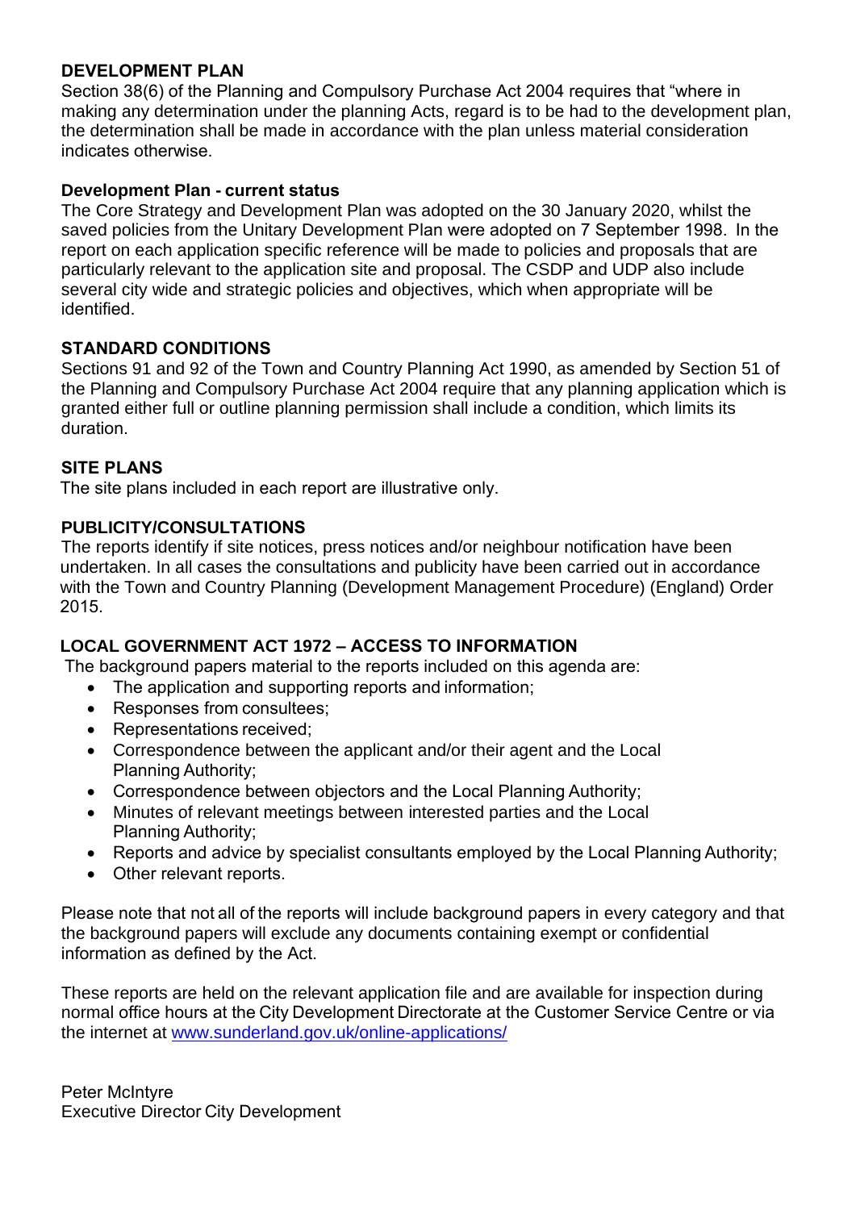## DEVELOPMENT PLAN

Section 38(6) of the Planning and Compulsory Purchase Act 2004 requires that "where in making any determination under the planning Acts, regard is to be had to the development plan, the determination shall be made in accordance with the plan unless material consideration indicates otherwise.

### Development Plan - current status

The Core Strategy and Development Plan was adopted on the 30 January 2020, whilst the saved policies from the Unitary Development Plan were adopted on 7 September 1998. In the report on each application specific reference will be made to policies and proposals that are particularly relevant to the application site and proposal. The CSDP and UDP also include several city wide and strategic policies and objectives, which when appropriate will be identified.

## STANDARD CONDITIONS

Sections 91 and 92 of the Town and Country Planning Act 1990, as amended by Section 51 of the Planning and Compulsory Purchase Act 2004 require that any planning application which is granted either full or outline planning permission shall include a condition, which limits its duration.

## SITE PLANS

The site plans included in each report are illustrative only.

## PUBLICITY/CONSULTATIONS

The reports identify if site notices, press notices and/or neighbour notification have been undertaken. In all cases the consultations and publicity have been carried out in accordance with the Town and Country Planning (Development Management Procedure) (England) Order 2015.

## LOCAL GOVERNMENT ACT 1972 – ACCESS TO INFORMATION

The background papers material to the reports included on this agenda are:

- The application and supporting reports and information;
- Responses from consultees;
- Representations received;
- Correspondence between the applicant and/or their agent and the Local Planning Authority;
- Correspondence between objectors and the Local Planning Authority;
- Minutes of relevant meetings between interested parties and the Local Planning Authority;
- Reports and advice by specialist consultants employed by the Local Planning Authority;
- Other relevant reports.

Please note that not all of the reports will include background papers in every category and that the background papers will exclude any documents containing exempt or confidential information as defined by the Act.

These reports are held on the relevant application file and are available for inspection during normal office hours at the City Development Directorate at the Customer Service Centre or via the internet at [www.sunderland.gov.uk/online-applications/](www.sunderland.gov.uk/online-applications/)

Peter McIntyre
Executive Director City Development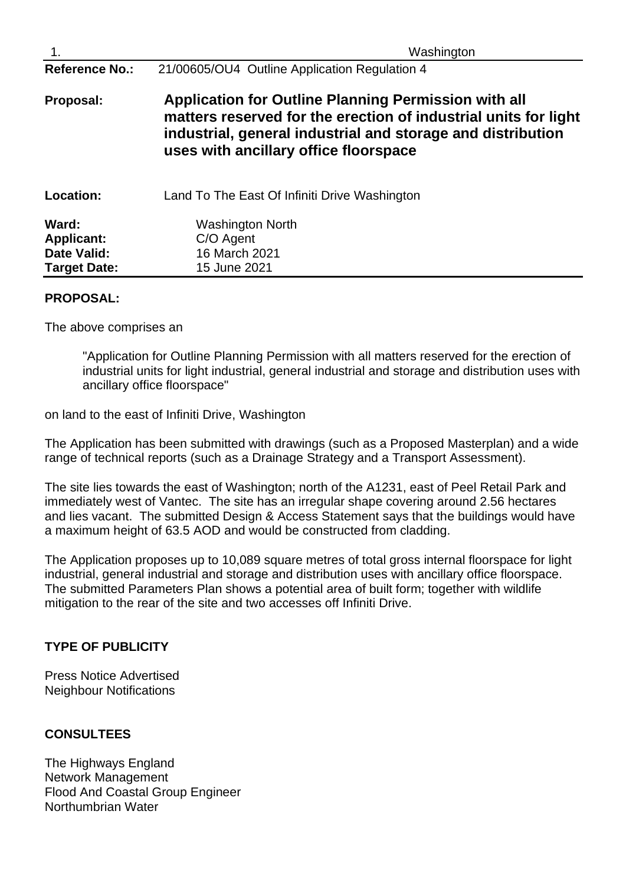1. Washington

| | |
|---|---|
| **Reference No.:** | 21/00605/OU4 Outline Application Regulation 4 |
| **Proposal:** | **Application for Outline Planning Permission with all matters reserved for the erection of industrial units for light industrial, general industrial and storage and distribution uses with ancillary office floorspace** |
| **Location:** | Land To The East Of Infiniti Drive Washington |
| **Ward:** | Washington North |
| **Applicant:** | C/O Agent |
| **Date Valid:** | 16 March 2021 |
| **Target Date:** | 15 June 2021 |

**PROPOSAL:**

The above comprises an

> "Application for Outline Planning Permission with all matters reserved for the erection of industrial units for light industrial, general industrial and storage and distribution uses with ancillary office floorspace"

on land to the east of Infiniti Drive, Washington

The Application has been submitted with drawings (such as a Proposed Masterplan) and a wide range of technical reports (such as a Drainage Strategy and a Transport Assessment).

The site lies towards the east of Washington; north of the A1231, east of Peel Retail Park and immediately west of Vantec. The site has an irregular shape covering around 2.56 hectares and lies vacant. The submitted Design & Access Statement says that the buildings would have a maximum height of 63.5 AOD and would be constructed from cladding.

The Application proposes up to 10,089 square metres of total gross internal floorspace for light industrial, general industrial and storage and distribution uses with ancillary office floorspace. The submitted Parameters Plan shows a potential area of built form; together with wildlife mitigation to the rear of the site and two accesses off Infiniti Drive.

**TYPE OF PUBLICITY**

Press Notice Advertised
Neighbour Notifications

**CONSULTEES**

The Highways England
Network Management
Flood And Coastal Group Engineer
Northumbrian Water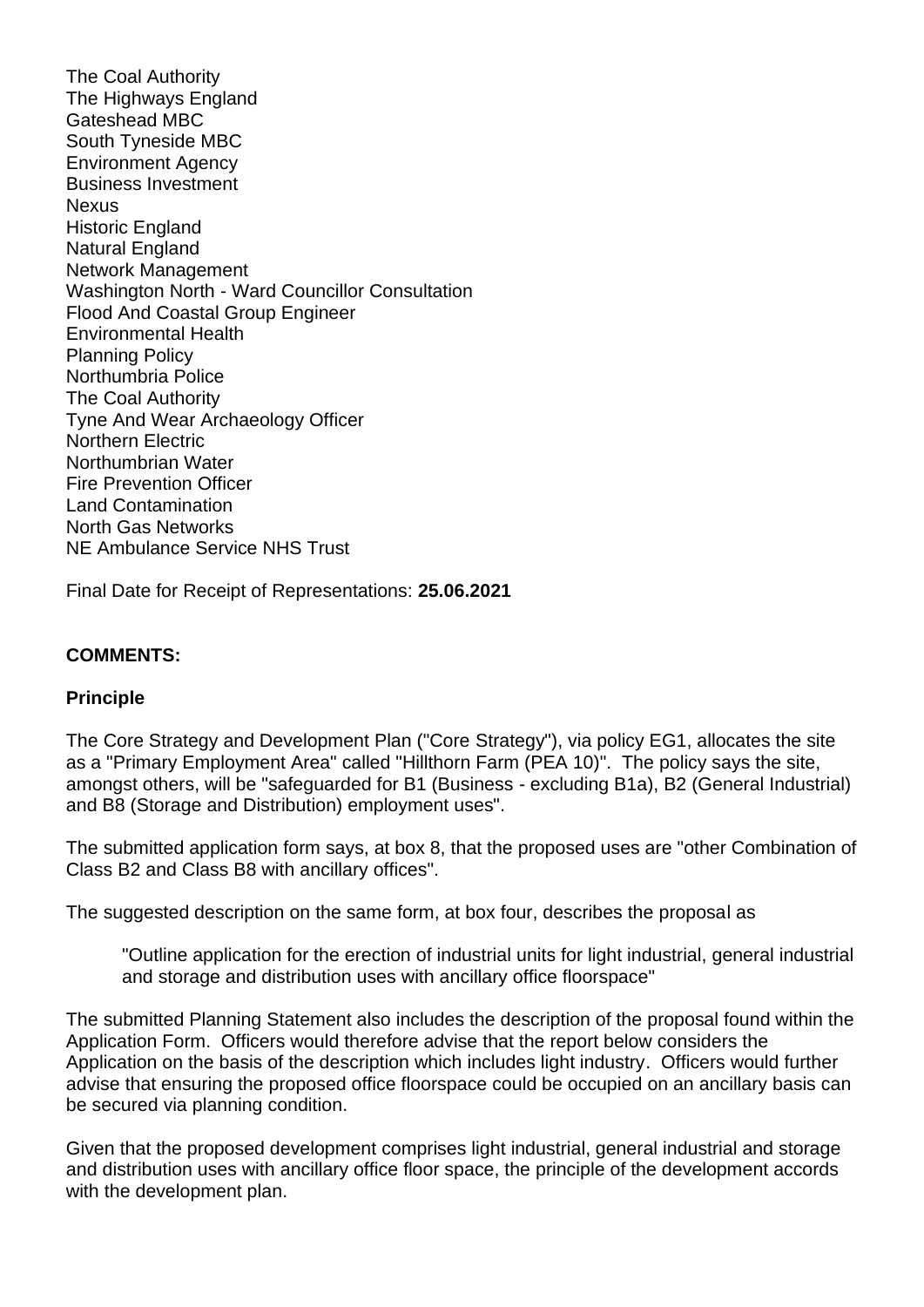The Coal Authority
The Highways England
Gateshead MBC
South Tyneside MBC
Environment Agency
Business Investment
Nexus
Historic England
Natural England
Network Management
Washington North - Ward Councillor Consultation
Flood And Coastal Group Engineer
Environmental Health
Planning Policy
Northumbria Police
The Coal Authority
Tyne And Wear Archaeology Officer
Northern Electric
Northumbrian Water
Fire Prevention Officer
Land Contamination
North Gas Networks
NE Ambulance Service NHS Trust

Final Date for Receipt of Representations: **25.06.2021**

**COMMENTS:**

**Principle**

The Core Strategy and Development Plan ("Core Strategy"), via policy EG1, allocates the site as a "Primary Employment Area" called "Hillthorn Farm (PEA 10)". The policy says the site, amongst others, will be "safeguarded for B1 (Business - excluding B1a), B2 (General Industrial) and B8 (Storage and Distribution) employment uses".

The submitted application form says, at box 8, that the proposed uses are "other Combination of Class B2 and Class B8 with ancillary offices".

The suggested description on the same form, at box four, describes the proposal as

> "Outline application for the erection of industrial units for light industrial, general industrial and storage and distribution uses with ancillary office floorspace"

The submitted Planning Statement also includes the description of the proposal found within the Application Form. Officers would therefore advise that the report below considers the Application on the basis of the description which includes light industry. Officers would further advise that ensuring the proposed office floorspace could be occupied on an ancillary basis can be secured via planning condition.

Given that the proposed development comprises light industrial, general industrial and storage and distribution uses with ancillary office floor space, the principle of the development accords with the development plan.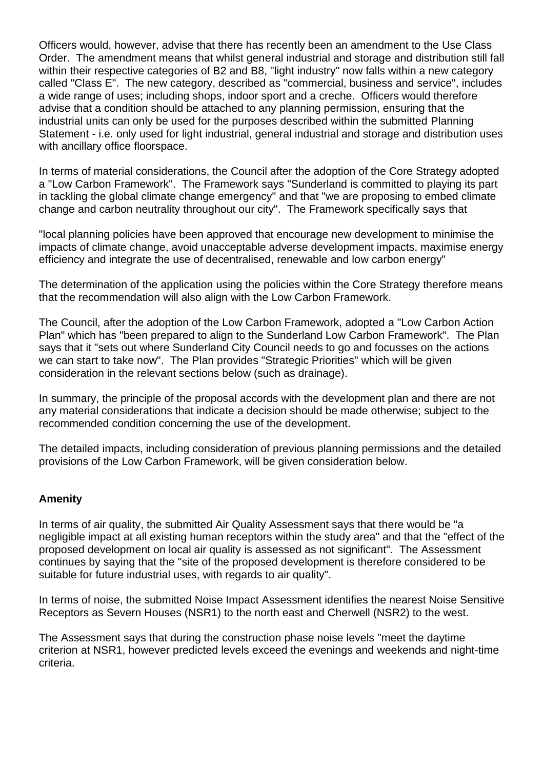Officers would, however, advise that there has recently been an amendment to the Use Class Order. The amendment means that whilst general industrial and storage and distribution still fall within their respective categories of B2 and B8, "light industry" now falls within a new category called "Class E". The new category, described as "commercial, business and service", includes a wide range of uses; including shops, indoor sport and a creche. Officers would therefore advise that a condition should be attached to any planning permission, ensuring that the industrial units can only be used for the purposes described within the submitted Planning Statement - i.e. only used for light industrial, general industrial and storage and distribution uses with ancillary office floorspace.

In terms of material considerations, the Council after the adoption of the Core Strategy adopted a "Low Carbon Framework". The Framework says "Sunderland is committed to playing its part in tackling the global climate change emergency" and that "we are proposing to embed climate change and carbon neutrality throughout our city". The Framework specifically says that

"local planning policies have been approved that encourage new development to minimise the impacts of climate change, avoid unacceptable adverse development impacts, maximise energy efficiency and integrate the use of decentralised, renewable and low carbon energy"

The determination of the application using the policies within the Core Strategy therefore means that the recommendation will also align with the Low Carbon Framework.

The Council, after the adoption of the Low Carbon Framework, adopted a "Low Carbon Action Plan" which has "been prepared to align to the Sunderland Low Carbon Framework". The Plan says that it "sets out where Sunderland City Council needs to go and focusses on the actions we can start to take now". The Plan provides "Strategic Priorities" which will be given consideration in the relevant sections below (such as drainage).

In summary, the principle of the proposal accords with the development plan and there are not any material considerations that indicate a decision should be made otherwise; subject to the recommended condition concerning the use of the development.

The detailed impacts, including consideration of previous planning permissions and the detailed provisions of the Low Carbon Framework, will be given consideration below.

**Amenity**

In terms of air quality, the submitted Air Quality Assessment says that there would be "a negligible impact at all existing human receptors within the study area" and that the "effect of the proposed development on local air quality is assessed as not significant". The Assessment continues by saying that the "site of the proposed development is therefore considered to be suitable for future industrial uses, with regards to air quality".

In terms of noise, the submitted Noise Impact Assessment identifies the nearest Noise Sensitive Receptors as Severn Houses (NSR1) to the north east and Cherwell (NSR2) to the west.

The Assessment says that during the construction phase noise levels "meet the daytime criterion at NSR1, however predicted levels exceed the evenings and weekends and night-time criteria.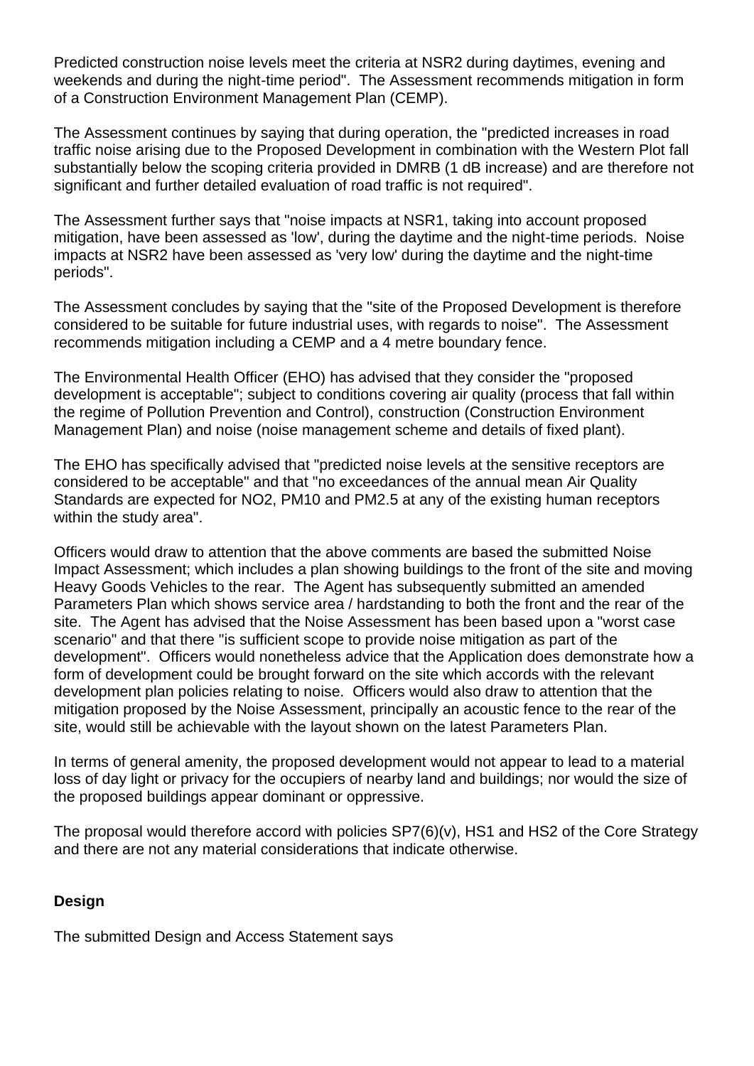Predicted construction noise levels meet the criteria at NSR2 during daytimes, evening and weekends and during the night-time period". The Assessment recommends mitigation in form of a Construction Environment Management Plan (CEMP).

The Assessment continues by saying that during operation, the "predicted increases in road traffic noise arising due to the Proposed Development in combination with the Western Plot fall substantially below the scoping criteria provided in DMRB (1 dB increase) and are therefore not significant and further detailed evaluation of road traffic is not required".

The Assessment further says that "noise impacts at NSR1, taking into account proposed mitigation, have been assessed as 'low', during the daytime and the night-time periods. Noise impacts at NSR2 have been assessed as 'very low' during the daytime and the night-time periods".

The Assessment concludes by saying that the "site of the Proposed Development is therefore considered to be suitable for future industrial uses, with regards to noise". The Assessment recommends mitigation including a CEMP and a 4 metre boundary fence.

The Environmental Health Officer (EHO) has advised that they consider the "proposed development is acceptable"; subject to conditions covering air quality (process that fall within the regime of Pollution Prevention and Control), construction (Construction Environment Management Plan) and noise (noise management scheme and details of fixed plant).

The EHO has specifically advised that "predicted noise levels at the sensitive receptors are considered to be acceptable" and that "no exceedances of the annual mean Air Quality Standards are expected for NO2, PM10 and PM2.5 at any of the existing human receptors within the study area".

Officers would draw to attention that the above comments are based the submitted Noise Impact Assessment; which includes a plan showing buildings to the front of the site and moving Heavy Goods Vehicles to the rear. The Agent has subsequently submitted an amended Parameters Plan which shows service area / hardstanding to both the front and the rear of the site. The Agent has advised that the Noise Assessment has been based upon a "worst case scenario" and that there "is sufficient scope to provide noise mitigation as part of the development". Officers would nonetheless advice that the Application does demonstrate how a form of development could be brought forward on the site which accords with the relevant development plan policies relating to noise. Officers would also draw to attention that the mitigation proposed by the Noise Assessment, principally an acoustic fence to the rear of the site, would still be achievable with the layout shown on the latest Parameters Plan.

In terms of general amenity, the proposed development would not appear to lead to a material loss of day light or privacy for the occupiers of nearby land and buildings; nor would the size of the proposed buildings appear dominant or oppressive.

The proposal would therefore accord with policies SP7(6)(v), HS1 and HS2 of the Core Strategy and there are not any material considerations that indicate otherwise.

**Design**

The submitted Design and Access Statement says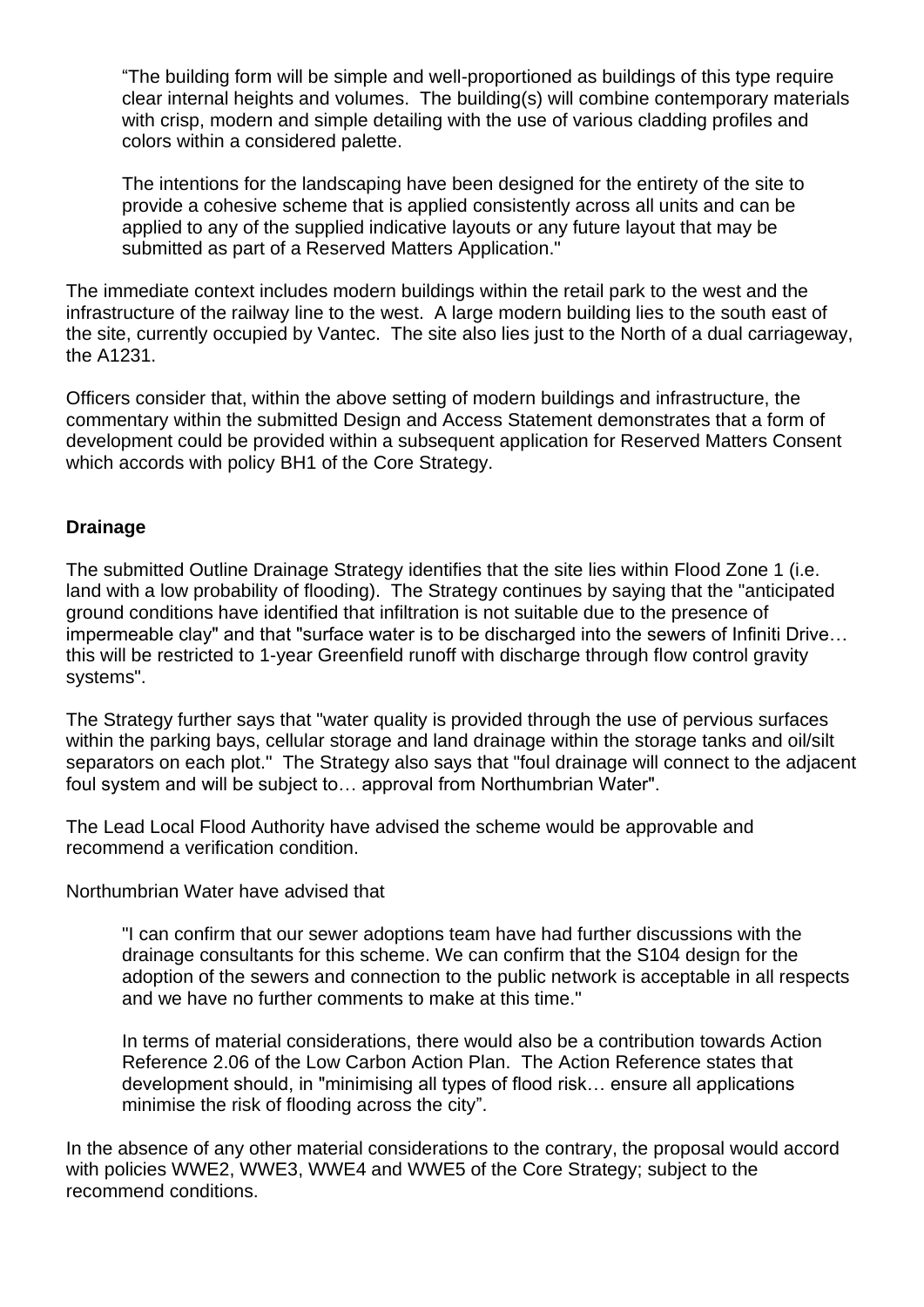> "The building form will be simple and well-proportioned as buildings of this type require clear internal heights and volumes. The building(s) will combine contemporary materials with crisp, modern and simple detailing with the use of various cladding profiles and colors within a considered palette.
>
> The intentions for the landscaping have been designed for the entirety of the site to provide a cohesive scheme that is applied consistently across all units and can be applied to any of the supplied indicative layouts or any future layout that may be submitted as part of a Reserved Matters Application."

The immediate context includes modern buildings within the retail park to the west and the infrastructure of the railway line to the west. A large modern building lies to the south east of the site, currently occupied by Vantec. The site also lies just to the North of a dual carriageway, the A1231.

Officers consider that, within the above setting of modern buildings and infrastructure, the commentary within the submitted Design and Access Statement demonstrates that a form of development could be provided within a subsequent application for Reserved Matters Consent which accords with policy BH1 of the Core Strategy.

**Drainage**

The submitted Outline Drainage Strategy identifies that the site lies within Flood Zone 1 (i.e. land with a low probability of flooding). The Strategy continues by saying that the "anticipated ground conditions have identified that infiltration is not suitable due to the presence of impermeable clay" and that "surface water is to be discharged into the sewers of Infiniti Drive… this will be restricted to 1-year Greenfield runoff with discharge through flow control gravity systems".

The Strategy further says that "water quality is provided through the use of pervious surfaces within the parking bays, cellular storage and land drainage within the storage tanks and oil/silt separators on each plot." The Strategy also says that "foul drainage will connect to the adjacent foul system and will be subject to… approval from Northumbrian Water".

The Lead Local Flood Authority have advised the scheme would be approvable and recommend a verification condition.

Northumbrian Water have advised that

> "I can confirm that our sewer adoptions team have had further discussions with the drainage consultants for this scheme. We can confirm that the S104 design for the adoption of the sewers and connection to the public network is acceptable in all respects and we have no further comments to make at this time."
>
> In terms of material considerations, there would also be a contribution towards Action Reference 2.06 of the Low Carbon Action Plan. The Action Reference states that development should, in "minimising all types of flood risk… ensure all applications minimise the risk of flooding across the city".

In the absence of any other material considerations to the contrary, the proposal would accord with policies WWE2, WWE3, WWE4 and WWE5 of the Core Strategy; subject to the recommend conditions.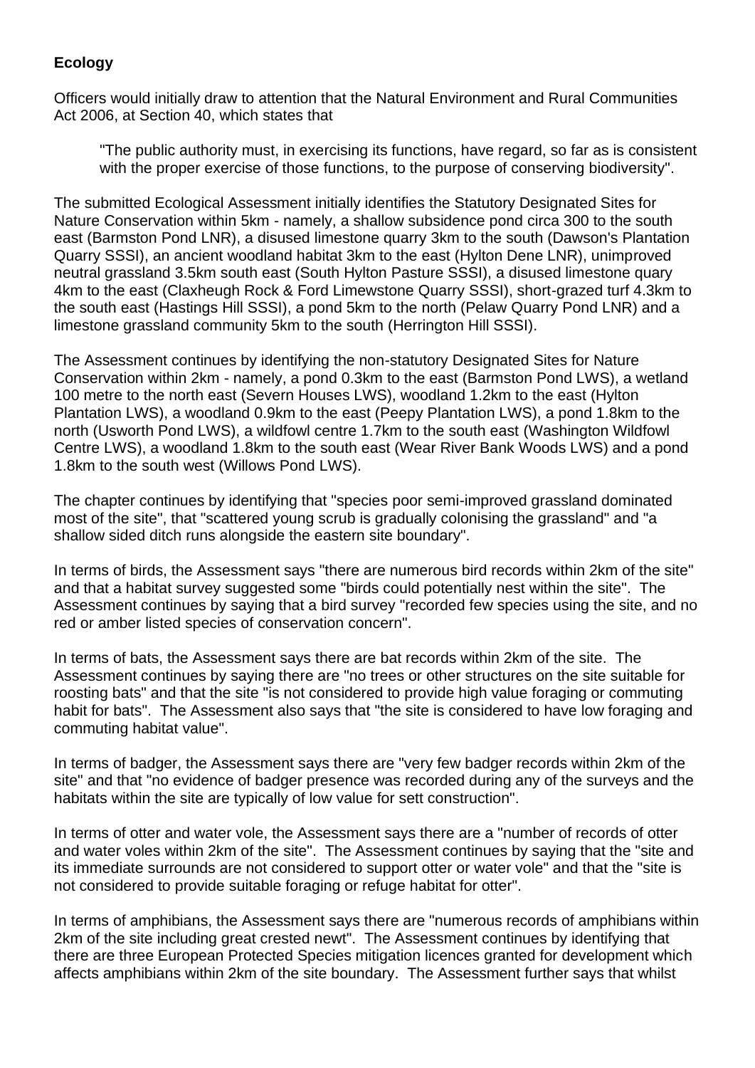**Ecology**

Officers would initially draw to attention that the Natural Environment and Rural Communities Act 2006, at Section 40, which states that

> "The public authority must, in exercising its functions, have regard, so far as is consistent with the proper exercise of those functions, to the purpose of conserving biodiversity".

The submitted Ecological Assessment initially identifies the Statutory Designated Sites for Nature Conservation within 5km - namely, a shallow subsidence pond circa 300 to the south east (Barmston Pond LNR), a disused limestone quarry 3km to the south (Dawson's Plantation Quarry SSSI), an ancient woodland habitat 3km to the east (Hylton Dene LNR), unimproved neutral grassland 3.5km south east (South Hylton Pasture SSSI), a disused limestone quary 4km to the east (Claxheugh Rock & Ford Limewstone Quarry SSSI), short-grazed turf 4.3km to the south east (Hastings Hill SSSI), a pond 5km to the north (Pelaw Quarry Pond LNR) and a limestone grassland community 5km to the south (Herrington Hill SSSI).

The Assessment continues by identifying the non-statutory Designated Sites for Nature Conservation within 2km - namely, a pond 0.3km to the east (Barmston Pond LWS), a wetland 100 metre to the north east (Severn Houses LWS), woodland 1.2km to the east (Hylton Plantation LWS), a woodland 0.9km to the east (Peepy Plantation LWS), a pond 1.8km to the north (Usworth Pond LWS), a wildfowl centre 1.7km to the south east (Washington Wildfowl Centre LWS), a woodland 1.8km to the south east (Wear River Bank Woods LWS) and a pond 1.8km to the south west (Willows Pond LWS).

The chapter continues by identifying that "species poor semi-improved grassland dominated most of the site", that "scattered young scrub is gradually colonising the grassland" and "a shallow sided ditch runs alongside the eastern site boundary".

In terms of birds, the Assessment says "there are numerous bird records within 2km of the site" and that a habitat survey suggested some "birds could potentially nest within the site". The Assessment continues by saying that a bird survey "recorded few species using the site, and no red or amber listed species of conservation concern".

In terms of bats, the Assessment says there are bat records within 2km of the site. The Assessment continues by saying there are "no trees or other structures on the site suitable for roosting bats" and that the site "is not considered to provide high value foraging or commuting habit for bats". The Assessment also says that "the site is considered to have low foraging and commuting habitat value".

In terms of badger, the Assessment says there are "very few badger records within 2km of the site" and that "no evidence of badger presence was recorded during any of the surveys and the habitats within the site are typically of low value for sett construction".

In terms of otter and water vole, the Assessment says there are a "number of records of otter and water voles within 2km of the site". The Assessment continues by saying that the "site and its immediate surrounds are not considered to support otter or water vole" and that the "site is not considered to provide suitable foraging or refuge habitat for otter".

In terms of amphibians, the Assessment says there are "numerous records of amphibians within 2km of the site including great crested newt". The Assessment continues by identifying that there are three European Protected Species mitigation licences granted for development which affects amphibians within 2km of the site boundary. The Assessment further says that whilst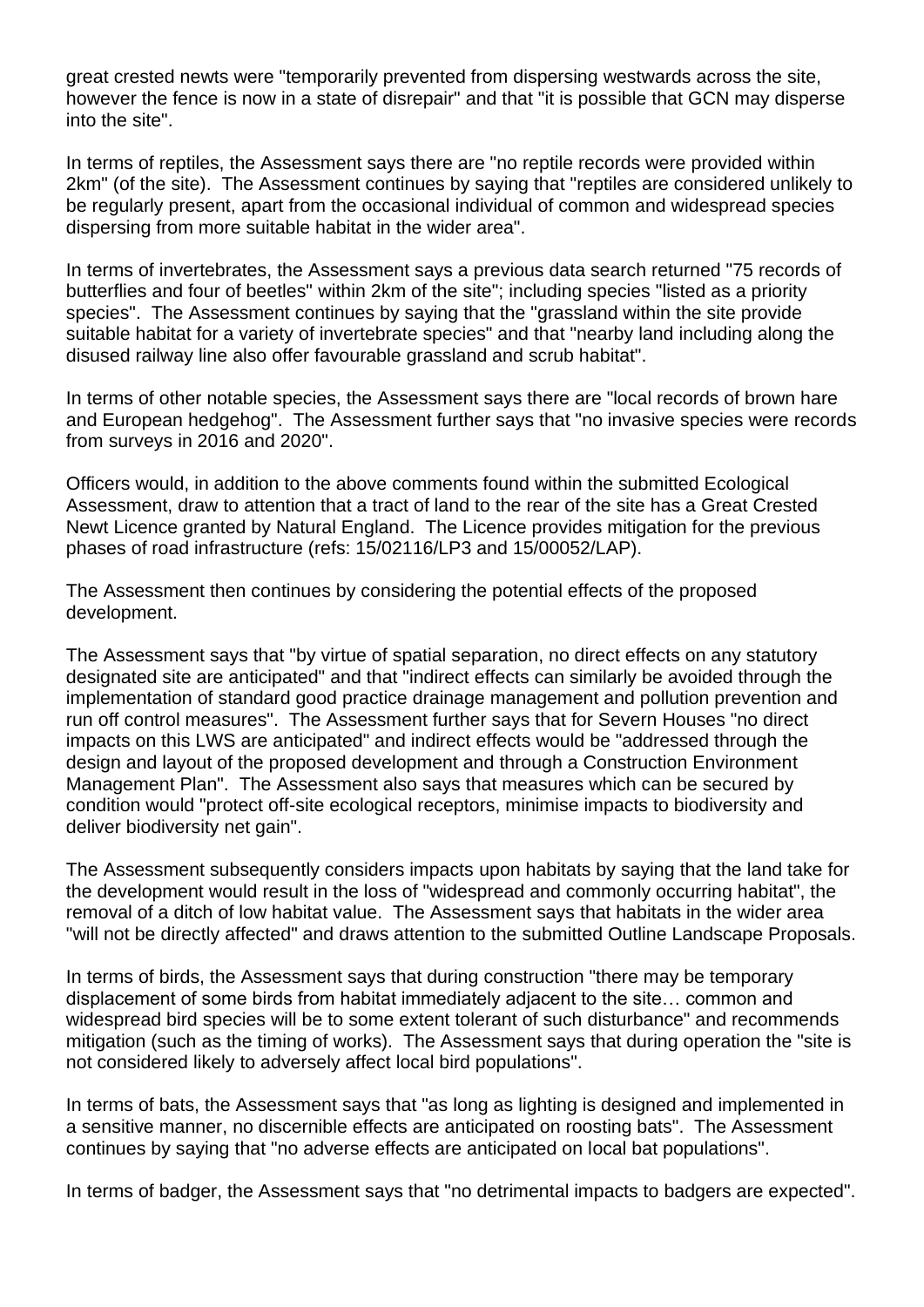great crested newts were "temporarily prevented from dispersing westwards across the site, however the fence is now in a state of disrepair" and that "it is possible that GCN may disperse into the site".

In terms of reptiles, the Assessment says there are "no reptile records were provided within 2km" (of the site). The Assessment continues by saying that "reptiles are considered unlikely to be regularly present, apart from the occasional individual of common and widespread species dispersing from more suitable habitat in the wider area".

In terms of invertebrates, the Assessment says a previous data search returned "75 records of butterflies and four of beetles" within 2km of the site"; including species "listed as a priority species". The Assessment continues by saying that the "grassland within the site provide suitable habitat for a variety of invertebrate species" and that "nearby land including along the disused railway line also offer favourable grassland and scrub habitat".

In terms of other notable species, the Assessment says there are "local records of brown hare and European hedgehog". The Assessment further says that "no invasive species were records from surveys in 2016 and 2020".

Officers would, in addition to the above comments found within the submitted Ecological Assessment, draw to attention that a tract of land to the rear of the site has a Great Crested Newt Licence granted by Natural England. The Licence provides mitigation for the previous phases of road infrastructure (refs: 15/02116/LP3 and 15/00052/LAP).

The Assessment then continues by considering the potential effects of the proposed development.

The Assessment says that "by virtue of spatial separation, no direct effects on any statutory designated site are anticipated" and that "indirect effects can similarly be avoided through the implementation of standard good practice drainage management and pollution prevention and run off control measures". The Assessment further says that for Severn Houses "no direct impacts on this LWS are anticipated" and indirect effects would be "addressed through the design and layout of the proposed development and through a Construction Environment Management Plan". The Assessment also says that measures which can be secured by condition would "protect off-site ecological receptors, minimise impacts to biodiversity and deliver biodiversity net gain".

The Assessment subsequently considers impacts upon habitats by saying that the land take for the development would result in the loss of "widespread and commonly occurring habitat", the removal of a ditch of low habitat value. The Assessment says that habitats in the wider area "will not be directly affected" and draws attention to the submitted Outline Landscape Proposals.

In terms of birds, the Assessment says that during construction "there may be temporary displacement of some birds from habitat immediately adjacent to the site… common and widespread bird species will be to some extent tolerant of such disturbance" and recommends mitigation (such as the timing of works). The Assessment says that during operation the "site is not considered likely to adversely affect local bird populations".

In terms of bats, the Assessment says that "as long as lighting is designed and implemented in a sensitive manner, no discernible effects are anticipated on roosting bats". The Assessment continues by saying that "no adverse effects are anticipated on local bat populations".

In terms of badger, the Assessment says that "no detrimental impacts to badgers are expected".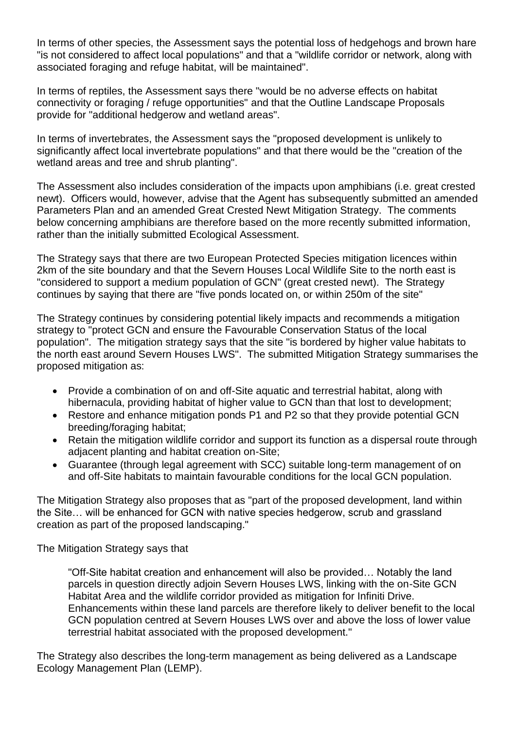In terms of other species, the Assessment says the potential loss of hedgehogs and brown hare "is not considered to affect local populations" and that a "wildlife corridor or network, along with associated foraging and refuge habitat, will be maintained".

In terms of reptiles, the Assessment says there "would be no adverse effects on habitat connectivity or foraging / refuge opportunities" and that the Outline Landscape Proposals provide for "additional hedgerow and wetland areas".

In terms of invertebrates, the Assessment says the "proposed development is unlikely to significantly affect local invertebrate populations" and that there would be the "creation of the wetland areas and tree and shrub planting".

The Assessment also includes consideration of the impacts upon amphibians (i.e. great crested newt). Officers would, however, advise that the Agent has subsequently submitted an amended Parameters Plan and an amended Great Crested Newt Mitigation Strategy. The comments below concerning amphibians are therefore based on the more recently submitted information, rather than the initially submitted Ecological Assessment.

The Strategy says that there are two European Protected Species mitigation licences within 2km of the site boundary and that the Severn Houses Local Wildlife Site to the north east is "considered to support a medium population of GCN" (great crested newt). The Strategy continues by saying that there are "five ponds located on, or within 250m of the site"

The Strategy continues by considering potential likely impacts and recommends a mitigation strategy to "protect GCN and ensure the Favourable Conservation Status of the local population". The mitigation strategy says that the site "is bordered by higher value habitats to the north east around Severn Houses LWS". The submitted Mitigation Strategy summarises the proposed mitigation as:

- Provide a combination of on and off-Site aquatic and terrestrial habitat, along with hibernacula, providing habitat of higher value to GCN than that lost to development;
- Restore and enhance mitigation ponds P1 and P2 so that they provide potential GCN breeding/foraging habitat;
- Retain the mitigation wildlife corridor and support its function as a dispersal route through adjacent planting and habitat creation on-Site;
- Guarantee (through legal agreement with SCC) suitable long-term management of on and off-Site habitats to maintain favourable conditions for the local GCN population.

The Mitigation Strategy also proposes that as "part of the proposed development, land within the Site… will be enhanced for GCN with native species hedgerow, scrub and grassland creation as part of the proposed landscaping."

The Mitigation Strategy says that

> "Off-Site habitat creation and enhancement will also be provided… Notably the land parcels in question directly adjoin Severn Houses LWS, linking with the on-Site GCN Habitat Area and the wildlife corridor provided as mitigation for Infiniti Drive. Enhancements within these land parcels are therefore likely to deliver benefit to the local GCN population centred at Severn Houses LWS over and above the loss of lower value terrestrial habitat associated with the proposed development."

The Strategy also describes the long-term management as being delivered as a Landscape Ecology Management Plan (LEMP).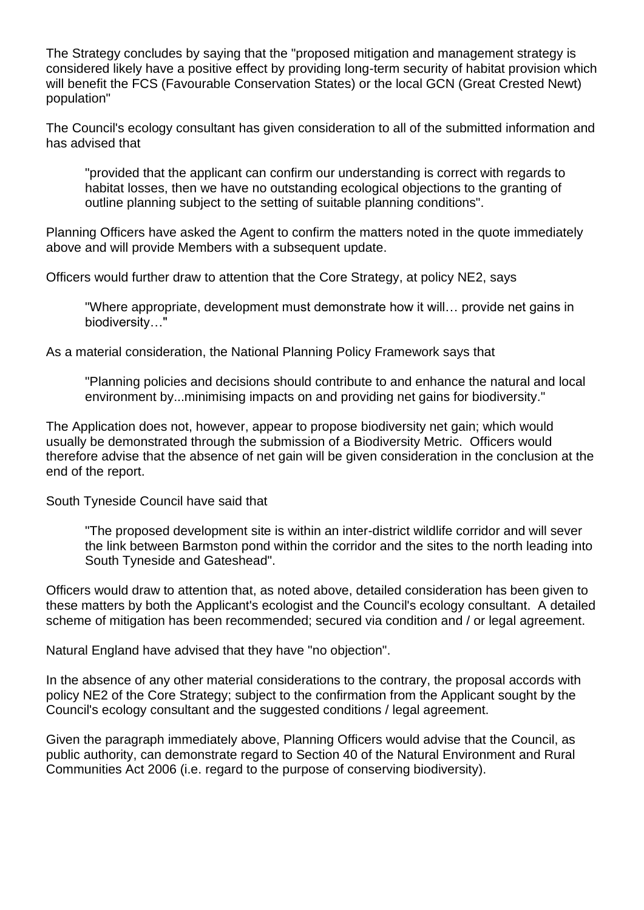The Strategy concludes by saying that the "proposed mitigation and management strategy is considered likely have a positive effect by providing long-term security of habitat provision which will benefit the FCS (Favourable Conservation States) or the local GCN (Great Crested Newt) population"

The Council's ecology consultant has given consideration to all of the submitted information and has advised that

> "provided that the applicant can confirm our understanding is correct with regards to habitat losses, then we have no outstanding ecological objections to the granting of outline planning subject to the setting of suitable planning conditions".

Planning Officers have asked the Agent to confirm the matters noted in the quote immediately above and will provide Members with a subsequent update.

Officers would further draw to attention that the Core Strategy, at policy NE2, says

> "Where appropriate, development must demonstrate how it will… provide net gains in biodiversity…"

As a material consideration, the National Planning Policy Framework says that

> "Planning policies and decisions should contribute to and enhance the natural and local environment by...minimising impacts on and providing net gains for biodiversity."

The Application does not, however, appear to propose biodiversity net gain; which would usually be demonstrated through the submission of a Biodiversity Metric. Officers would therefore advise that the absence of net gain will be given consideration in the conclusion at the end of the report.

South Tyneside Council have said that

> "The proposed development site is within an inter-district wildlife corridor and will sever the link between Barmston pond within the corridor and the sites to the north leading into South Tyneside and Gateshead".

Officers would draw to attention that, as noted above, detailed consideration has been given to these matters by both the Applicant's ecologist and the Council's ecology consultant. A detailed scheme of mitigation has been recommended; secured via condition and / or legal agreement.

Natural England have advised that they have "no objection".

In the absence of any other material considerations to the contrary, the proposal accords with policy NE2 of the Core Strategy; subject to the confirmation from the Applicant sought by the Council's ecology consultant and the suggested conditions / legal agreement.

Given the paragraph immediately above, Planning Officers would advise that the Council, as public authority, can demonstrate regard to Section 40 of the Natural Environment and Rural Communities Act 2006 (i.e. regard to the purpose of conserving biodiversity).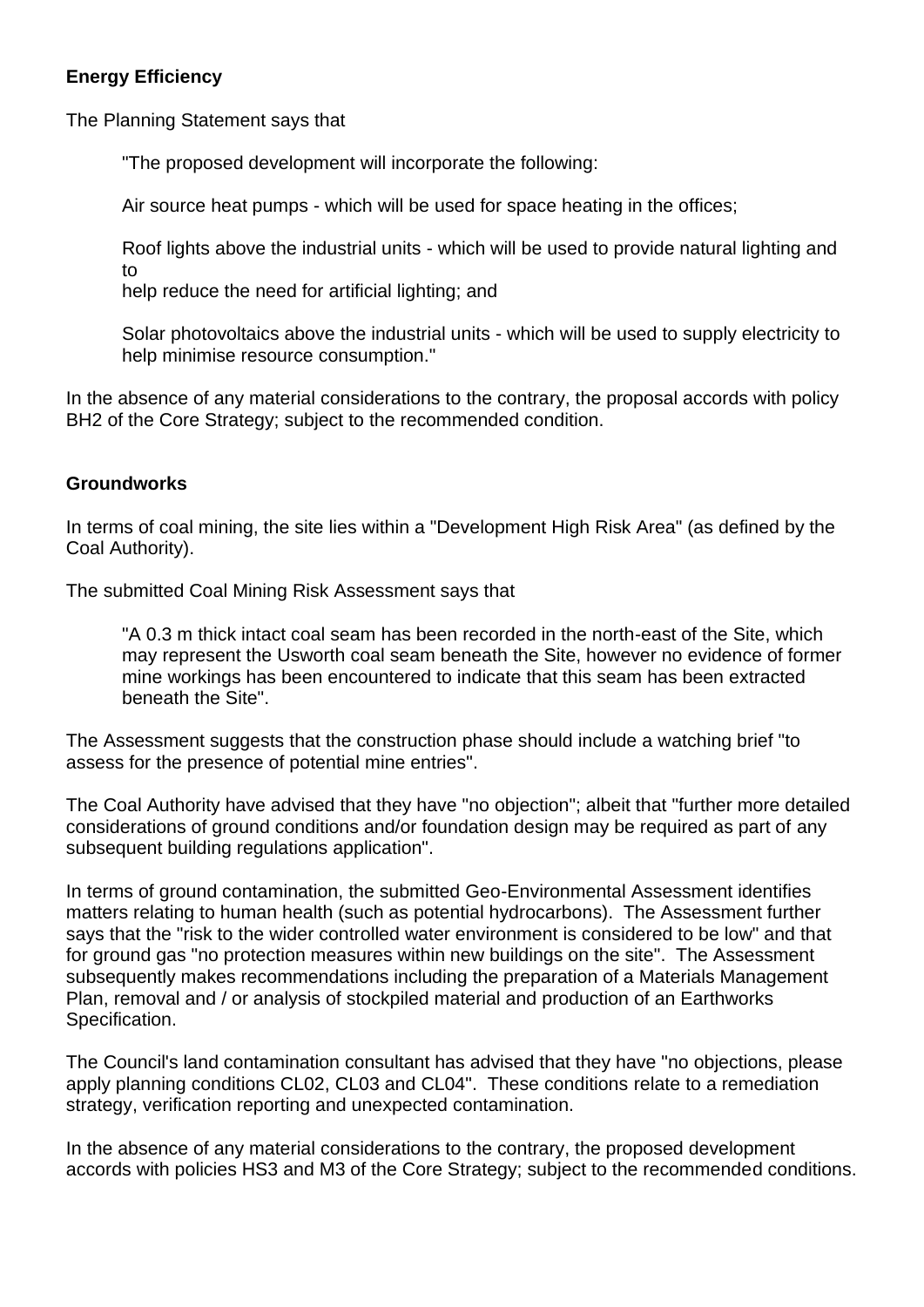**Energy Efficiency**

The Planning Statement says that

> "The proposed development will incorporate the following:
>
> Air source heat pumps - which will be used for space heating in the offices;
>
> Roof lights above the industrial units - which will be used to provide natural lighting and to help reduce the need for artificial lighting; and
>
> Solar photovoltaics above the industrial units - which will be used to supply electricity to help minimise resource consumption."

In the absence of any material considerations to the contrary, the proposal accords with policy BH2 of the Core Strategy; subject to the recommended condition.

**Groundworks**

In terms of coal mining, the site lies within a "Development High Risk Area" (as defined by the Coal Authority).

The submitted Coal Mining Risk Assessment says that

> "A 0.3 m thick intact coal seam has been recorded in the north-east of the Site, which may represent the Usworth coal seam beneath the Site, however no evidence of former mine workings has been encountered to indicate that this seam has been extracted beneath the Site".

The Assessment suggests that the construction phase should include a watching brief "to assess for the presence of potential mine entries".

The Coal Authority have advised that they have "no objection"; albeit that "further more detailed considerations of ground conditions and/or foundation design may be required as part of any subsequent building regulations application".

In terms of ground contamination, the submitted Geo-Environmental Assessment identifies matters relating to human health (such as potential hydrocarbons). The Assessment further says that the "risk to the wider controlled water environment is considered to be low" and that for ground gas "no protection measures within new buildings on the site". The Assessment subsequently makes recommendations including the preparation of a Materials Management Plan, removal and / or analysis of stockpiled material and production of an Earthworks Specification.

The Council's land contamination consultant has advised that they have "no objections, please apply planning conditions CL02, CL03 and CL04". These conditions relate to a remediation strategy, verification reporting and unexpected contamination.

In the absence of any material considerations to the contrary, the proposed development accords with policies HS3 and M3 of the Core Strategy; subject to the recommended conditions.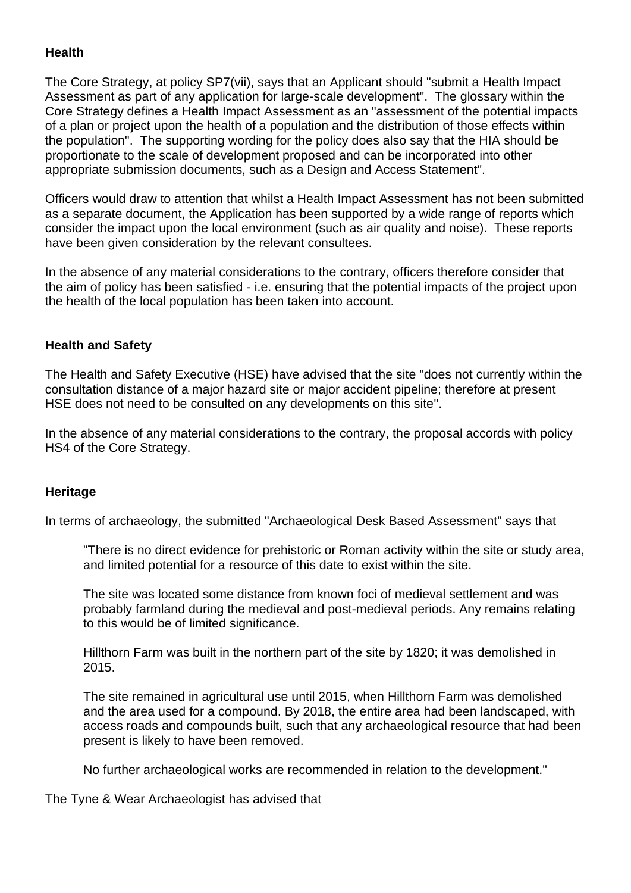**Health**

The Core Strategy, at policy SP7(vii), says that an Applicant should "submit a Health Impact Assessment as part of any application for large-scale development". The glossary within the Core Strategy defines a Health Impact Assessment as an "assessment of the potential impacts of a plan or project upon the health of a population and the distribution of those effects within the population". The supporting wording for the policy does also say that the HIA should be proportionate to the scale of development proposed and can be incorporated into other appropriate submission documents, such as a Design and Access Statement".

Officers would draw to attention that whilst a Health Impact Assessment has not been submitted as a separate document, the Application has been supported by a wide range of reports which consider the impact upon the local environment (such as air quality and noise). These reports have been given consideration by the relevant consultees.

In the absence of any material considerations to the contrary, officers therefore consider that the aim of policy has been satisfied - i.e. ensuring that the potential impacts of the project upon the health of the local population has been taken into account.

**Health and Safety**

The Health and Safety Executive (HSE) have advised that the site "does not currently within the consultation distance of a major hazard site or major accident pipeline; therefore at present HSE does not need to be consulted on any developments on this site".

In the absence of any material considerations to the contrary, the proposal accords with policy HS4 of the Core Strategy.

**Heritage**

In terms of archaeology, the submitted "Archaeological Desk Based Assessment" says that

> "There is no direct evidence for prehistoric or Roman activity within the site or study area, and limited potential for a resource of this date to exist within the site.
>
> The site was located some distance from known foci of medieval settlement and was probably farmland during the medieval and post-medieval periods. Any remains relating to this would be of limited significance.
>
> Hillthorn Farm was built in the northern part of the site by 1820; it was demolished in 2015.
>
> The site remained in agricultural use until 2015, when Hillthorn Farm was demolished and the area used for a compound. By 2018, the entire area had been landscaped, with access roads and compounds built, such that any archaeological resource that had been present is likely to have been removed.
>
> No further archaeological works are recommended in relation to the development."

The Tyne & Wear Archaeologist has advised that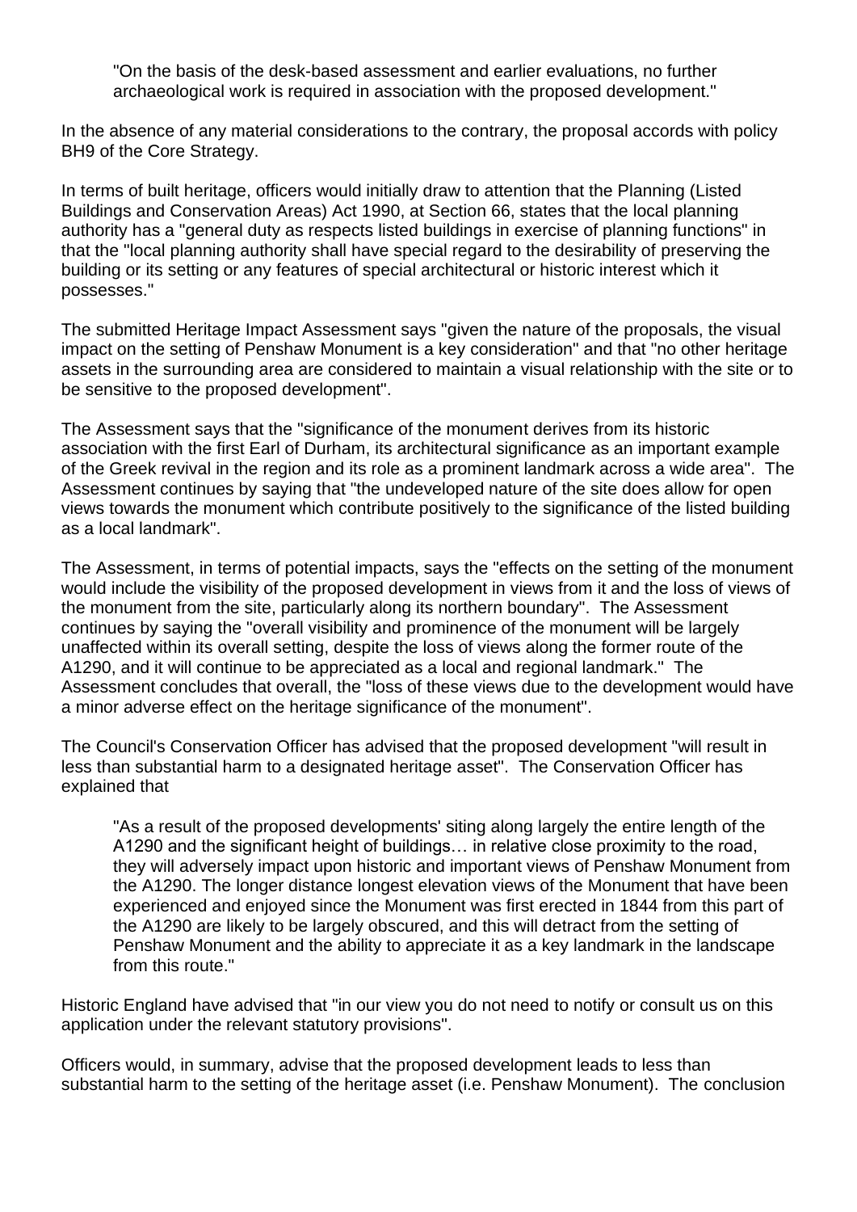> "On the basis of the desk-based assessment and earlier evaluations, no further archaeological work is required in association with the proposed development."

In the absence of any material considerations to the contrary, the proposal accords with policy BH9 of the Core Strategy.

In terms of built heritage, officers would initially draw to attention that the Planning (Listed Buildings and Conservation Areas) Act 1990, at Section 66, states that the local planning authority has a "general duty as respects listed buildings in exercise of planning functions" in that the "local planning authority shall have special regard to the desirability of preserving the building or its setting or any features of special architectural or historic interest which it possesses."

The submitted Heritage Impact Assessment says "given the nature of the proposals, the visual impact on the setting of Penshaw Monument is a key consideration" and that "no other heritage assets in the surrounding area are considered to maintain a visual relationship with the site or to be sensitive to the proposed development".

The Assessment says that the "significance of the monument derives from its historic association with the first Earl of Durham, its architectural significance as an important example of the Greek revival in the region and its role as a prominent landmark across a wide area". The Assessment continues by saying that "the undeveloped nature of the site does allow for open views towards the monument which contribute positively to the significance of the listed building as a local landmark".

The Assessment, in terms of potential impacts, says the "effects on the setting of the monument would include the visibility of the proposed development in views from it and the loss of views of the monument from the site, particularly along its northern boundary". The Assessment continues by saying the "overall visibility and prominence of the monument will be largely unaffected within its overall setting, despite the loss of views along the former route of the A1290, and it will continue to be appreciated as a local and regional landmark." The Assessment concludes that overall, the "loss of these views due to the development would have a minor adverse effect on the heritage significance of the monument".

The Council's Conservation Officer has advised that the proposed development "will result in less than substantial harm to a designated heritage asset". The Conservation Officer has explained that

> "As a result of the proposed developments' siting along largely the entire length of the A1290 and the significant height of buildings… in relative close proximity to the road, they will adversely impact upon historic and important views of Penshaw Monument from the A1290. The longer distance longest elevation views of the Monument that have been experienced and enjoyed since the Monument was first erected in 1844 from this part of the A1290 are likely to be largely obscured, and this will detract from the setting of Penshaw Monument and the ability to appreciate it as a key landmark in the landscape from this route."

Historic England have advised that "in our view you do not need to notify or consult us on this application under the relevant statutory provisions".

Officers would, in summary, advise that the proposed development leads to less than substantial harm to the setting of the heritage asset (i.e. Penshaw Monument). The conclusion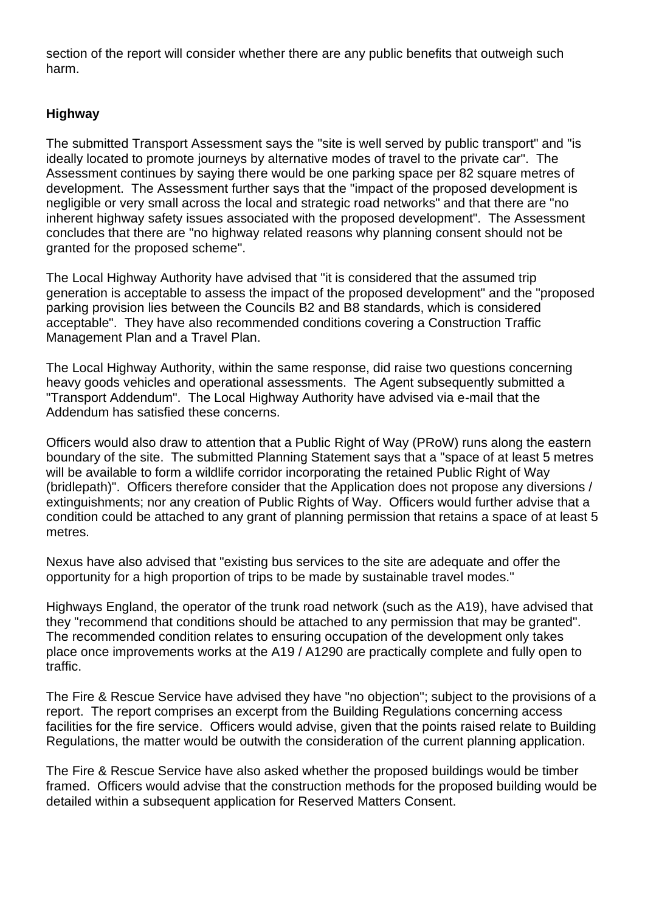section of the report will consider whether there are any public benefits that outweigh such harm.

**Highway**

The submitted Transport Assessment says the "site is well served by public transport" and "is ideally located to promote journeys by alternative modes of travel to the private car". The Assessment continues by saying there would be one parking space per 82 square metres of development. The Assessment further says that the "impact of the proposed development is negligible or very small across the local and strategic road networks" and that there are "no inherent highway safety issues associated with the proposed development". The Assessment concludes that there are "no highway related reasons why planning consent should not be granted for the proposed scheme".

The Local Highway Authority have advised that "it is considered that the assumed trip generation is acceptable to assess the impact of the proposed development" and the "proposed parking provision lies between the Councils B2 and B8 standards, which is considered acceptable". They have also recommended conditions covering a Construction Traffic Management Plan and a Travel Plan.

The Local Highway Authority, within the same response, did raise two questions concerning heavy goods vehicles and operational assessments. The Agent subsequently submitted a "Transport Addendum". The Local Highway Authority have advised via e-mail that the Addendum has satisfied these concerns.

Officers would also draw to attention that a Public Right of Way (PRoW) runs along the eastern boundary of the site. The submitted Planning Statement says that a "space of at least 5 metres will be available to form a wildlife corridor incorporating the retained Public Right of Way (bridlepath)". Officers therefore consider that the Application does not propose any diversions / extinguishments; nor any creation of Public Rights of Way. Officers would further advise that a condition could be attached to any grant of planning permission that retains a space of at least 5 metres.

Nexus have also advised that "existing bus services to the site are adequate and offer the opportunity for a high proportion of trips to be made by sustainable travel modes."

Highways England, the operator of the trunk road network (such as the A19), have advised that they "recommend that conditions should be attached to any permission that may be granted". The recommended condition relates to ensuring occupation of the development only takes place once improvements works at the A19 / A1290 are practically complete and fully open to traffic.

The Fire & Rescue Service have advised they have "no objection"; subject to the provisions of a report. The report comprises an excerpt from the Building Regulations concerning access facilities for the fire service. Officers would advise, given that the points raised relate to Building Regulations, the matter would be outwith the consideration of the current planning application.

The Fire & Rescue Service have also asked whether the proposed buildings would be timber framed. Officers would advise that the construction methods for the proposed building would be detailed within a subsequent application for Reserved Matters Consent.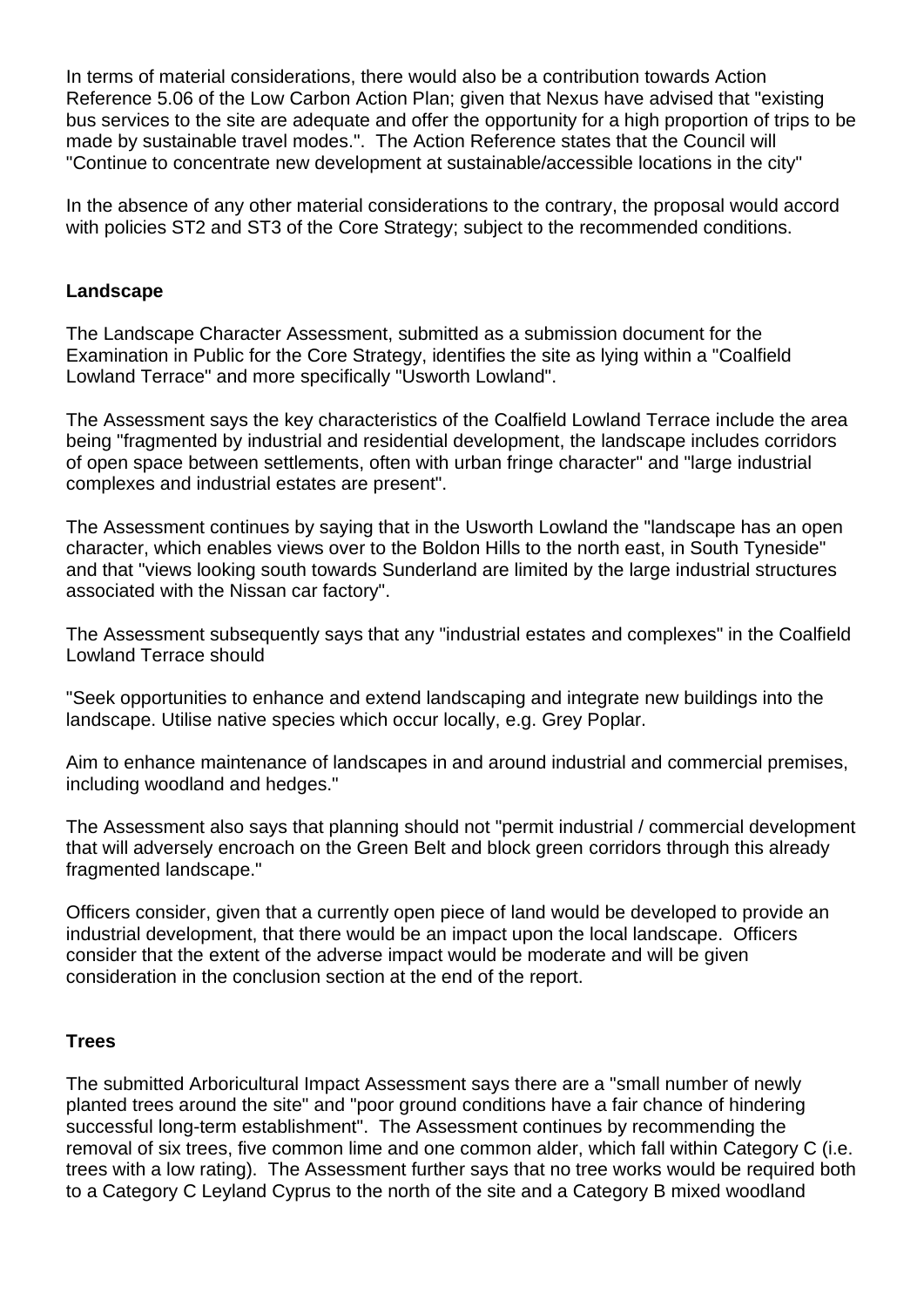In terms of material considerations, there would also be a contribution towards Action Reference 5.06 of the Low Carbon Action Plan; given that Nexus have advised that "existing bus services to the site are adequate and offer the opportunity for a high proportion of trips to be made by sustainable travel modes.". The Action Reference states that the Council will "Continue to concentrate new development at sustainable/accessible locations in the city"

In the absence of any other material considerations to the contrary, the proposal would accord with policies ST2 and ST3 of the Core Strategy; subject to the recommended conditions.

**Landscape**

The Landscape Character Assessment, submitted as a submission document for the Examination in Public for the Core Strategy, identifies the site as lying within a "Coalfield Lowland Terrace" and more specifically "Usworth Lowland".

The Assessment says the key characteristics of the Coalfield Lowland Terrace include the area being "fragmented by industrial and residential development, the landscape includes corridors of open space between settlements, often with urban fringe character" and "large industrial complexes and industrial estates are present".

The Assessment continues by saying that in the Usworth Lowland the "landscape has an open character, which enables views over to the Boldon Hills to the north east, in South Tyneside" and that "views looking south towards Sunderland are limited by the large industrial structures associated with the Nissan car factory".

The Assessment subsequently says that any "industrial estates and complexes" in the Coalfield Lowland Terrace should

"Seek opportunities to enhance and extend landscaping and integrate new buildings into the landscape. Utilise native species which occur locally, e.g. Grey Poplar.

Aim to enhance maintenance of landscapes in and around industrial and commercial premises, including woodland and hedges."

The Assessment also says that planning should not "permit industrial / commercial development that will adversely encroach on the Green Belt and block green corridors through this already fragmented landscape."

Officers consider, given that a currently open piece of land would be developed to provide an industrial development, that there would be an impact upon the local landscape. Officers consider that the extent of the adverse impact would be moderate and will be given consideration in the conclusion section at the end of the report.

**Trees**

The submitted Arboricultural Impact Assessment says there are a "small number of newly planted trees around the site" and "poor ground conditions have a fair chance of hindering successful long-term establishment". The Assessment continues by recommending the removal of six trees, five common lime and one common alder, which fall within Category C (i.e. trees with a low rating). The Assessment further says that no tree works would be required both to a Category C Leyland Cyprus to the north of the site and a Category B mixed woodland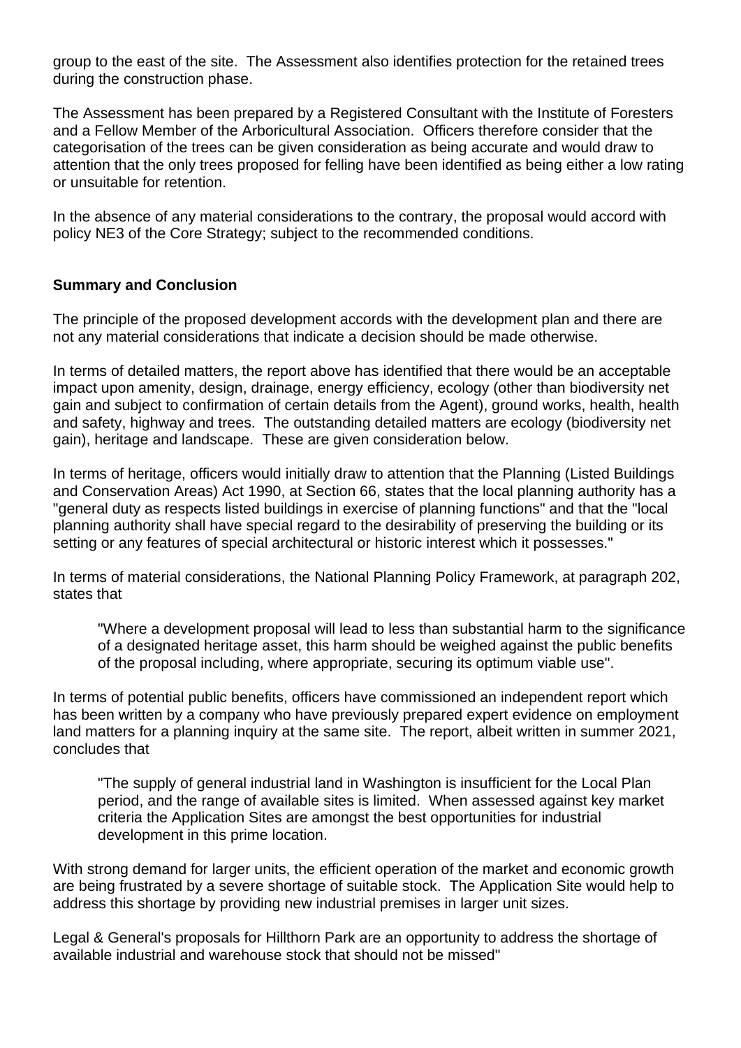group to the east of the site. The Assessment also identifies protection for the retained trees during the construction phase.

The Assessment has been prepared by a Registered Consultant with the Institute of Foresters and a Fellow Member of the Arboricultural Association. Officers therefore consider that the categorisation of the trees can be given consideration as being accurate and would draw to attention that the only trees proposed for felling have been identified as being either a low rating or unsuitable for retention.

In the absence of any material considerations to the contrary, the proposal would accord with policy NE3 of the Core Strategy; subject to the recommended conditions.

**Summary and Conclusion**

The principle of the proposed development accords with the development plan and there are not any material considerations that indicate a decision should be made otherwise.

In terms of detailed matters, the report above has identified that there would be an acceptable impact upon amenity, design, drainage, energy efficiency, ecology (other than biodiversity net gain and subject to confirmation of certain details from the Agent), ground works, health, health and safety, highway and trees. The outstanding detailed matters are ecology (biodiversity net gain), heritage and landscape. These are given consideration below.

In terms of heritage, officers would initially draw to attention that the Planning (Listed Buildings and Conservation Areas) Act 1990, at Section 66, states that the local planning authority has a "general duty as respects listed buildings in exercise of planning functions" and that the "local planning authority shall have special regard to the desirability of preserving the building or its setting or any features of special architectural or historic interest which it possesses."

In terms of material considerations, the National Planning Policy Framework, at paragraph 202, states that

> "Where a development proposal will lead to less than substantial harm to the significance of a designated heritage asset, this harm should be weighed against the public benefits of the proposal including, where appropriate, securing its optimum viable use".

In terms of potential public benefits, officers have commissioned an independent report which has been written by a company who have previously prepared expert evidence on employment land matters for a planning inquiry at the same site. The report, albeit written in summer 2021, concludes that

> "The supply of general industrial land in Washington is insufficient for the Local Plan period, and the range of available sites is limited. When assessed against key market criteria the Application Sites are amongst the best opportunities for industrial development in this prime location.

With strong demand for larger units, the efficient operation of the market and economic growth are being frustrated by a severe shortage of suitable stock. The Application Site would help to address this shortage by providing new industrial premises in larger unit sizes.

Legal & General's proposals for Hillthorn Park are an opportunity to address the shortage of available industrial and warehouse stock that should not be missed"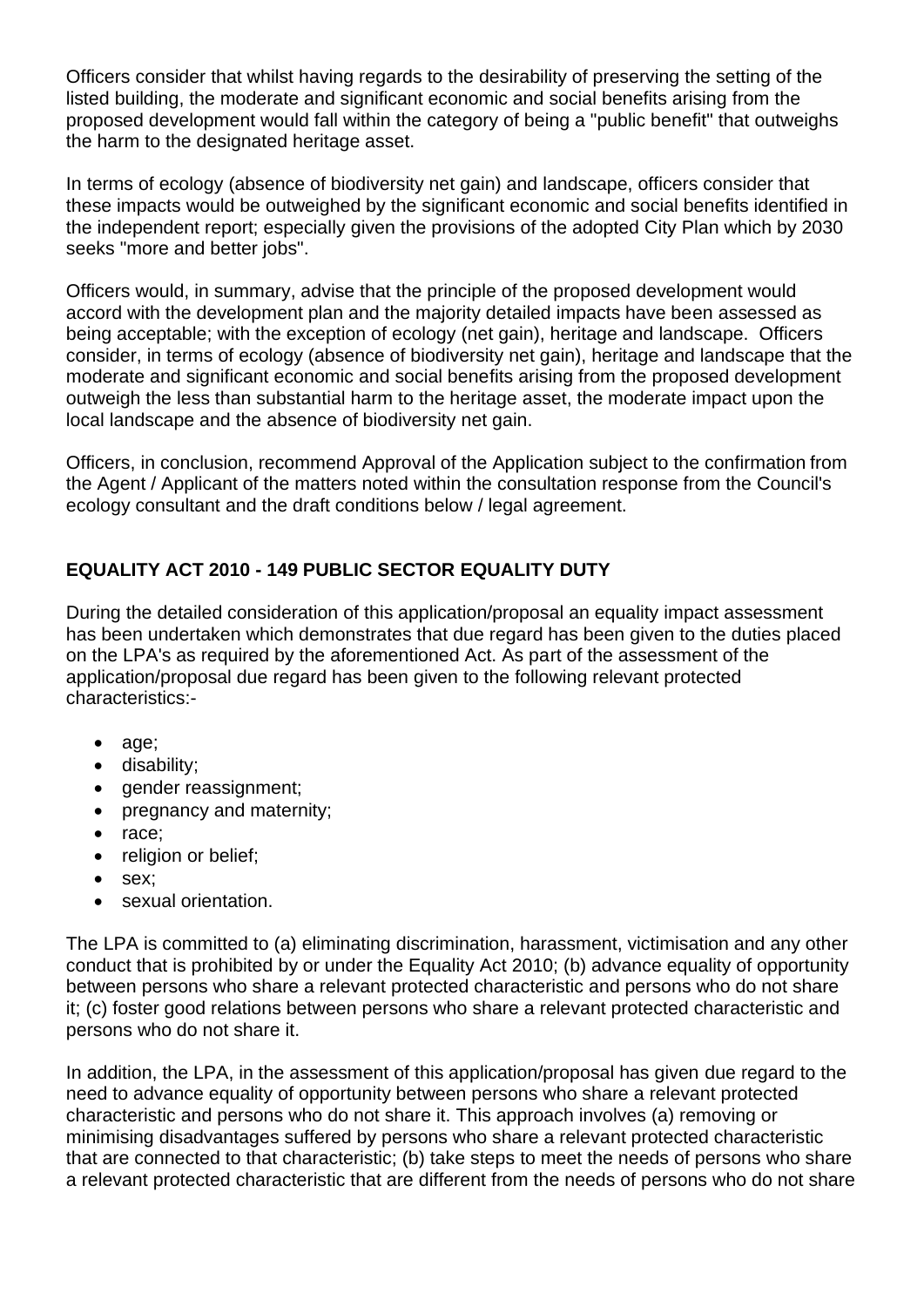Officers consider that whilst having regards to the desirability of preserving the setting of the listed building, the moderate and significant economic and social benefits arising from the proposed development would fall within the category of being a "public benefit" that outweighs the harm to the designated heritage asset.

In terms of ecology (absence of biodiversity net gain) and landscape, officers consider that these impacts would be outweighed by the significant economic and social benefits identified in the independent report; especially given the provisions of the adopted City Plan which by 2030 seeks "more and better jobs".

Officers would, in summary, advise that the principle of the proposed development would accord with the development plan and the majority detailed impacts have been assessed as being acceptable; with the exception of ecology (net gain), heritage and landscape. Officers consider, in terms of ecology (absence of biodiversity net gain), heritage and landscape that the moderate and significant economic and social benefits arising from the proposed development outweigh the less than substantial harm to the heritage asset, the moderate impact upon the local landscape and the absence of biodiversity net gain.

Officers, in conclusion, recommend Approval of the Application subject to the confirmation from the Agent / Applicant of the matters noted within the consultation response from the Council's ecology consultant and the draft conditions below / legal agreement.

**EQUALITY ACT 2010 - 149 PUBLIC SECTOR EQUALITY DUTY**

During the detailed consideration of this application/proposal an equality impact assessment has been undertaken which demonstrates that due regard has been given to the duties placed on the LPA's as required by the aforementioned Act. As part of the assessment of the application/proposal due regard has been given to the following relevant protected characteristics:-

- age;
- disability;
- gender reassignment;
- pregnancy and maternity;
- race;
- religion or belief;
- sex;
- sexual orientation.

The LPA is committed to (a) eliminating discrimination, harassment, victimisation and any other conduct that is prohibited by or under the Equality Act 2010; (b) advance equality of opportunity between persons who share a relevant protected characteristic and persons who do not share it; (c) foster good relations between persons who share a relevant protected characteristic and persons who do not share it.

In addition, the LPA, in the assessment of this application/proposal has given due regard to the need to advance equality of opportunity between persons who share a relevant protected characteristic and persons who do not share it. This approach involves (a) removing or minimising disadvantages suffered by persons who share a relevant protected characteristic that are connected to that characteristic; (b) take steps to meet the needs of persons who share a relevant protected characteristic that are different from the needs of persons who do not share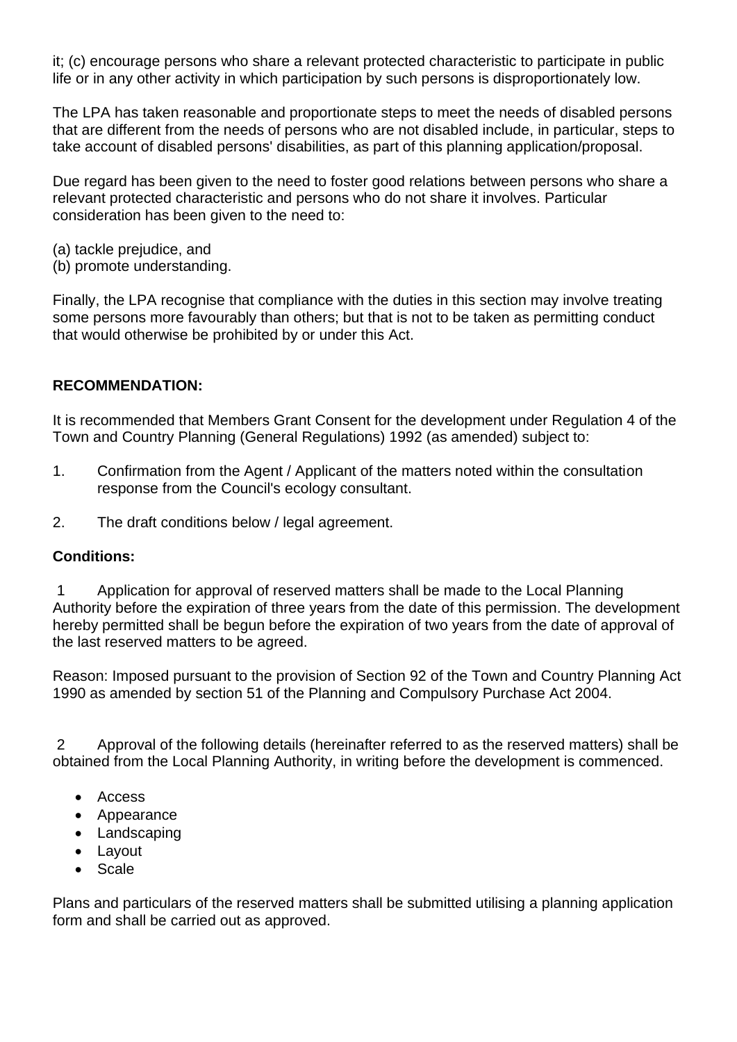it; (c) encourage persons who share a relevant protected characteristic to participate in public life or in any other activity in which participation by such persons is disproportionately low.

The LPA has taken reasonable and proportionate steps to meet the needs of disabled persons that are different from the needs of persons who are not disabled include, in particular, steps to take account of disabled persons' disabilities, as part of this planning application/proposal.

Due regard has been given to the need to foster good relations between persons who share a relevant protected characteristic and persons who do not share it involves. Particular consideration has been given to the need to:

(a) tackle prejudice, and
(b) promote understanding.

Finally, the LPA recognise that compliance with the duties in this section may involve treating some persons more favourably than others; but that is not to be taken as permitting conduct that would otherwise be prohibited by or under this Act.

**RECOMMENDATION:**

It is recommended that Members Grant Consent for the development under Regulation 4 of the Town and Country Planning (General Regulations) 1992 (as amended) subject to:

1. Confirmation from the Agent / Applicant of the matters noted within the consultation response from the Council's ecology consultant.

2. The draft conditions below / legal agreement.

**Conditions:**

1 Application for approval of reserved matters shall be made to the Local Planning Authority before the expiration of three years from the date of this permission. The development hereby permitted shall be begun before the expiration of two years from the date of approval of the last reserved matters to be agreed.

Reason: Imposed pursuant to the provision of Section 92 of the Town and Country Planning Act 1990 as amended by section 51 of the Planning and Compulsory Purchase Act 2004.

2 Approval of the following details (hereinafter referred to as the reserved matters) shall be obtained from the Local Planning Authority, in writing before the development is commenced.

- Access
- Appearance
- Landscaping
- Layout
- Scale

Plans and particulars of the reserved matters shall be submitted utilising a planning application form and shall be carried out as approved.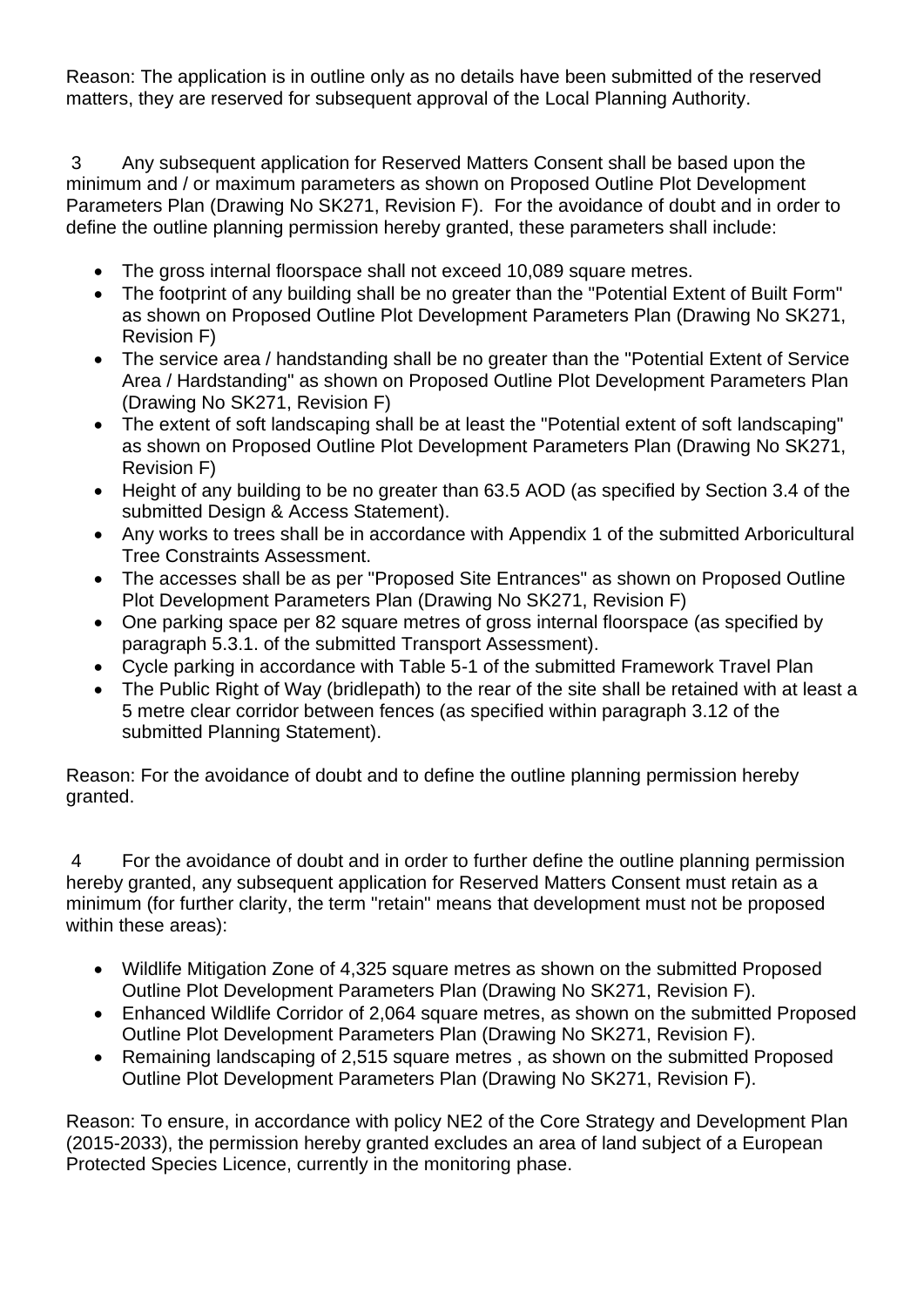Reason: The application is in outline only as no details have been submitted of the reserved matters, they are reserved for subsequent approval of the Local Planning Authority.

3 Any subsequent application for Reserved Matters Consent shall be based upon the minimum and / or maximum parameters as shown on Proposed Outline Plot Development Parameters Plan (Drawing No SK271, Revision F). For the avoidance of doubt and in order to define the outline planning permission hereby granted, these parameters shall include:

- The gross internal floorspace shall not exceed 10,089 square metres.
- The footprint of any building shall be no greater than the "Potential Extent of Built Form" as shown on Proposed Outline Plot Development Parameters Plan (Drawing No SK271, Revision F)
- The service area / handstanding shall be no greater than the "Potential Extent of Service Area / Hardstanding" as shown on Proposed Outline Plot Development Parameters Plan (Drawing No SK271, Revision F)
- The extent of soft landscaping shall be at least the "Potential extent of soft landscaping" as shown on Proposed Outline Plot Development Parameters Plan (Drawing No SK271, Revision F)
- Height of any building to be no greater than 63.5 AOD (as specified by Section 3.4 of the submitted Design & Access Statement).
- Any works to trees shall be in accordance with Appendix 1 of the submitted Arboricultural Tree Constraints Assessment.
- The accesses shall be as per "Proposed Site Entrances" as shown on Proposed Outline Plot Development Parameters Plan (Drawing No SK271, Revision F)
- One parking space per 82 square metres of gross internal floorspace (as specified by paragraph 5.3.1. of the submitted Transport Assessment).
- Cycle parking in accordance with Table 5-1 of the submitted Framework Travel Plan
- The Public Right of Way (bridlepath) to the rear of the site shall be retained with at least a 5 metre clear corridor between fences (as specified within paragraph 3.12 of the submitted Planning Statement).

Reason: For the avoidance of doubt and to define the outline planning permission hereby granted.

4 For the avoidance of doubt and in order to further define the outline planning permission hereby granted, any subsequent application for Reserved Matters Consent must retain as a minimum (for further clarity, the term "retain" means that development must not be proposed within these areas):

- Wildlife Mitigation Zone of 4,325 square metres as shown on the submitted Proposed Outline Plot Development Parameters Plan (Drawing No SK271, Revision F).
- Enhanced Wildlife Corridor of 2,064 square metres, as shown on the submitted Proposed Outline Plot Development Parameters Plan (Drawing No SK271, Revision F).
- Remaining landscaping of 2,515 square metres , as shown on the submitted Proposed Outline Plot Development Parameters Plan (Drawing No SK271, Revision F).

Reason: To ensure, in accordance with policy NE2 of the Core Strategy and Development Plan (2015-2033), the permission hereby granted excludes an area of land subject of a European Protected Species Licence, currently in the monitoring phase.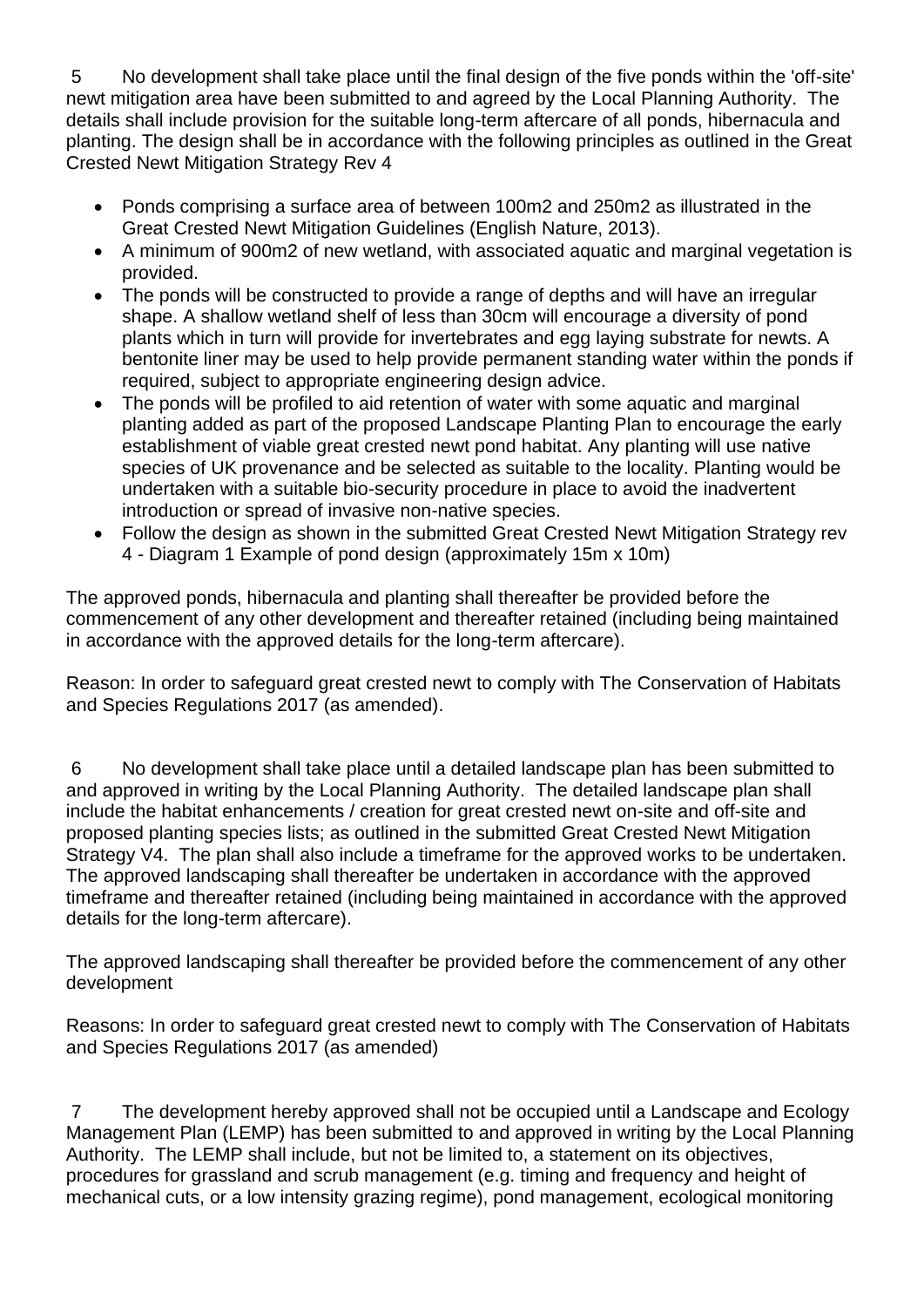5 No development shall take place until the final design of the five ponds within the 'off-site' newt mitigation area have been submitted to and agreed by the Local Planning Authority. The details shall include provision for the suitable long-term aftercare of all ponds, hibernacula and planting. The design shall be in accordance with the following principles as outlined in the Great Crested Newt Mitigation Strategy Rev 4

- Ponds comprising a surface area of between 100m2 and 250m2 as illustrated in the Great Crested Newt Mitigation Guidelines (English Nature, 2013).
- A minimum of 900m2 of new wetland, with associated aquatic and marginal vegetation is provided.
- The ponds will be constructed to provide a range of depths and will have an irregular shape. A shallow wetland shelf of less than 30cm will encourage a diversity of pond plants which in turn will provide for invertebrates and egg laying substrate for newts. A bentonite liner may be used to help provide permanent standing water within the ponds if required, subject to appropriate engineering design advice.
- The ponds will be profiled to aid retention of water with some aquatic and marginal planting added as part of the proposed Landscape Planting Plan to encourage the early establishment of viable great crested newt pond habitat. Any planting will use native species of UK provenance and be selected as suitable to the locality. Planting would be undertaken with a suitable bio-security procedure in place to avoid the inadvertent introduction or spread of invasive non-native species.
- Follow the design as shown in the submitted Great Crested Newt Mitigation Strategy rev 4 - Diagram 1 Example of pond design (approximately 15m x 10m)

The approved ponds, hibernacula and planting shall thereafter be provided before the commencement of any other development and thereafter retained (including being maintained in accordance with the approved details for the long-term aftercare).

Reason: In order to safeguard great crested newt to comply with The Conservation of Habitats and Species Regulations 2017 (as amended).

6 No development shall take place until a detailed landscape plan has been submitted to and approved in writing by the Local Planning Authority. The detailed landscape plan shall include the habitat enhancements / creation for great crested newt on-site and off-site and proposed planting species lists; as outlined in the submitted Great Crested Newt Mitigation Strategy V4. The plan shall also include a timeframe for the approved works to be undertaken. The approved landscaping shall thereafter be undertaken in accordance with the approved timeframe and thereafter retained (including being maintained in accordance with the approved details for the long-term aftercare).

The approved landscaping shall thereafter be provided before the commencement of any other development

Reasons: In order to safeguard great crested newt to comply with The Conservation of Habitats and Species Regulations 2017 (as amended)

7 The development hereby approved shall not be occupied until a Landscape and Ecology Management Plan (LEMP) has been submitted to and approved in writing by the Local Planning Authority. The LEMP shall include, but not be limited to, a statement on its objectives, procedures for grassland and scrub management (e.g. timing and frequency and height of mechanical cuts, or a low intensity grazing regime), pond management, ecological monitoring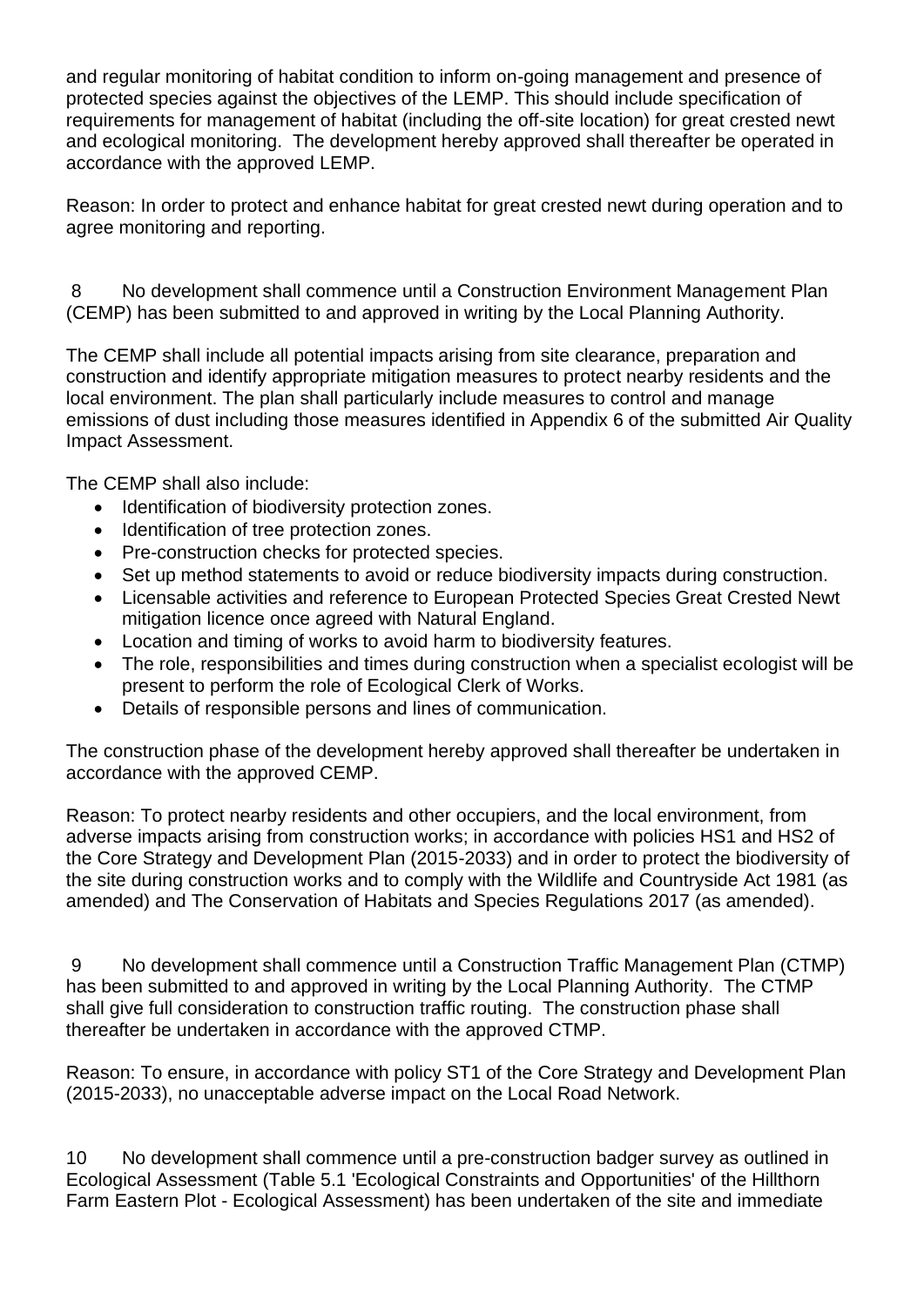and regular monitoring of habitat condition to inform on-going management and presence of protected species against the objectives of the LEMP. This should include specification of requirements for management of habitat (including the off-site location) for great crested newt and ecological monitoring. The development hereby approved shall thereafter be operated in accordance with the approved LEMP.

Reason: In order to protect and enhance habitat for great crested newt during operation and to agree monitoring and reporting.

8 No development shall commence until a Construction Environment Management Plan (CEMP) has been submitted to and approved in writing by the Local Planning Authority.

The CEMP shall include all potential impacts arising from site clearance, preparation and construction and identify appropriate mitigation measures to protect nearby residents and the local environment. The plan shall particularly include measures to control and manage emissions of dust including those measures identified in Appendix 6 of the submitted Air Quality Impact Assessment.

The CEMP shall also include:

- Identification of biodiversity protection zones.
- Identification of tree protection zones.
- Pre-construction checks for protected species.
- Set up method statements to avoid or reduce biodiversity impacts during construction.
- Licensable activities and reference to European Protected Species Great Crested Newt mitigation licence once agreed with Natural England.
- Location and timing of works to avoid harm to biodiversity features.
- The role, responsibilities and times during construction when a specialist ecologist will be present to perform the role of Ecological Clerk of Works.
- Details of responsible persons and lines of communication.

The construction phase of the development hereby approved shall thereafter be undertaken in accordance with the approved CEMP.

Reason: To protect nearby residents and other occupiers, and the local environment, from adverse impacts arising from construction works; in accordance with policies HS1 and HS2 of the Core Strategy and Development Plan (2015-2033) and in order to protect the biodiversity of the site during construction works and to comply with the Wildlife and Countryside Act 1981 (as amended) and The Conservation of Habitats and Species Regulations 2017 (as amended).

9 No development shall commence until a Construction Traffic Management Plan (CTMP) has been submitted to and approved in writing by the Local Planning Authority. The CTMP shall give full consideration to construction traffic routing. The construction phase shall thereafter be undertaken in accordance with the approved CTMP.

Reason: To ensure, in accordance with policy ST1 of the Core Strategy and Development Plan (2015-2033), no unacceptable adverse impact on the Local Road Network.

10 No development shall commence until a pre-construction badger survey as outlined in Ecological Assessment (Table 5.1 'Ecological Constraints and Opportunities' of the Hillthorn Farm Eastern Plot - Ecological Assessment) has been undertaken of the site and immediate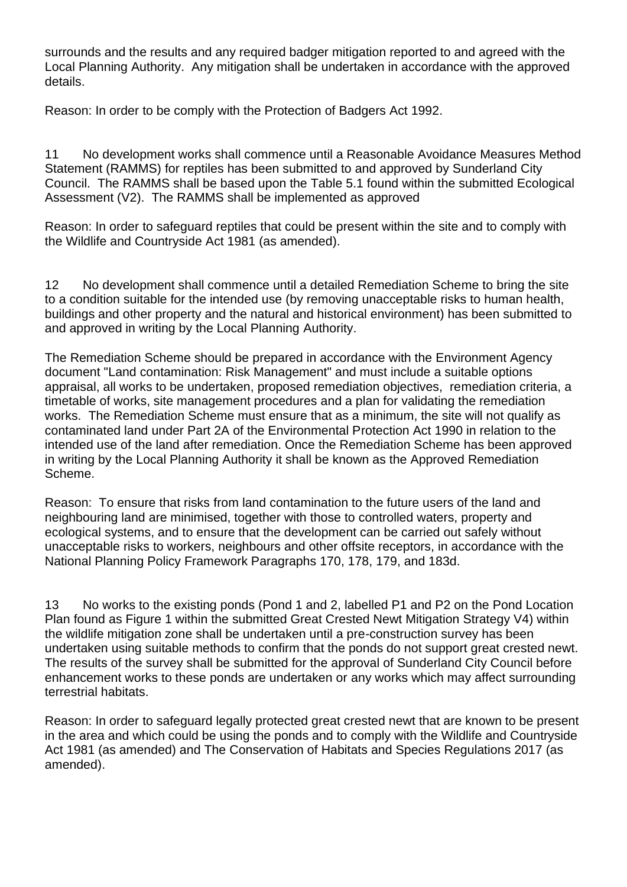surrounds and the results and any required badger mitigation reported to and agreed with the Local Planning Authority. Any mitigation shall be undertaken in accordance with the approved details.

Reason: In order to be comply with the Protection of Badgers Act 1992.

11 No development works shall commence until a Reasonable Avoidance Measures Method Statement (RAMMS) for reptiles has been submitted to and approved by Sunderland City Council. The RAMMS shall be based upon the Table 5.1 found within the submitted Ecological Assessment (V2). The RAMMS shall be implemented as approved

Reason: In order to safeguard reptiles that could be present within the site and to comply with the Wildlife and Countryside Act 1981 (as amended).

12 No development shall commence until a detailed Remediation Scheme to bring the site to a condition suitable for the intended use (by removing unacceptable risks to human health, buildings and other property and the natural and historical environment) has been submitted to and approved in writing by the Local Planning Authority.

The Remediation Scheme should be prepared in accordance with the Environment Agency document "Land contamination: Risk Management" and must include a suitable options appraisal, all works to be undertaken, proposed remediation objectives, remediation criteria, a timetable of works, site management procedures and a plan for validating the remediation works. The Remediation Scheme must ensure that as a minimum, the site will not qualify as contaminated land under Part 2A of the Environmental Protection Act 1990 in relation to the intended use of the land after remediation. Once the Remediation Scheme has been approved in writing by the Local Planning Authority it shall be known as the Approved Remediation Scheme.

Reason: To ensure that risks from land contamination to the future users of the land and neighbouring land are minimised, together with those to controlled waters, property and ecological systems, and to ensure that the development can be carried out safely without unacceptable risks to workers, neighbours and other offsite receptors, in accordance with the National Planning Policy Framework Paragraphs 170, 178, 179, and 183d.

13 No works to the existing ponds (Pond 1 and 2, labelled P1 and P2 on the Pond Location Plan found as Figure 1 within the submitted Great Crested Newt Mitigation Strategy V4) within the wildlife mitigation zone shall be undertaken until a pre-construction survey has been undertaken using suitable methods to confirm that the ponds do not support great crested newt. The results of the survey shall be submitted for the approval of Sunderland City Council before enhancement works to these ponds are undertaken or any works which may affect surrounding terrestrial habitats.

Reason: In order to safeguard legally protected great crested newt that are known to be present in the area and which could be using the ponds and to comply with the Wildlife and Countryside Act 1981 (as amended) and The Conservation of Habitats and Species Regulations 2017 (as amended).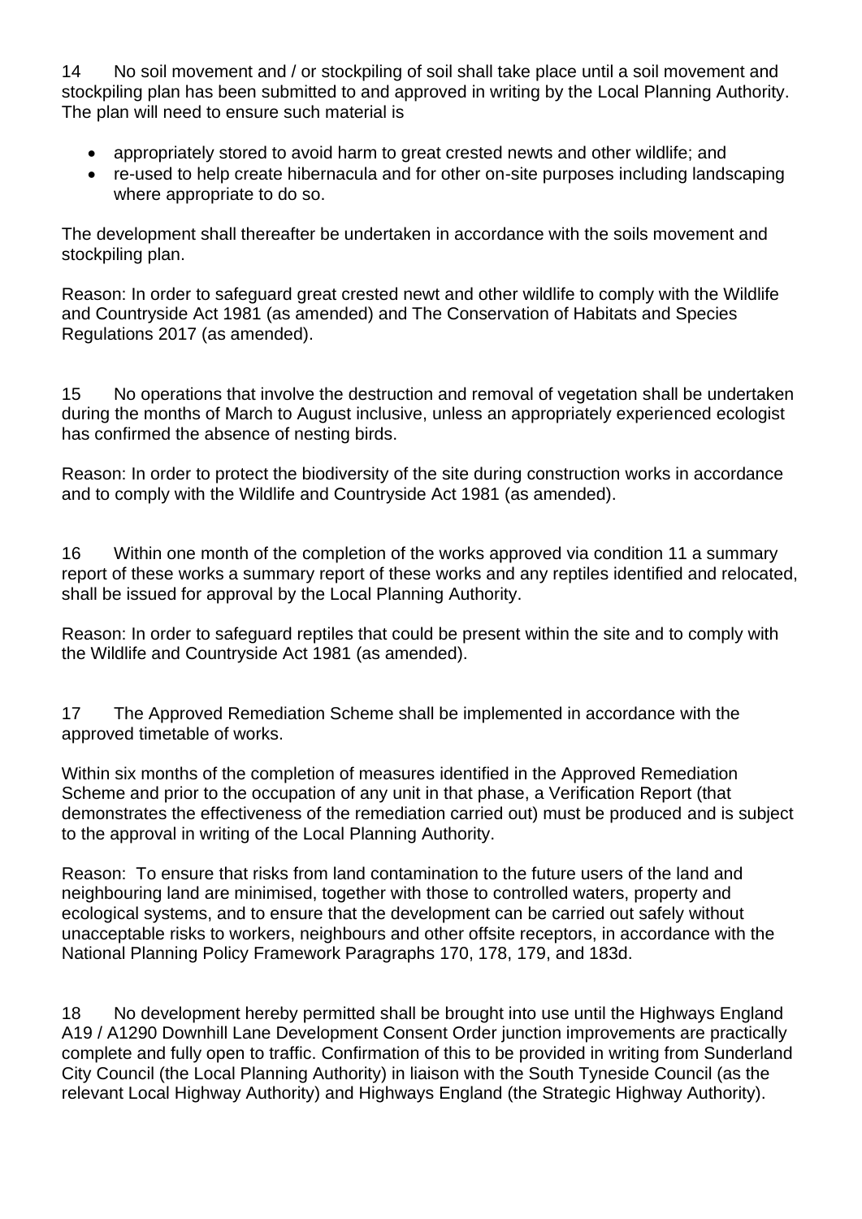14 No soil movement and / or stockpiling of soil shall take place until a soil movement and stockpiling plan has been submitted to and approved in writing by the Local Planning Authority. The plan will need to ensure such material is

- appropriately stored to avoid harm to great crested newts and other wildlife; and
- re-used to help create hibernacula and for other on-site purposes including landscaping where appropriate to do so.

The development shall thereafter be undertaken in accordance with the soils movement and stockpiling plan.

Reason: In order to safeguard great crested newt and other wildlife to comply with the Wildlife and Countryside Act 1981 (as amended) and The Conservation of Habitats and Species Regulations 2017 (as amended).

15 No operations that involve the destruction and removal of vegetation shall be undertaken during the months of March to August inclusive, unless an appropriately experienced ecologist has confirmed the absence of nesting birds.

Reason: In order to protect the biodiversity of the site during construction works in accordance and to comply with the Wildlife and Countryside Act 1981 (as amended).

16 Within one month of the completion of the works approved via condition 11 a summary report of these works a summary report of these works and any reptiles identified and relocated, shall be issued for approval by the Local Planning Authority.

Reason: In order to safeguard reptiles that could be present within the site and to comply with the Wildlife and Countryside Act 1981 (as amended).

17 The Approved Remediation Scheme shall be implemented in accordance with the approved timetable of works.

Within six months of the completion of measures identified in the Approved Remediation Scheme and prior to the occupation of any unit in that phase, a Verification Report (that demonstrates the effectiveness of the remediation carried out) must be produced and is subject to the approval in writing of the Local Planning Authority.

Reason: To ensure that risks from land contamination to the future users of the land and neighbouring land are minimised, together with those to controlled waters, property and ecological systems, and to ensure that the development can be carried out safely without unacceptable risks to workers, neighbours and other offsite receptors, in accordance with the National Planning Policy Framework Paragraphs 170, 178, 179, and 183d.

18 No development hereby permitted shall be brought into use until the Highways England A19 / A1290 Downhill Lane Development Consent Order junction improvements are practically complete and fully open to traffic. Confirmation of this to be provided in writing from Sunderland City Council (the Local Planning Authority) in liaison with the South Tyneside Council (as the relevant Local Highway Authority) and Highways England (the Strategic Highway Authority).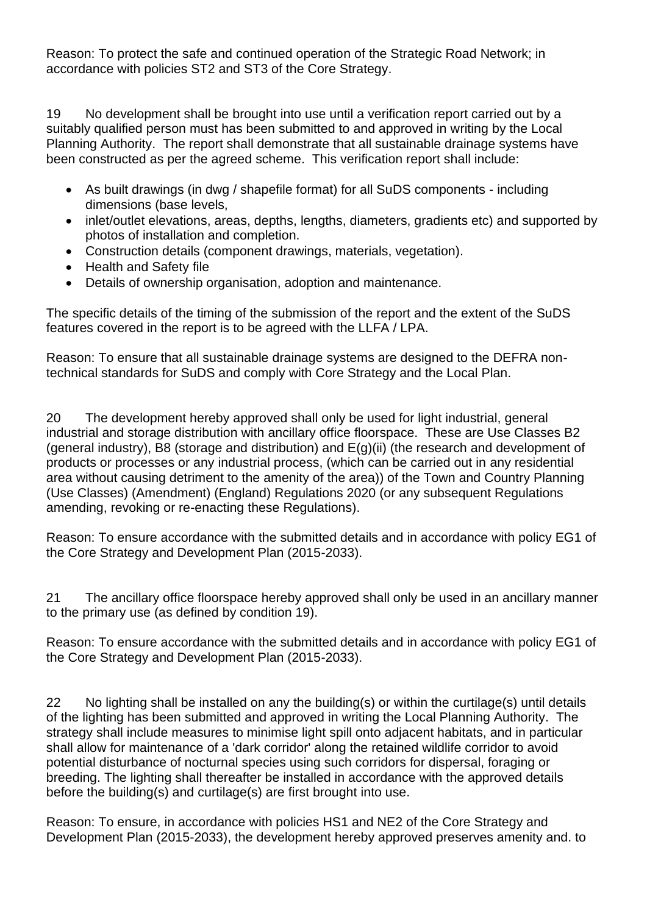Reason: To protect the safe and continued operation of the Strategic Road Network; in accordance with policies ST2 and ST3 of the Core Strategy.

19 No development shall be brought into use until a verification report carried out by a suitably qualified person must has been submitted to and approved in writing by the Local Planning Authority. The report shall demonstrate that all sustainable drainage systems have been constructed as per the agreed scheme. This verification report shall include:

- As built drawings (in dwg / shapefile format) for all SuDS components - including dimensions (base levels,
- inlet/outlet elevations, areas, depths, lengths, diameters, gradients etc) and supported by photos of installation and completion.
- Construction details (component drawings, materials, vegetation).
- Health and Safety file
- Details of ownership organisation, adoption and maintenance.

The specific details of the timing of the submission of the report and the extent of the SuDS features covered in the report is to be agreed with the LLFA / LPA.

Reason: To ensure that all sustainable drainage systems are designed to the DEFRA non-technical standards for SuDS and comply with Core Strategy and the Local Plan.

20 The development hereby approved shall only be used for light industrial, general industrial and storage distribution with ancillary office floorspace. These are Use Classes B2 (general industry), B8 (storage and distribution) and E(g)(ii) (the research and development of products or processes or any industrial process, (which can be carried out in any residential area without causing detriment to the amenity of the area)) of the Town and Country Planning (Use Classes) (Amendment) (England) Regulations 2020 (or any subsequent Regulations amending, revoking or re-enacting these Regulations).

Reason: To ensure accordance with the submitted details and in accordance with policy EG1 of the Core Strategy and Development Plan (2015-2033).

21 The ancillary office floorspace hereby approved shall only be used in an ancillary manner to the primary use (as defined by condition 19).

Reason: To ensure accordance with the submitted details and in accordance with policy EG1 of the Core Strategy and Development Plan (2015-2033).

22 No lighting shall be installed on any the building(s) or within the curtilage(s) until details of the lighting has been submitted and approved in writing the Local Planning Authority. The strategy shall include measures to minimise light spill onto adjacent habitats, and in particular shall allow for maintenance of a 'dark corridor' along the retained wildlife corridor to avoid potential disturbance of nocturnal species using such corridors for dispersal, foraging or breeding. The lighting shall thereafter be installed in accordance with the approved details before the building(s) and curtilage(s) are first brought into use.

Reason: To ensure, in accordance with policies HS1 and NE2 of the Core Strategy and Development Plan (2015-2033), the development hereby approved preserves amenity and. to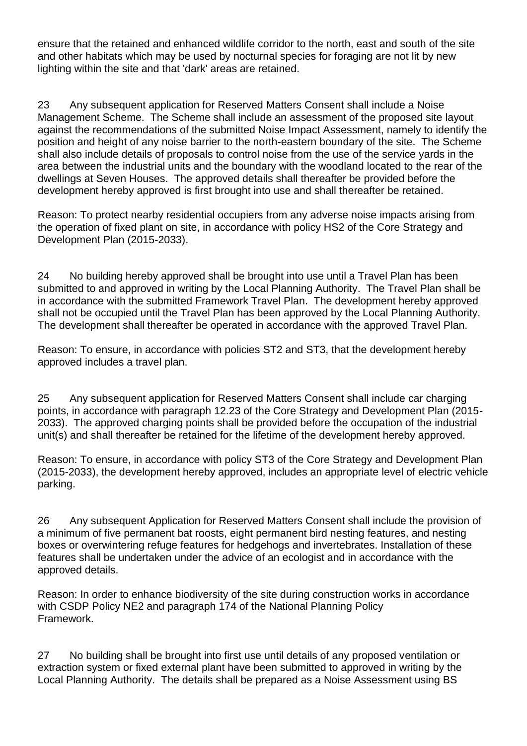ensure that the retained and enhanced wildlife corridor to the north, east and south of the site and other habitats which may be used by nocturnal species for foraging are not lit by new lighting within the site and that 'dark' areas are retained.

23 Any subsequent application for Reserved Matters Consent shall include a Noise Management Scheme. The Scheme shall include an assessment of the proposed site layout against the recommendations of the submitted Noise Impact Assessment, namely to identify the position and height of any noise barrier to the north-eastern boundary of the site. The Scheme shall also include details of proposals to control noise from the use of the service yards in the area between the industrial units and the boundary with the woodland located to the rear of the dwellings at Seven Houses. The approved details shall thereafter be provided before the development hereby approved is first brought into use and shall thereafter be retained.

Reason: To protect nearby residential occupiers from any adverse noise impacts arising from the operation of fixed plant on site, in accordance with policy HS2 of the Core Strategy and Development Plan (2015-2033).

24 No building hereby approved shall be brought into use until a Travel Plan has been submitted to and approved in writing by the Local Planning Authority. The Travel Plan shall be in accordance with the submitted Framework Travel Plan. The development hereby approved shall not be occupied until the Travel Plan has been approved by the Local Planning Authority. The development shall thereafter be operated in accordance with the approved Travel Plan.

Reason: To ensure, in accordance with policies ST2 and ST3, that the development hereby approved includes a travel plan.

25 Any subsequent application for Reserved Matters Consent shall include car charging points, in accordance with paragraph 12.23 of the Core Strategy and Development Plan (2015-2033). The approved charging points shall be provided before the occupation of the industrial unit(s) and shall thereafter be retained for the lifetime of the development hereby approved.

Reason: To ensure, in accordance with policy ST3 of the Core Strategy and Development Plan (2015-2033), the development hereby approved, includes an appropriate level of electric vehicle parking.

26 Any subsequent Application for Reserved Matters Consent shall include the provision of a minimum of five permanent bat roosts, eight permanent bird nesting features, and nesting boxes or overwintering refuge features for hedgehogs and invertebrates. Installation of these features shall be undertaken under the advice of an ecologist and in accordance with the approved details.

Reason: In order to enhance biodiversity of the site during construction works in accordance with CSDP Policy NE2 and paragraph 174 of the National Planning Policy Framework.

27 No building shall be brought into first use until details of any proposed ventilation or extraction system or fixed external plant have been submitted to approved in writing by the Local Planning Authority. The details shall be prepared as a Noise Assessment using BS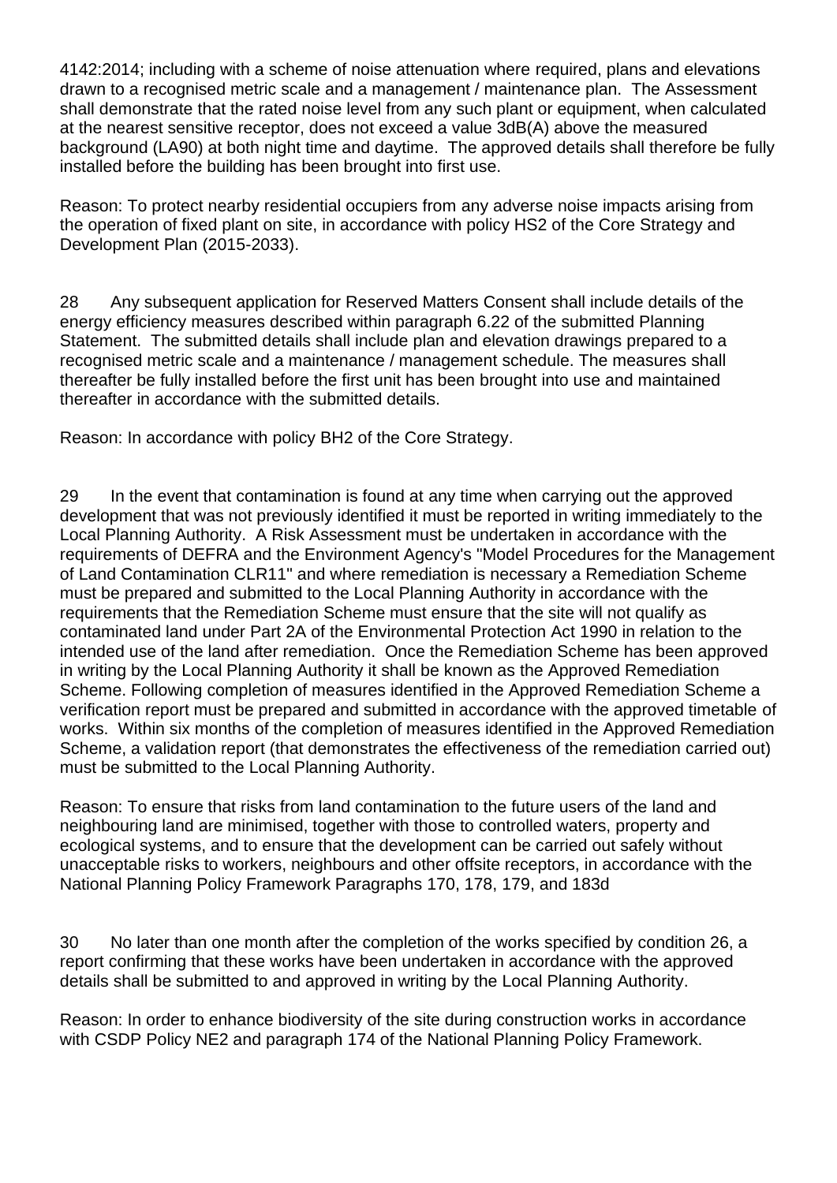4142:2014; including with a scheme of noise attenuation where required, plans and elevations drawn to a recognised metric scale and a management / maintenance plan. The Assessment shall demonstrate that the rated noise level from any such plant or equipment, when calculated at the nearest sensitive receptor, does not exceed a value 3dB(A) above the measured background (LA90) at both night time and daytime. The approved details shall therefore be fully installed before the building has been brought into first use.

Reason: To protect nearby residential occupiers from any adverse noise impacts arising from the operation of fixed plant on site, in accordance with policy HS2 of the Core Strategy and Development Plan (2015-2033).

28 Any subsequent application for Reserved Matters Consent shall include details of the energy efficiency measures described within paragraph 6.22 of the submitted Planning Statement. The submitted details shall include plan and elevation drawings prepared to a recognised metric scale and a maintenance / management schedule. The measures shall thereafter be fully installed before the first unit has been brought into use and maintained thereafter in accordance with the submitted details.

Reason: In accordance with policy BH2 of the Core Strategy.

29 In the event that contamination is found at any time when carrying out the approved development that was not previously identified it must be reported in writing immediately to the Local Planning Authority. A Risk Assessment must be undertaken in accordance with the requirements of DEFRA and the Environment Agency's "Model Procedures for the Management of Land Contamination CLR11" and where remediation is necessary a Remediation Scheme must be prepared and submitted to the Local Planning Authority in accordance with the requirements that the Remediation Scheme must ensure that the site will not qualify as contaminated land under Part 2A of the Environmental Protection Act 1990 in relation to the intended use of the land after remediation. Once the Remediation Scheme has been approved in writing by the Local Planning Authority it shall be known as the Approved Remediation Scheme. Following completion of measures identified in the Approved Remediation Scheme a verification report must be prepared and submitted in accordance with the approved timetable of works. Within six months of the completion of measures identified in the Approved Remediation Scheme, a validation report (that demonstrates the effectiveness of the remediation carried out) must be submitted to the Local Planning Authority.

Reason: To ensure that risks from land contamination to the future users of the land and neighbouring land are minimised, together with those to controlled waters, property and ecological systems, and to ensure that the development can be carried out safely without unacceptable risks to workers, neighbours and other offsite receptors, in accordance with the National Planning Policy Framework Paragraphs 170, 178, 179, and 183d

30 No later than one month after the completion of the works specified by condition 26, a report confirming that these works have been undertaken in accordance with the approved details shall be submitted to and approved in writing by the Local Planning Authority.

Reason: In order to enhance biodiversity of the site during construction works in accordance with CSDP Policy NE2 and paragraph 174 of the National Planning Policy Framework.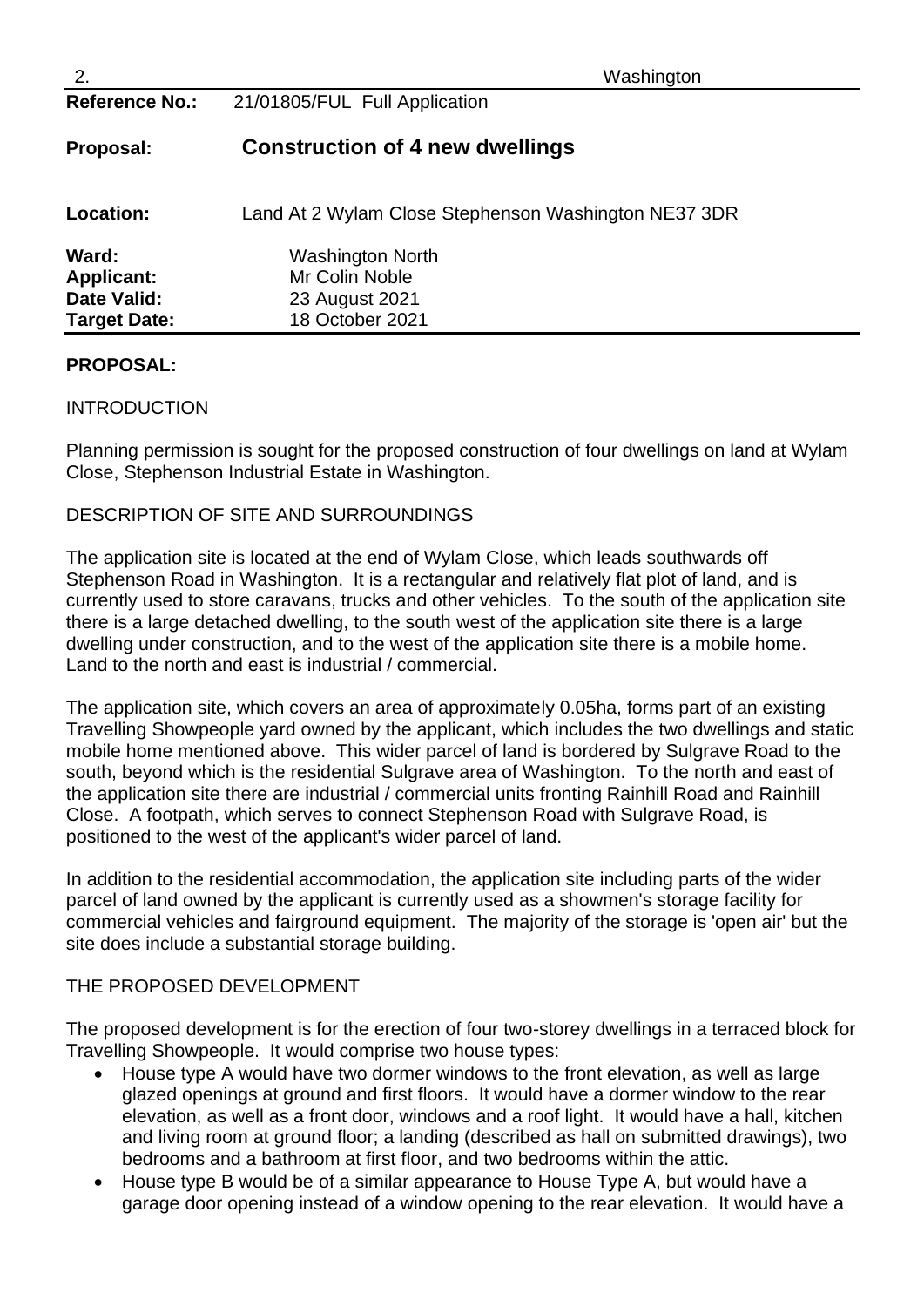2. Washington

| | |
|---|---|
| **Reference No.:** | 21/01805/FUL Full Application |
| **Proposal:** | **Construction of 4 new dwellings** |
| **Location:** | Land At 2 Wylam Close Stephenson Washington NE37 3DR |
| **Ward:** | Washington North |
| **Applicant:** | Mr Colin Noble |
| **Date Valid:** | 23 August 2021 |
| **Target Date:** | 18 October 2021 |

**PROPOSAL:**

INTRODUCTION

Planning permission is sought for the proposed construction of four dwellings on land at Wylam Close, Stephenson Industrial Estate in Washington.

DESCRIPTION OF SITE AND SURROUNDINGS

The application site is located at the end of Wylam Close, which leads southwards off Stephenson Road in Washington. It is a rectangular and relatively flat plot of land, and is currently used to store caravans, trucks and other vehicles. To the south of the application site there is a large detached dwelling, to the south west of the application site there is a large dwelling under construction, and to the west of the application site there is a mobile home. Land to the north and east is industrial / commercial.

The application site, which covers an area of approximately 0.05ha, forms part of an existing Travelling Showpeople yard owned by the applicant, which includes the two dwellings and static mobile home mentioned above. This wider parcel of land is bordered by Sulgrave Road to the south, beyond which is the residential Sulgrave area of Washington. To the north and east of the application site there are industrial / commercial units fronting Rainhill Road and Rainhill Close. A footpath, which serves to connect Stephenson Road with Sulgrave Road, is positioned to the west of the applicant's wider parcel of land.

In addition to the residential accommodation, the application site including parts of the wider parcel of land owned by the applicant is currently used as a showmen's storage facility for commercial vehicles and fairground equipment. The majority of the storage is 'open air' but the site does include a substantial storage building.

THE PROPOSED DEVELOPMENT

The proposed development is for the erection of four two-storey dwellings in a terraced block for Travelling Showpeople. It would comprise two house types:

- House type A would have two dormer windows to the front elevation, as well as large glazed openings at ground and first floors. It would have a dormer window to the rear elevation, as well as a front door, windows and a roof light. It would have a hall, kitchen and living room at ground floor; a landing (described as hall on submitted drawings), two bedrooms and a bathroom at first floor, and two bedrooms within the attic.
- House type B would be of a similar appearance to House Type A, but would have a garage door opening instead of a window opening to the rear elevation. It would have a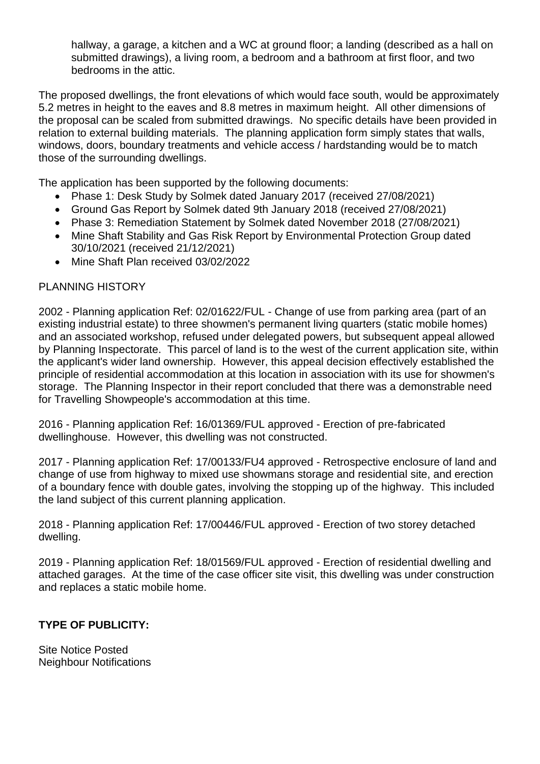hallway, a garage, a kitchen and a WC at ground floor; a landing (described as a hall on submitted drawings), a living room, a bedroom and a bathroom at first floor, and two bedrooms in the attic.

The proposed dwellings, the front elevations of which would face south, would be approximately 5.2 metres in height to the eaves and 8.8 metres in maximum height. All other dimensions of the proposal can be scaled from submitted drawings. No specific details have been provided in relation to external building materials. The planning application form simply states that walls, windows, doors, boundary treatments and vehicle access / hardstanding would be to match those of the surrounding dwellings.

The application has been supported by the following documents:

- Phase 1: Desk Study by Solmek dated January 2017 (received 27/08/2021)
- Ground Gas Report by Solmek dated 9th January 2018 (received 27/08/2021)
- Phase 3: Remediation Statement by Solmek dated November 2018 (27/08/2021)
- Mine Shaft Stability and Gas Risk Report by Environmental Protection Group dated 30/10/2021 (received 21/12/2021)
- Mine Shaft Plan received 03/02/2022

PLANNING HISTORY

2002 - Planning application Ref: 02/01622/FUL - Change of use from parking area (part of an existing industrial estate) to three showmen's permanent living quarters (static mobile homes) and an associated workshop, refused under delegated powers, but subsequent appeal allowed by Planning Inspectorate. This parcel of land is to the west of the current application site, within the applicant's wider land ownership. However, this appeal decision effectively established the principle of residential accommodation at this location in association with its use for showmen's storage. The Planning Inspector in their report concluded that there was a demonstrable need for Travelling Showpeople's accommodation at this time.

2016 - Planning application Ref: 16/01369/FUL approved - Erection of pre-fabricated dwellinghouse. However, this dwelling was not constructed.

2017 - Planning application Ref: 17/00133/FU4 approved - Retrospective enclosure of land and change of use from highway to mixed use showmans storage and residential site, and erection of a boundary fence with double gates, involving the stopping up of the highway. This included the land subject of this current planning application.

2018 - Planning application Ref: 17/00446/FUL approved - Erection of two storey detached dwelling.

2019 - Planning application Ref: 18/01569/FUL approved - Erection of residential dwelling and attached garages. At the time of the case officer site visit, this dwelling was under construction and replaces a static mobile home.

**TYPE OF PUBLICITY:**

Site Notice Posted
Neighbour Notifications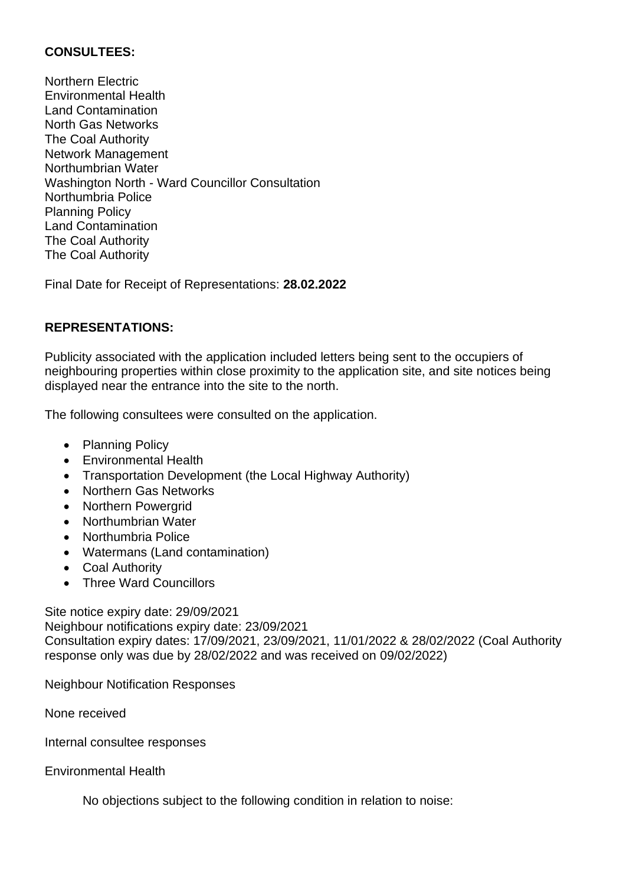**CONSULTEES:**

Northern Electric
Environmental Health
Land Contamination
North Gas Networks
The Coal Authority
Network Management
Northumbrian Water
Washington North - Ward Councillor Consultation
Northumbria Police
Planning Policy
Land Contamination
The Coal Authority
The Coal Authority

Final Date for Receipt of Representations: **28.02.2022**

**REPRESENTATIONS:**

Publicity associated with the application included letters being sent to the occupiers of neighbouring properties within close proximity to the application site, and site notices being displayed near the entrance into the site to the north.

The following consultees were consulted on the application.

- Planning Policy
- Environmental Health
- Transportation Development (the Local Highway Authority)
- Northern Gas Networks
- Northern Powergrid
- Northumbrian Water
- Northumbria Police
- Watermans (Land contamination)
- Coal Authority
- Three Ward Councillors

Site notice expiry date: 29/09/2021
Neighbour notifications expiry date: 23/09/2021
Consultation expiry dates: 17/09/2021, 23/09/2021, 11/01/2022 & 28/02/2022 (Coal Authority response only was due by 28/02/2022 and was received on 09/02/2022)

Neighbour Notification Responses

None received

Internal consultee responses

Environmental Health

> No objections subject to the following condition in relation to noise: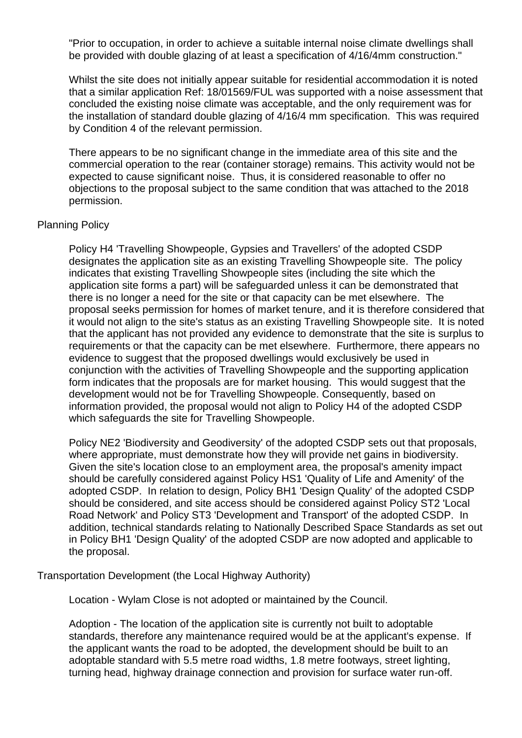"Prior to occupation, in order to achieve a suitable internal noise climate dwellings shall be provided with double glazing of at least a specification of 4/16/4mm construction."

Whilst the site does not initially appear suitable for residential accommodation it is noted that a similar application Ref: 18/01569/FUL was supported with a noise assessment that concluded the existing noise climate was acceptable, and the only requirement was for the installation of standard double glazing of 4/16/4 mm specification. This was required by Condition 4 of the relevant permission.

There appears to be no significant change in the immediate area of this site and the commercial operation to the rear (container storage) remains. This activity would not be expected to cause significant noise. Thus, it is considered reasonable to offer no objections to the proposal subject to the same condition that was attached to the 2018 permission.

Planning Policy

Policy H4 'Travelling Showpeople, Gypsies and Travellers' of the adopted CSDP designates the application site as an existing Travelling Showpeople site. The policy indicates that existing Travelling Showpeople sites (including the site which the application site forms a part) will be safeguarded unless it can be demonstrated that there is no longer a need for the site or that capacity can be met elsewhere. The proposal seeks permission for homes of market tenure, and it is therefore considered that it would not align to the site's status as an existing Travelling Showpeople site. It is noted that the applicant has not provided any evidence to demonstrate that the site is surplus to requirements or that the capacity can be met elsewhere. Furthermore, there appears no evidence to suggest that the proposed dwellings would exclusively be used in conjunction with the activities of Travelling Showpeople and the supporting application form indicates that the proposals are for market housing. This would suggest that the development would not be for Travelling Showpeople. Consequently, based on information provided, the proposal would not align to Policy H4 of the adopted CSDP which safeguards the site for Travelling Showpeople.

Policy NE2 'Biodiversity and Geodiversity' of the adopted CSDP sets out that proposals, where appropriate, must demonstrate how they will provide net gains in biodiversity. Given the site's location close to an employment area, the proposal's amenity impact should be carefully considered against Policy HS1 'Quality of Life and Amenity' of the adopted CSDP. In relation to design, Policy BH1 'Design Quality' of the adopted CSDP should be considered, and site access should be considered against Policy ST2 'Local Road Network' and Policy ST3 'Development and Transport' of the adopted CSDP. In addition, technical standards relating to Nationally Described Space Standards as set out in Policy BH1 'Design Quality' of the adopted CSDP are now adopted and applicable to the proposal.

Transportation Development (the Local Highway Authority)

Location - Wylam Close is not adopted or maintained by the Council.

Adoption - The location of the application site is currently not built to adoptable standards, therefore any maintenance required would be at the applicant's expense. If the applicant wants the road to be adopted, the development should be built to an adoptable standard with 5.5 metre road widths, 1.8 metre footways, street lighting, turning head, highway drainage connection and provision for surface water run-off.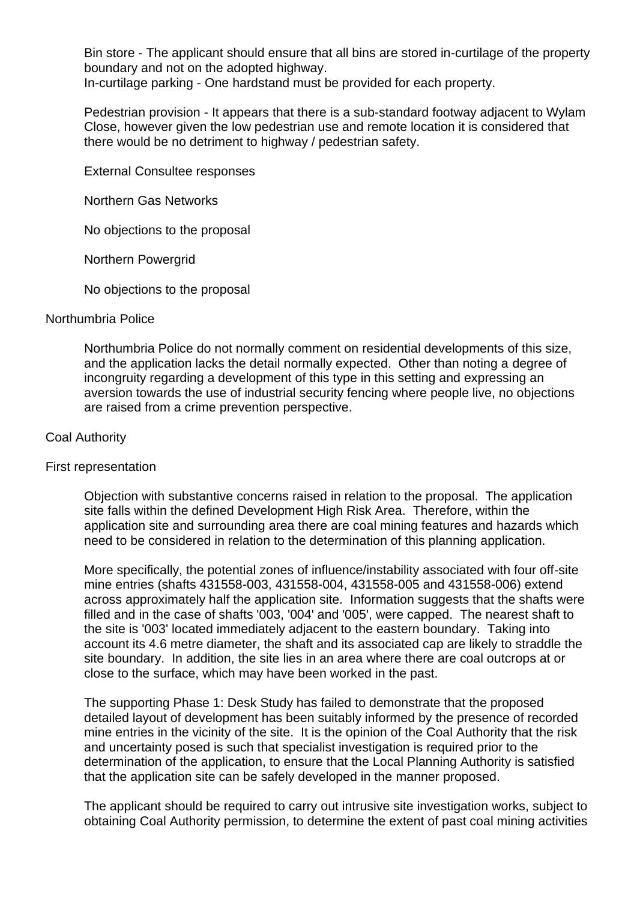Bin store - The applicant should ensure that all bins are stored in-curtilage of the property boundary and not on the adopted highway.
In-curtilage parking - One hardstand must be provided for each property.

Pedestrian provision - It appears that there is a sub-standard footway adjacent to Wylam Close, however given the low pedestrian use and remote location it is considered that there would be no detriment to highway / pedestrian safety.

External Consultee responses

Northern Gas Networks

No objections to the proposal

Northern Powergrid

No objections to the proposal

Northumbria Police

Northumbria Police do not normally comment on residential developments of this size, and the application lacks the detail normally expected. Other than noting a degree of incongruity regarding a development of this type in this setting and expressing an aversion towards the use of industrial security fencing where people live, no objections are raised from a crime prevention perspective.

Coal Authority

First representation

Objection with substantive concerns raised in relation to the proposal. The application site falls within the defined Development High Risk Area. Therefore, within the application site and surrounding area there are coal mining features and hazards which need to be considered in relation to the determination of this planning application.

More specifically, the potential zones of influence/instability associated with four off-site mine entries (shafts 431558-003, 431558-004, 431558-005 and 431558-006) extend across approximately half the application site. Information suggests that the shafts were filled and in the case of shafts '003, '004' and '005', were capped. The nearest shaft to the site is '003' located immediately adjacent to the eastern boundary. Taking into account its 4.6 metre diameter, the shaft and its associated cap are likely to straddle the site boundary. In addition, the site lies in an area where there are coal outcrops at or close to the surface, which may have been worked in the past.

The supporting Phase 1: Desk Study has failed to demonstrate that the proposed detailed layout of development has been suitably informed by the presence of recorded mine entries in the vicinity of the site. It is the opinion of the Coal Authority that the risk and uncertainty posed is such that specialist investigation is required prior to the determination of the application, to ensure that the Local Planning Authority is satisfied that the application site can be safely developed in the manner proposed.

The applicant should be required to carry out intrusive site investigation works, subject to obtaining Coal Authority permission, to determine the extent of past coal mining activities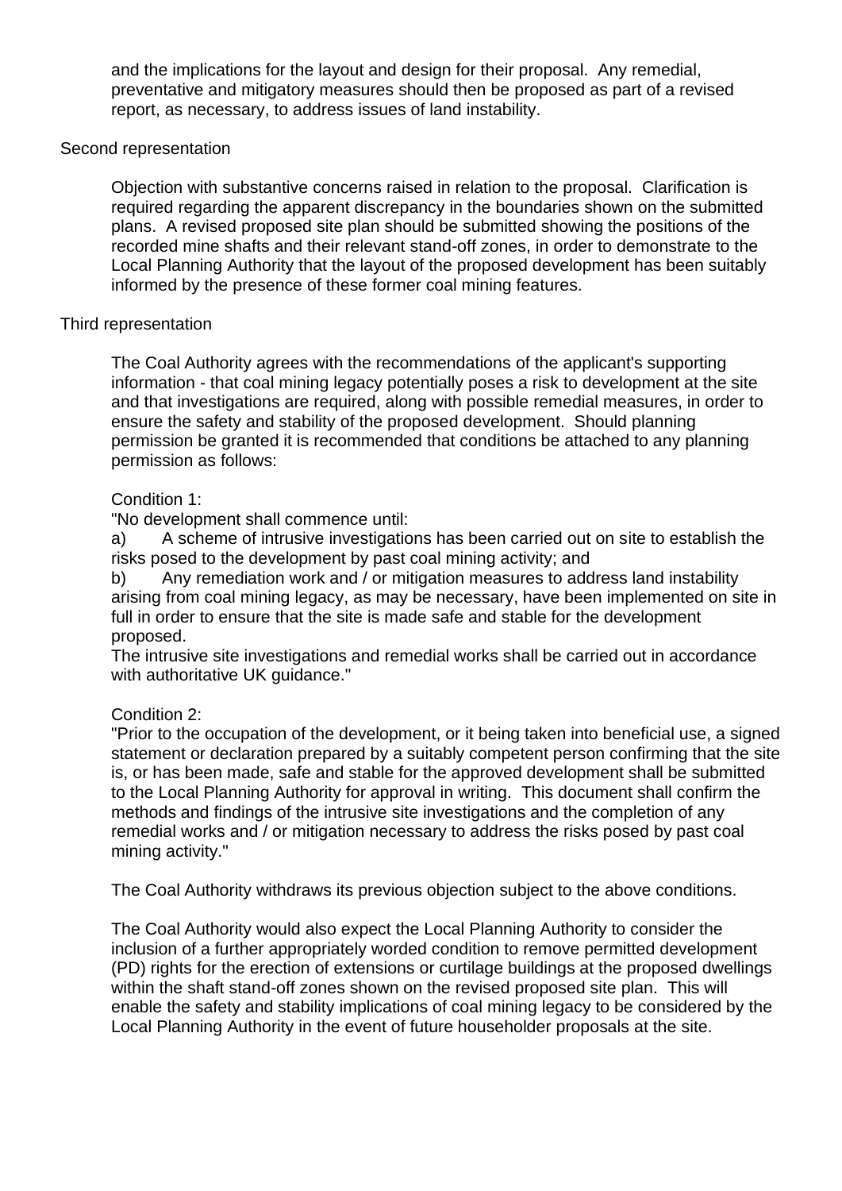and the implications for the layout and design for their proposal. Any remedial, preventative and mitigatory measures should then be proposed as part of a revised report, as necessary, to address issues of land instability.

Second representation

Objection with substantive concerns raised in relation to the proposal. Clarification is required regarding the apparent discrepancy in the boundaries shown on the submitted plans. A revised proposed site plan should be submitted showing the positions of the recorded mine shafts and their relevant stand-off zones, in order to demonstrate to the Local Planning Authority that the layout of the proposed development has been suitably informed by the presence of these former coal mining features.

Third representation

The Coal Authority agrees with the recommendations of the applicant's supporting information - that coal mining legacy potentially poses a risk to development at the site and that investigations are required, along with possible remedial measures, in order to ensure the safety and stability of the proposed development. Should planning permission be granted it is recommended that conditions be attached to any planning permission as follows:

Condition 1:

"No development shall commence until:

a) A scheme of intrusive investigations has been carried out on site to establish the risks posed to the development by past coal mining activity; and

b) Any remediation work and / or mitigation measures to address land instability arising from coal mining legacy, as may be necessary, have been implemented on site in full in order to ensure that the site is made safe and stable for the development proposed.

The intrusive site investigations and remedial works shall be carried out in accordance with authoritative UK guidance."

Condition 2:

"Prior to the occupation of the development, or it being taken into beneficial use, a signed statement or declaration prepared by a suitably competent person confirming that the site is, or has been made, safe and stable for the approved development shall be submitted to the Local Planning Authority for approval in writing. This document shall confirm the methods and findings of the intrusive site investigations and the completion of any remedial works and / or mitigation necessary to address the risks posed by past coal mining activity."

The Coal Authority withdraws its previous objection subject to the above conditions.

The Coal Authority would also expect the Local Planning Authority to consider the inclusion of a further appropriately worded condition to remove permitted development (PD) rights for the erection of extensions or curtilage buildings at the proposed dwellings within the shaft stand-off zones shown on the revised proposed site plan. This will enable the safety and stability implications of coal mining legacy to be considered by the Local Planning Authority in the event of future householder proposals at the site.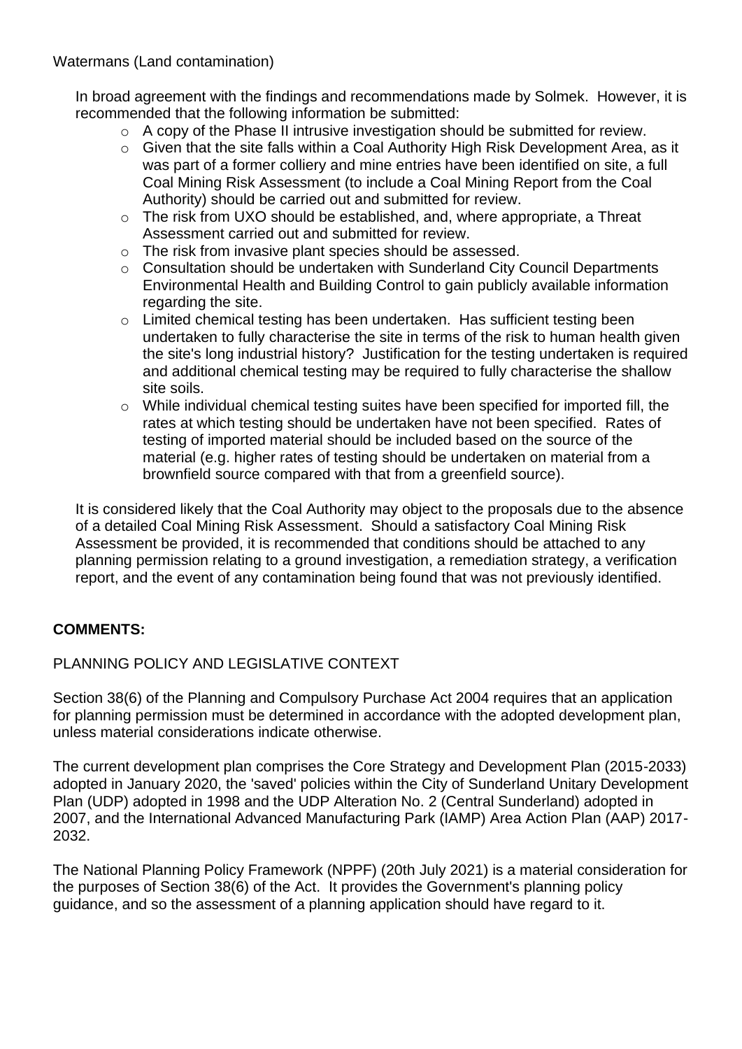Watermans (Land contamination)

In broad agreement with the findings and recommendations made by Solmek. However, it is recommended that the following information be submitted:

- A copy of the Phase II intrusive investigation should be submitted for review.
- Given that the site falls within a Coal Authority High Risk Development Area, as it was part of a former colliery and mine entries have been identified on site, a full Coal Mining Risk Assessment (to include a Coal Mining Report from the Coal Authority) should be carried out and submitted for review.
- The risk from UXO should be established, and, where appropriate, a Threat Assessment carried out and submitted for review.
- The risk from invasive plant species should be assessed.
- Consultation should be undertaken with Sunderland City Council Departments Environmental Health and Building Control to gain publicly available information regarding the site.
- Limited chemical testing has been undertaken. Has sufficient testing been undertaken to fully characterise the site in terms of the risk to human health given the site's long industrial history? Justification for the testing undertaken is required and additional chemical testing may be required to fully characterise the shallow site soils.
- While individual chemical testing suites have been specified for imported fill, the rates at which testing should be undertaken have not been specified. Rates of testing of imported material should be included based on the source of the material (e.g. higher rates of testing should be undertaken on material from a brownfield source compared with that from a greenfield source).

It is considered likely that the Coal Authority may object to the proposals due to the absence of a detailed Coal Mining Risk Assessment. Should a satisfactory Coal Mining Risk Assessment be provided, it is recommended that conditions should be attached to any planning permission relating to a ground investigation, a remediation strategy, a verification report, and the event of any contamination being found that was not previously identified.

**COMMENTS:**

PLANNING POLICY AND LEGISLATIVE CONTEXT

Section 38(6) of the Planning and Compulsory Purchase Act 2004 requires that an application for planning permission must be determined in accordance with the adopted development plan, unless material considerations indicate otherwise.

The current development plan comprises the Core Strategy and Development Plan (2015-2033) adopted in January 2020, the 'saved' policies within the City of Sunderland Unitary Development Plan (UDP) adopted in 1998 and the UDP Alteration No. 2 (Central Sunderland) adopted in 2007, and the International Advanced Manufacturing Park (IAMP) Area Action Plan (AAP) 2017-2032.

The National Planning Policy Framework (NPPF) (20th July 2021) is a material consideration for the purposes of Section 38(6) of the Act. It provides the Government's planning policy guidance, and so the assessment of a planning application should have regard to it.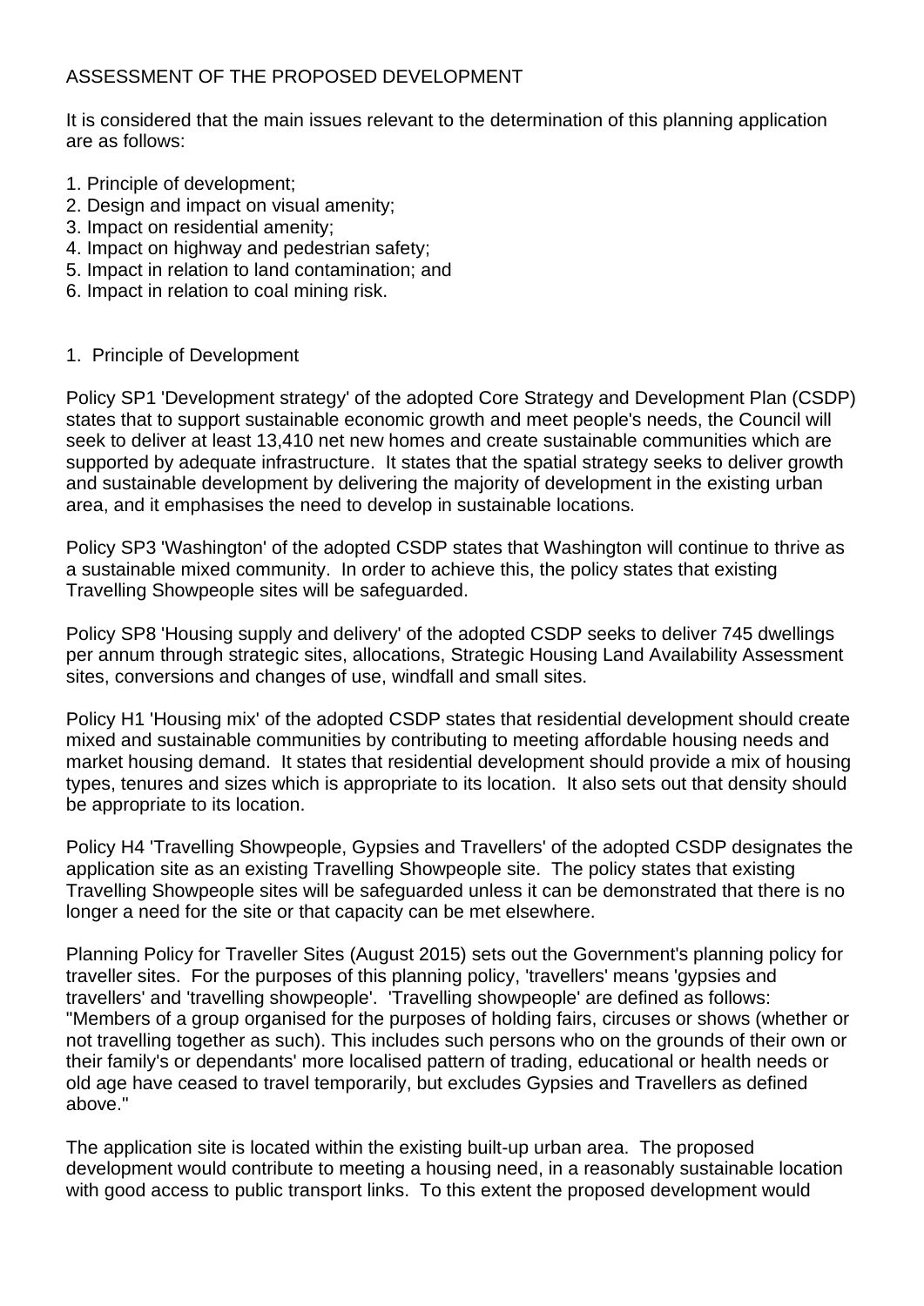ASSESSMENT OF THE PROPOSED DEVELOPMENT

It is considered that the main issues relevant to the determination of this planning application are as follows:

1. Principle of development;
2. Design and impact on visual amenity;
3. Impact on residential amenity;
4. Impact on highway and pedestrian safety;
5. Impact in relation to land contamination; and
6. Impact in relation to coal mining risk.

1. Principle of Development

Policy SP1 'Development strategy' of the adopted Core Strategy and Development Plan (CSDP) states that to support sustainable economic growth and meet people's needs, the Council will seek to deliver at least 13,410 net new homes and create sustainable communities which are supported by adequate infrastructure. It states that the spatial strategy seeks to deliver growth and sustainable development by delivering the majority of development in the existing urban area, and it emphasises the need to develop in sustainable locations.

Policy SP3 'Washington' of the adopted CSDP states that Washington will continue to thrive as a sustainable mixed community. In order to achieve this, the policy states that existing Travelling Showpeople sites will be safeguarded.

Policy SP8 'Housing supply and delivery' of the adopted CSDP seeks to deliver 745 dwellings per annum through strategic sites, allocations, Strategic Housing Land Availability Assessment sites, conversions and changes of use, windfall and small sites.

Policy H1 'Housing mix' of the adopted CSDP states that residential development should create mixed and sustainable communities by contributing to meeting affordable housing needs and market housing demand. It states that residential development should provide a mix of housing types, tenures and sizes which is appropriate to its location. It also sets out that density should be appropriate to its location.

Policy H4 'Travelling Showpeople, Gypsies and Travellers' of the adopted CSDP designates the application site as an existing Travelling Showpeople site. The policy states that existing Travelling Showpeople sites will be safeguarded unless it can be demonstrated that there is no longer a need for the site or that capacity can be met elsewhere.

Planning Policy for Traveller Sites (August 2015) sets out the Government's planning policy for traveller sites. For the purposes of this planning policy, 'travellers' means 'gypsies and travellers' and 'travelling showpeople'. 'Travelling showpeople' are defined as follows: "Members of a group organised for the purposes of holding fairs, circuses or shows (whether or not travelling together as such). This includes such persons who on the grounds of their own or their family's or dependants' more localised pattern of trading, educational or health needs or old age have ceased to travel temporarily, but excludes Gypsies and Travellers as defined above."

The application site is located within the existing built-up urban area. The proposed development would contribute to meeting a housing need, in a reasonably sustainable location with good access to public transport links. To this extent the proposed development would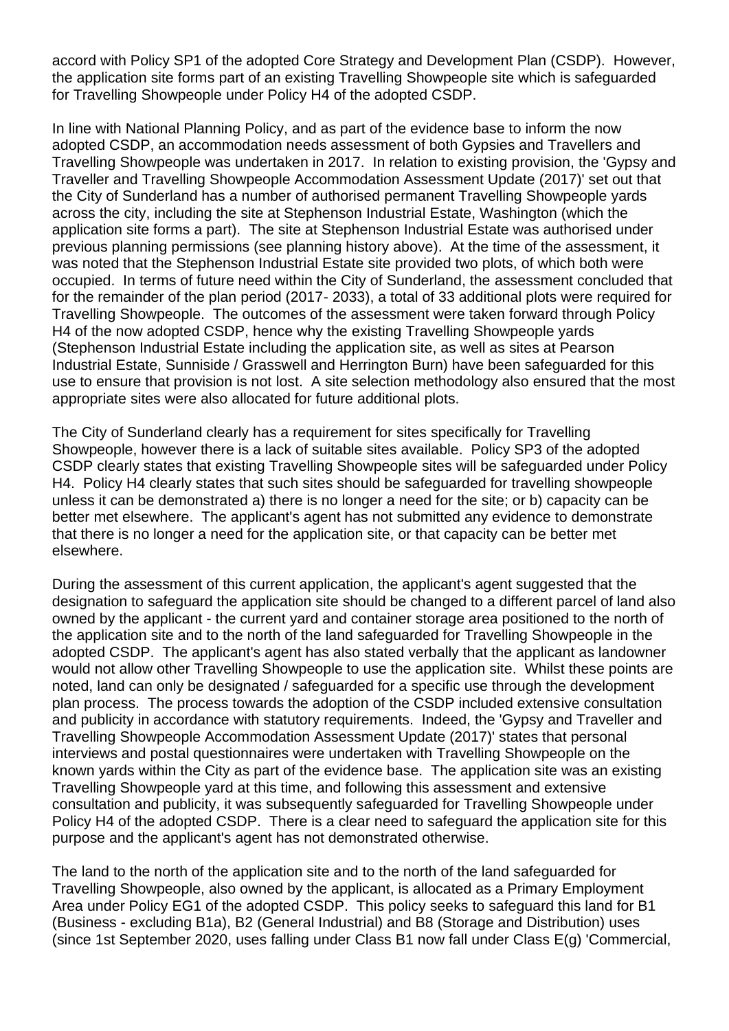accord with Policy SP1 of the adopted Core Strategy and Development Plan (CSDP). However, the application site forms part of an existing Travelling Showpeople site which is safeguarded for Travelling Showpeople under Policy H4 of the adopted CSDP.

In line with National Planning Policy, and as part of the evidence base to inform the now adopted CSDP, an accommodation needs assessment of both Gypsies and Travellers and Travelling Showpeople was undertaken in 2017. In relation to existing provision, the 'Gypsy and Traveller and Travelling Showpeople Accommodation Assessment Update (2017)' set out that the City of Sunderland has a number of authorised permanent Travelling Showpeople yards across the city, including the site at Stephenson Industrial Estate, Washington (which the application site forms a part). The site at Stephenson Industrial Estate was authorised under previous planning permissions (see planning history above). At the time of the assessment, it was noted that the Stephenson Industrial Estate site provided two plots, of which both were occupied. In terms of future need within the City of Sunderland, the assessment concluded that for the remainder of the plan period (2017- 2033), a total of 33 additional plots were required for Travelling Showpeople. The outcomes of the assessment were taken forward through Policy H4 of the now adopted CSDP, hence why the existing Travelling Showpeople yards (Stephenson Industrial Estate including the application site, as well as sites at Pearson Industrial Estate, Sunniside / Grasswell and Herrington Burn) have been safeguarded for this use to ensure that provision is not lost. A site selection methodology also ensured that the most appropriate sites were also allocated for future additional plots.

The City of Sunderland clearly has a requirement for sites specifically for Travelling Showpeople, however there is a lack of suitable sites available. Policy SP3 of the adopted CSDP clearly states that existing Travelling Showpeople sites will be safeguarded under Policy H4. Policy H4 clearly states that such sites should be safeguarded for travelling showpeople unless it can be demonstrated a) there is no longer a need for the site; or b) capacity can be better met elsewhere. The applicant's agent has not submitted any evidence to demonstrate that there is no longer a need for the application site, or that capacity can be better met elsewhere.

During the assessment of this current application, the applicant's agent suggested that the designation to safeguard the application site should be changed to a different parcel of land also owned by the applicant - the current yard and container storage area positioned to the north of the application site and to the north of the land safeguarded for Travelling Showpeople in the adopted CSDP. The applicant's agent has also stated verbally that the applicant as landowner would not allow other Travelling Showpeople to use the application site. Whilst these points are noted, land can only be designated / safeguarded for a specific use through the development plan process. The process towards the adoption of the CSDP included extensive consultation and publicity in accordance with statutory requirements. Indeed, the 'Gypsy and Traveller and Travelling Showpeople Accommodation Assessment Update (2017)' states that personal interviews and postal questionnaires were undertaken with Travelling Showpeople on the known yards within the City as part of the evidence base. The application site was an existing Travelling Showpeople yard at this time, and following this assessment and extensive consultation and publicity, it was subsequently safeguarded for Travelling Showpeople under Policy H4 of the adopted CSDP. There is a clear need to safeguard the application site for this purpose and the applicant's agent has not demonstrated otherwise.

The land to the north of the application site and to the north of the land safeguarded for Travelling Showpeople, also owned by the applicant, is allocated as a Primary Employment Area under Policy EG1 of the adopted CSDP. This policy seeks to safeguard this land for B1 (Business - excluding B1a), B2 (General Industrial) and B8 (Storage and Distribution) uses (since 1st September 2020, uses falling under Class B1 now fall under Class E(g) 'Commercial,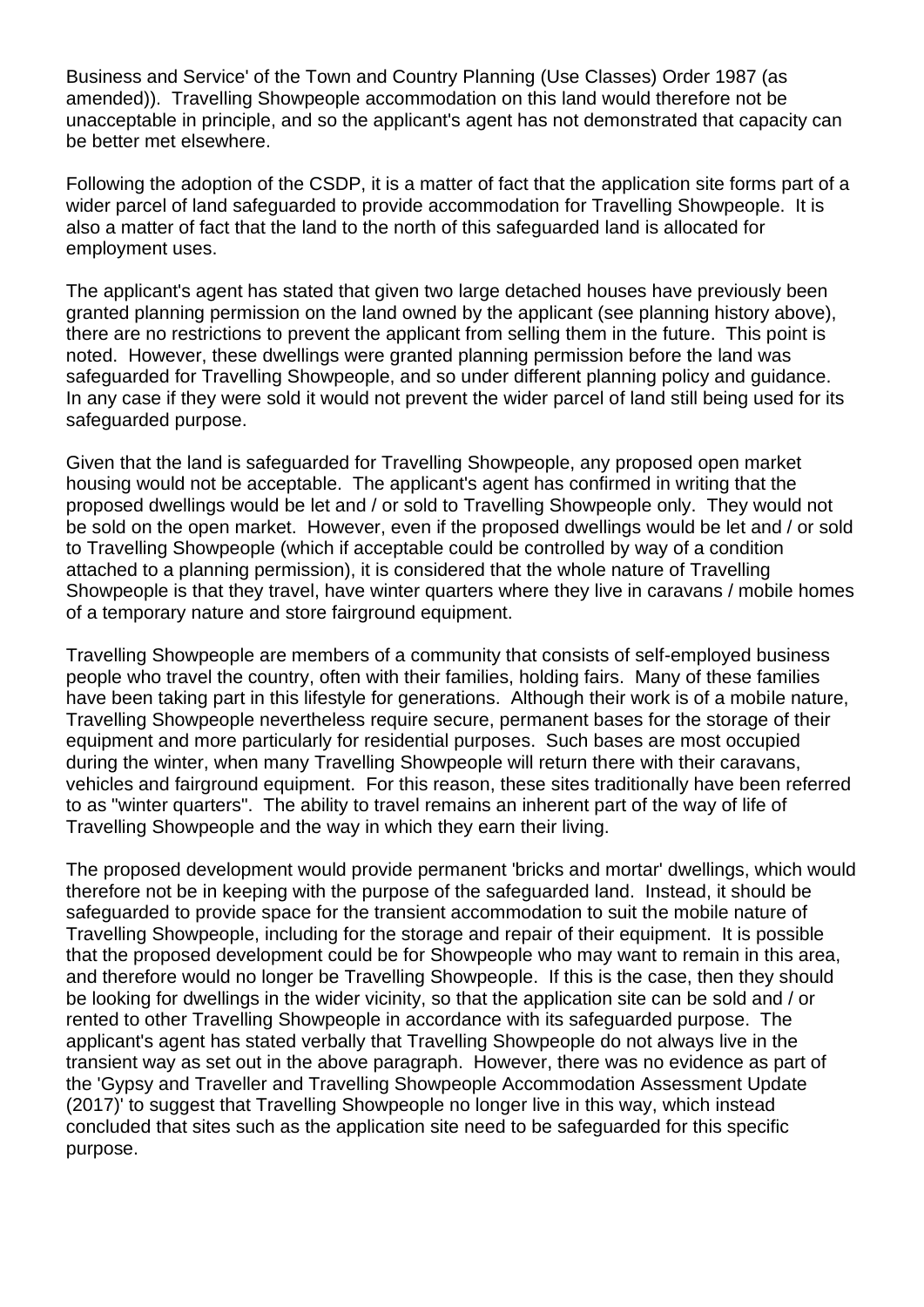Business and Service' of the Town and Country Planning (Use Classes) Order 1987 (as amended)). Travelling Showpeople accommodation on this land would therefore not be unacceptable in principle, and so the applicant's agent has not demonstrated that capacity can be better met elsewhere.

Following the adoption of the CSDP, it is a matter of fact that the application site forms part of a wider parcel of land safeguarded to provide accommodation for Travelling Showpeople. It is also a matter of fact that the land to the north of this safeguarded land is allocated for employment uses.

The applicant's agent has stated that given two large detached houses have previously been granted planning permission on the land owned by the applicant (see planning history above), there are no restrictions to prevent the applicant from selling them in the future. This point is noted. However, these dwellings were granted planning permission before the land was safeguarded for Travelling Showpeople, and so under different planning policy and guidance. In any case if they were sold it would not prevent the wider parcel of land still being used for its safeguarded purpose.

Given that the land is safeguarded for Travelling Showpeople, any proposed open market housing would not be acceptable. The applicant's agent has confirmed in writing that the proposed dwellings would be let and / or sold to Travelling Showpeople only. They would not be sold on the open market. However, even if the proposed dwellings would be let and / or sold to Travelling Showpeople (which if acceptable could be controlled by way of a condition attached to a planning permission), it is considered that the whole nature of Travelling Showpeople is that they travel, have winter quarters where they live in caravans / mobile homes of a temporary nature and store fairground equipment.

Travelling Showpeople are members of a community that consists of self-employed business people who travel the country, often with their families, holding fairs. Many of these families have been taking part in this lifestyle for generations. Although their work is of a mobile nature, Travelling Showpeople nevertheless require secure, permanent bases for the storage of their equipment and more particularly for residential purposes. Such bases are most occupied during the winter, when many Travelling Showpeople will return there with their caravans, vehicles and fairground equipment. For this reason, these sites traditionally have been referred to as "winter quarters". The ability to travel remains an inherent part of the way of life of Travelling Showpeople and the way in which they earn their living.

The proposed development would provide permanent 'bricks and mortar' dwellings, which would therefore not be in keeping with the purpose of the safeguarded land. Instead, it should be safeguarded to provide space for the transient accommodation to suit the mobile nature of Travelling Showpeople, including for the storage and repair of their equipment. It is possible that the proposed development could be for Showpeople who may want to remain in this area, and therefore would no longer be Travelling Showpeople. If this is the case, then they should be looking for dwellings in the wider vicinity, so that the application site can be sold and / or rented to other Travelling Showpeople in accordance with its safeguarded purpose. The applicant's agent has stated verbally that Travelling Showpeople do not always live in the transient way as set out in the above paragraph. However, there was no evidence as part of the 'Gypsy and Traveller and Travelling Showpeople Accommodation Assessment Update (2017)' to suggest that Travelling Showpeople no longer live in this way, which instead concluded that sites such as the application site need to be safeguarded for this specific purpose.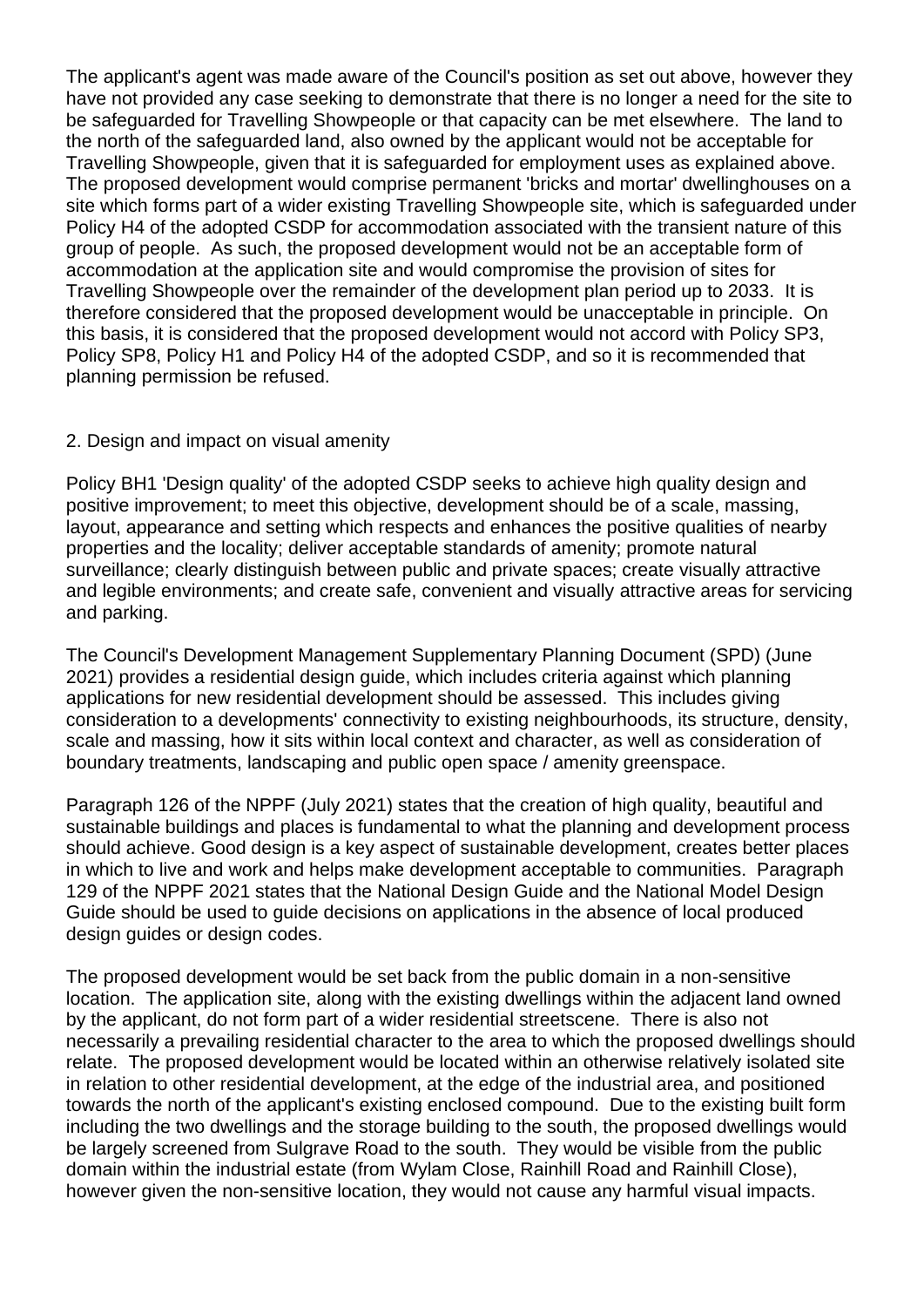The applicant's agent was made aware of the Council's position as set out above, however they have not provided any case seeking to demonstrate that there is no longer a need for the site to be safeguarded for Travelling Showpeople or that capacity can be met elsewhere. The land to the north of the safeguarded land, also owned by the applicant would not be acceptable for Travelling Showpeople, given that it is safeguarded for employment uses as explained above. The proposed development would comprise permanent 'bricks and mortar' dwellinghouses on a site which forms part of a wider existing Travelling Showpeople site, which is safeguarded under Policy H4 of the adopted CSDP for accommodation associated with the transient nature of this group of people. As such, the proposed development would not be an acceptable form of accommodation at the application site and would compromise the provision of sites for Travelling Showpeople over the remainder of the development plan period up to 2033. It is therefore considered that the proposed development would be unacceptable in principle. On this basis, it is considered that the proposed development would not accord with Policy SP3, Policy SP8, Policy H1 and Policy H4 of the adopted CSDP, and so it is recommended that planning permission be refused.

2. Design and impact on visual amenity

Policy BH1 'Design quality' of the adopted CSDP seeks to achieve high quality design and positive improvement; to meet this objective, development should be of a scale, massing, layout, appearance and setting which respects and enhances the positive qualities of nearby properties and the locality; deliver acceptable standards of amenity; promote natural surveillance; clearly distinguish between public and private spaces; create visually attractive and legible environments; and create safe, convenient and visually attractive areas for servicing and parking.

The Council's Development Management Supplementary Planning Document (SPD) (June 2021) provides a residential design guide, which includes criteria against which planning applications for new residential development should be assessed. This includes giving consideration to a developments' connectivity to existing neighbourhoods, its structure, density, scale and massing, how it sits within local context and character, as well as consideration of boundary treatments, landscaping and public open space / amenity greenspace.

Paragraph 126 of the NPPF (July 2021) states that the creation of high quality, beautiful and sustainable buildings and places is fundamental to what the planning and development process should achieve. Good design is a key aspect of sustainable development, creates better places in which to live and work and helps make development acceptable to communities. Paragraph 129 of the NPPF 2021 states that the National Design Guide and the National Model Design Guide should be used to guide decisions on applications in the absence of local produced design guides or design codes.

The proposed development would be set back from the public domain in a non-sensitive location. The application site, along with the existing dwellings within the adjacent land owned by the applicant, do not form part of a wider residential streetscene. There is also not necessarily a prevailing residential character to the area to which the proposed dwellings should relate. The proposed development would be located within an otherwise relatively isolated site in relation to other residential development, at the edge of the industrial area, and positioned towards the north of the applicant's existing enclosed compound. Due to the existing built form including the two dwellings and the storage building to the south, the proposed dwellings would be largely screened from Sulgrave Road to the south. They would be visible from the public domain within the industrial estate (from Wylam Close, Rainhill Road and Rainhill Close), however given the non-sensitive location, they would not cause any harmful visual impacts.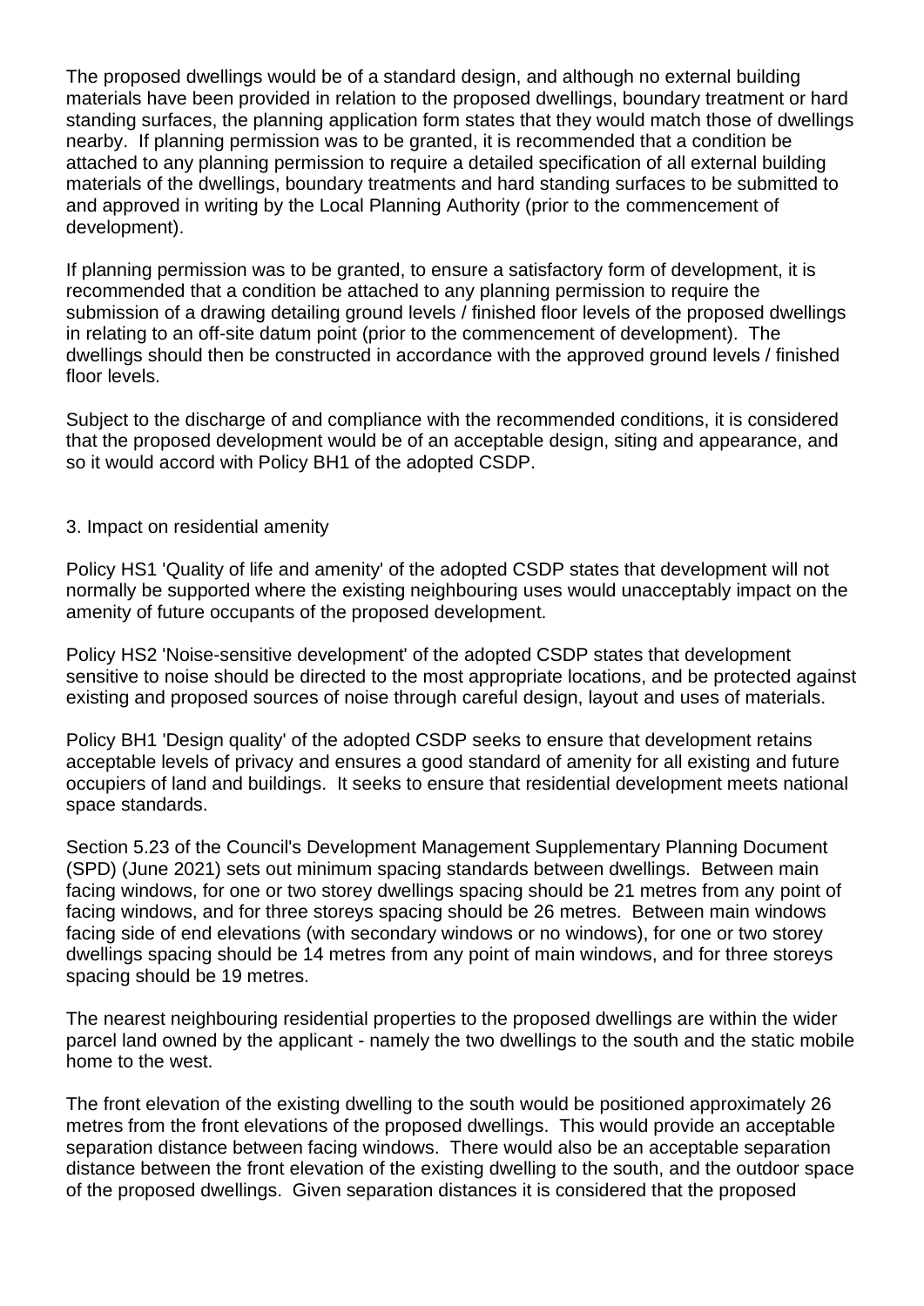The proposed dwellings would be of a standard design, and although no external building materials have been provided in relation to the proposed dwellings, boundary treatment or hard standing surfaces, the planning application form states that they would match those of dwellings nearby. If planning permission was to be granted, it is recommended that a condition be attached to any planning permission to require a detailed specification of all external building materials of the dwellings, boundary treatments and hard standing surfaces to be submitted to and approved in writing by the Local Planning Authority (prior to the commencement of development).

If planning permission was to be granted, to ensure a satisfactory form of development, it is recommended that a condition be attached to any planning permission to require the submission of a drawing detailing ground levels / finished floor levels of the proposed dwellings in relating to an off-site datum point (prior to the commencement of development). The dwellings should then be constructed in accordance with the approved ground levels / finished floor levels.

Subject to the discharge of and compliance with the recommended conditions, it is considered that the proposed development would be of an acceptable design, siting and appearance, and so it would accord with Policy BH1 of the adopted CSDP.

3. Impact on residential amenity

Policy HS1 'Quality of life and amenity' of the adopted CSDP states that development will not normally be supported where the existing neighbouring uses would unacceptably impact on the amenity of future occupants of the proposed development.

Policy HS2 'Noise-sensitive development' of the adopted CSDP states that development sensitive to noise should be directed to the most appropriate locations, and be protected against existing and proposed sources of noise through careful design, layout and uses of materials.

Policy BH1 'Design quality' of the adopted CSDP seeks to ensure that development retains acceptable levels of privacy and ensures a good standard of amenity for all existing and future occupiers of land and buildings. It seeks to ensure that residential development meets national space standards.

Section 5.23 of the Council's Development Management Supplementary Planning Document (SPD) (June 2021) sets out minimum spacing standards between dwellings. Between main facing windows, for one or two storey dwellings spacing should be 21 metres from any point of facing windows, and for three storeys spacing should be 26 metres. Between main windows facing side of end elevations (with secondary windows or no windows), for one or two storey dwellings spacing should be 14 metres from any point of main windows, and for three storeys spacing should be 19 metres.

The nearest neighbouring residential properties to the proposed dwellings are within the wider parcel land owned by the applicant - namely the two dwellings to the south and the static mobile home to the west.

The front elevation of the existing dwelling to the south would be positioned approximately 26 metres from the front elevations of the proposed dwellings. This would provide an acceptable separation distance between facing windows. There would also be an acceptable separation distance between the front elevation of the existing dwelling to the south, and the outdoor space of the proposed dwellings. Given separation distances it is considered that the proposed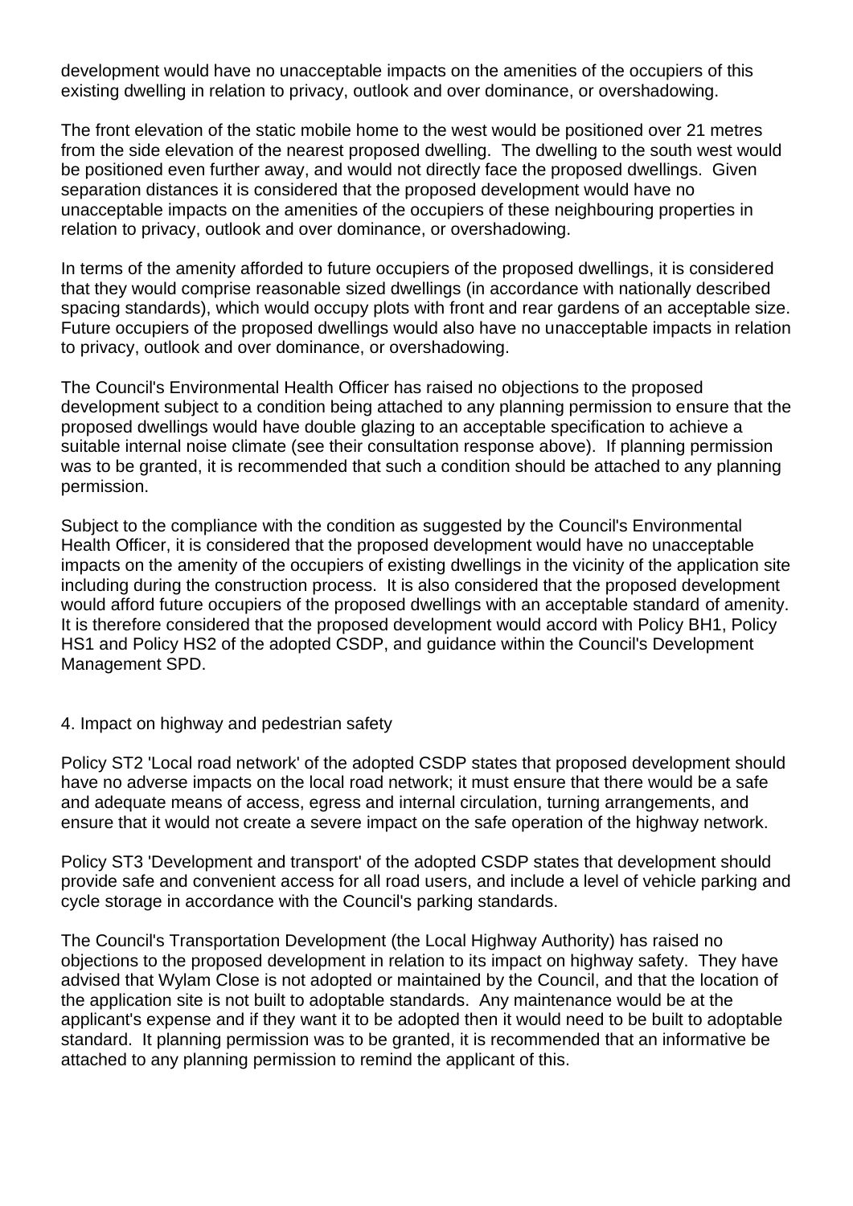development would have no unacceptable impacts on the amenities of the occupiers of this existing dwelling in relation to privacy, outlook and over dominance, or overshadowing.

The front elevation of the static mobile home to the west would be positioned over 21 metres from the side elevation of the nearest proposed dwelling. The dwelling to the south west would be positioned even further away, and would not directly face the proposed dwellings. Given separation distances it is considered that the proposed development would have no unacceptable impacts on the amenities of the occupiers of these neighbouring properties in relation to privacy, outlook and over dominance, or overshadowing.

In terms of the amenity afforded to future occupiers of the proposed dwellings, it is considered that they would comprise reasonable sized dwellings (in accordance with nationally described spacing standards), which would occupy plots with front and rear gardens of an acceptable size. Future occupiers of the proposed dwellings would also have no unacceptable impacts in relation to privacy, outlook and over dominance, or overshadowing.

The Council's Environmental Health Officer has raised no objections to the proposed development subject to a condition being attached to any planning permission to ensure that the proposed dwellings would have double glazing to an acceptable specification to achieve a suitable internal noise climate (see their consultation response above). If planning permission was to be granted, it is recommended that such a condition should be attached to any planning permission.

Subject to the compliance with the condition as suggested by the Council's Environmental Health Officer, it is considered that the proposed development would have no unacceptable impacts on the amenity of the occupiers of existing dwellings in the vicinity of the application site including during the construction process. It is also considered that the proposed development would afford future occupiers of the proposed dwellings with an acceptable standard of amenity. It is therefore considered that the proposed development would accord with Policy BH1, Policy HS1 and Policy HS2 of the adopted CSDP, and guidance within the Council's Development Management SPD.

4. Impact on highway and pedestrian safety

Policy ST2 'Local road network' of the adopted CSDP states that proposed development should have no adverse impacts on the local road network; it must ensure that there would be a safe and adequate means of access, egress and internal circulation, turning arrangements, and ensure that it would not create a severe impact on the safe operation of the highway network.

Policy ST3 'Development and transport' of the adopted CSDP states that development should provide safe and convenient access for all road users, and include a level of vehicle parking and cycle storage in accordance with the Council's parking standards.

The Council's Transportation Development (the Local Highway Authority) has raised no objections to the proposed development in relation to its impact on highway safety. They have advised that Wylam Close is not adopted or maintained by the Council, and that the location of the application site is not built to adoptable standards. Any maintenance would be at the applicant's expense and if they want it to be adopted then it would need to be built to adoptable standard. It planning permission was to be granted, it is recommended that an informative be attached to any planning permission to remind the applicant of this.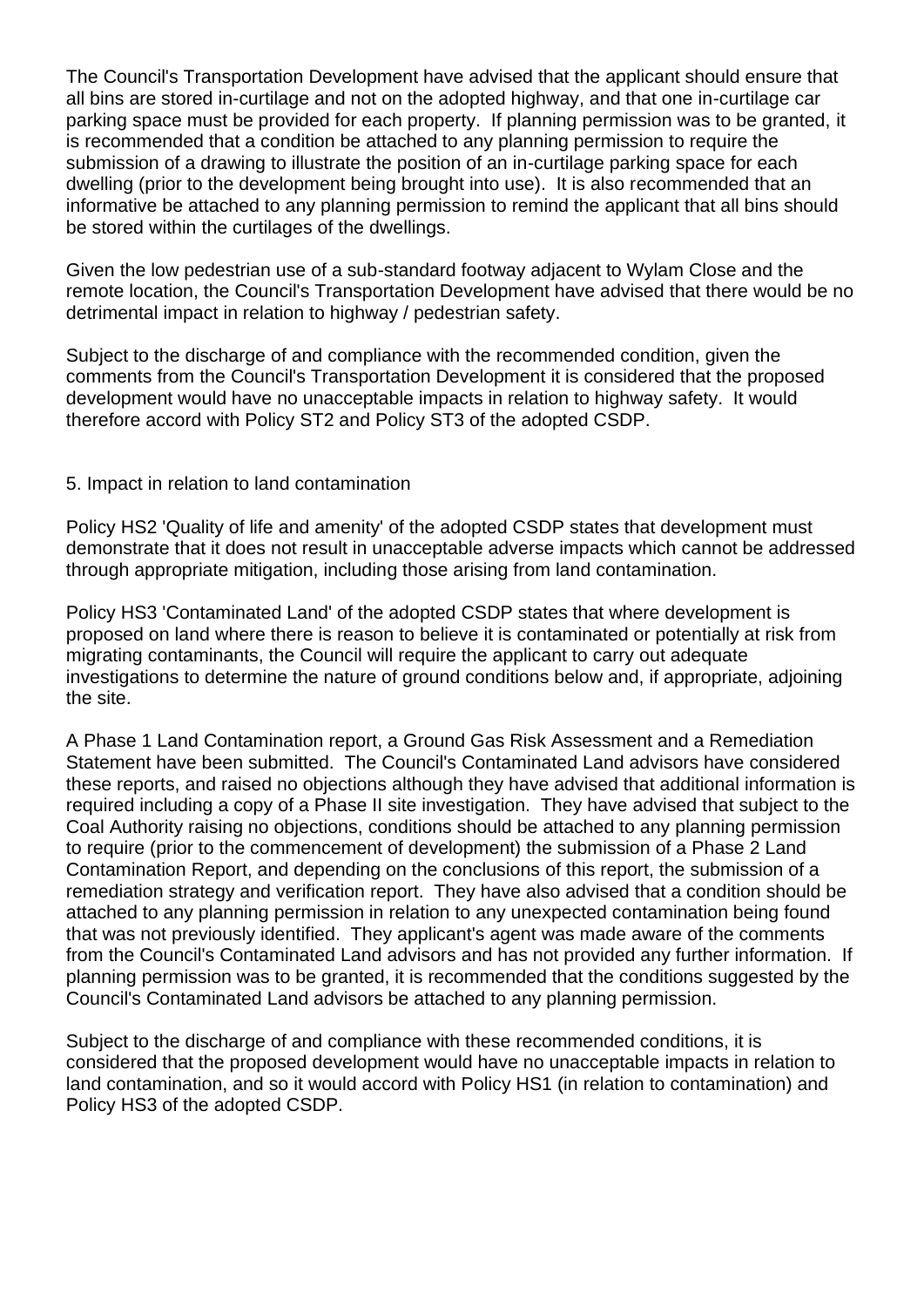The Council's Transportation Development have advised that the applicant should ensure that all bins are stored in-curtilage and not on the adopted highway, and that one in-curtilage car parking space must be provided for each property. If planning permission was to be granted, it is recommended that a condition be attached to any planning permission to require the submission of a drawing to illustrate the position of an in-curtilage parking space for each dwelling (prior to the development being brought into use). It is also recommended that an informative be attached to any planning permission to remind the applicant that all bins should be stored within the curtilages of the dwellings.

Given the low pedestrian use of a sub-standard footway adjacent to Wylam Close and the remote location, the Council's Transportation Development have advised that there would be no detrimental impact in relation to highway / pedestrian safety.

Subject to the discharge of and compliance with the recommended condition, given the comments from the Council's Transportation Development it is considered that the proposed development would have no unacceptable impacts in relation to highway safety. It would therefore accord with Policy ST2 and Policy ST3 of the adopted CSDP.

5. Impact in relation to land contamination

Policy HS2 'Quality of life and amenity' of the adopted CSDP states that development must demonstrate that it does not result in unacceptable adverse impacts which cannot be addressed through appropriate mitigation, including those arising from land contamination.

Policy HS3 'Contaminated Land' of the adopted CSDP states that where development is proposed on land where there is reason to believe it is contaminated or potentially at risk from migrating contaminants, the Council will require the applicant to carry out adequate investigations to determine the nature of ground conditions below and, if appropriate, adjoining the site.

A Phase 1 Land Contamination report, a Ground Gas Risk Assessment and a Remediation Statement have been submitted. The Council's Contaminated Land advisors have considered these reports, and raised no objections although they have advised that additional information is required including a copy of a Phase II site investigation. They have advised that subject to the Coal Authority raising no objections, conditions should be attached to any planning permission to require (prior to the commencement of development) the submission of a Phase 2 Land Contamination Report, and depending on the conclusions of this report, the submission of a remediation strategy and verification report. They have also advised that a condition should be attached to any planning permission in relation to any unexpected contamination being found that was not previously identified. They applicant's agent was made aware of the comments from the Council's Contaminated Land advisors and has not provided any further information. If planning permission was to be granted, it is recommended that the conditions suggested by the Council's Contaminated Land advisors be attached to any planning permission.

Subject to the discharge of and compliance with these recommended conditions, it is considered that the proposed development would have no unacceptable impacts in relation to land contamination, and so it would accord with Policy HS1 (in relation to contamination) and Policy HS3 of the adopted CSDP.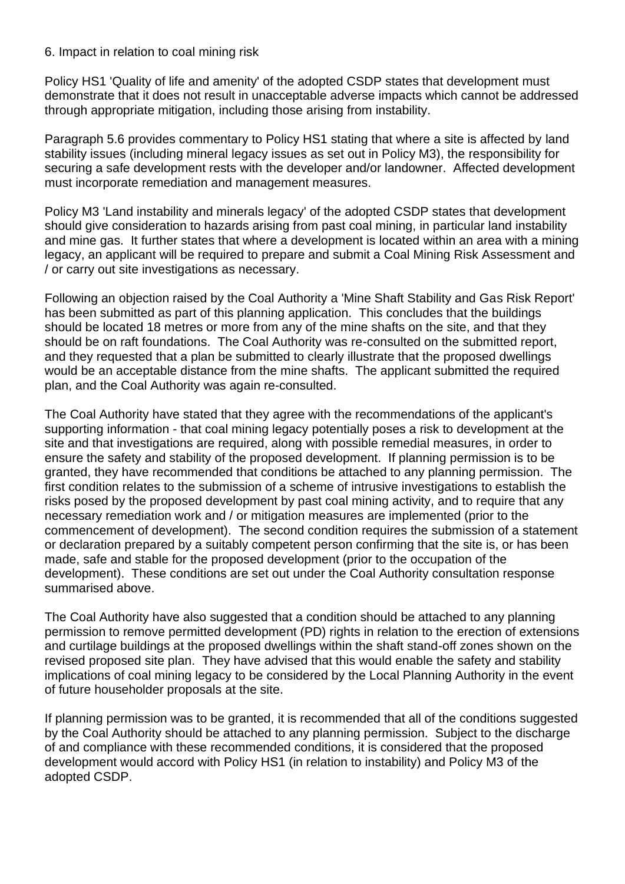## 6. Impact in relation to coal mining risk

Policy HS1 'Quality of life and amenity' of the adopted CSDP states that development must demonstrate that it does not result in unacceptable adverse impacts which cannot be addressed through appropriate mitigation, including those arising from instability.

Paragraph 5.6 provides commentary to Policy HS1 stating that where a site is affected by land stability issues (including mineral legacy issues as set out in Policy M3), the responsibility for securing a safe development rests with the developer and/or landowner. Affected development must incorporate remediation and management measures.

Policy M3 'Land instability and minerals legacy' of the adopted CSDP states that development should give consideration to hazards arising from past coal mining, in particular land instability and mine gas. It further states that where a development is located within an area with a mining legacy, an applicant will be required to prepare and submit a Coal Mining Risk Assessment and / or carry out site investigations as necessary.

Following an objection raised by the Coal Authority a 'Mine Shaft Stability and Gas Risk Report' has been submitted as part of this planning application. This concludes that the buildings should be located 18 metres or more from any of the mine shafts on the site, and that they should be on raft foundations. The Coal Authority was re-consulted on the submitted report, and they requested that a plan be submitted to clearly illustrate that the proposed dwellings would be an acceptable distance from the mine shafts. The applicant submitted the required plan, and the Coal Authority was again re-consulted.

The Coal Authority have stated that they agree with the recommendations of the applicant's supporting information - that coal mining legacy potentially poses a risk to development at the site and that investigations are required, along with possible remedial measures, in order to ensure the safety and stability of the proposed development. If planning permission is to be granted, they have recommended that conditions be attached to any planning permission. The first condition relates to the submission of a scheme of intrusive investigations to establish the risks posed by the proposed development by past coal mining activity, and to require that any necessary remediation work and / or mitigation measures are implemented (prior to the commencement of development). The second condition requires the submission of a statement or declaration prepared by a suitably competent person confirming that the site is, or has been made, safe and stable for the proposed development (prior to the occupation of the development). These conditions are set out under the Coal Authority consultation response summarised above.

The Coal Authority have also suggested that a condition should be attached to any planning permission to remove permitted development (PD) rights in relation to the erection of extensions and curtilage buildings at the proposed dwellings within the shaft stand-off zones shown on the revised proposed site plan. They have advised that this would enable the safety and stability implications of coal mining legacy to be considered by the Local Planning Authority in the event of future householder proposals at the site.

If planning permission was to be granted, it is recommended that all of the conditions suggested by the Coal Authority should be attached to any planning permission. Subject to the discharge of and compliance with these recommended conditions, it is considered that the proposed development would accord with Policy HS1 (in relation to instability) and Policy M3 of the adopted CSDP.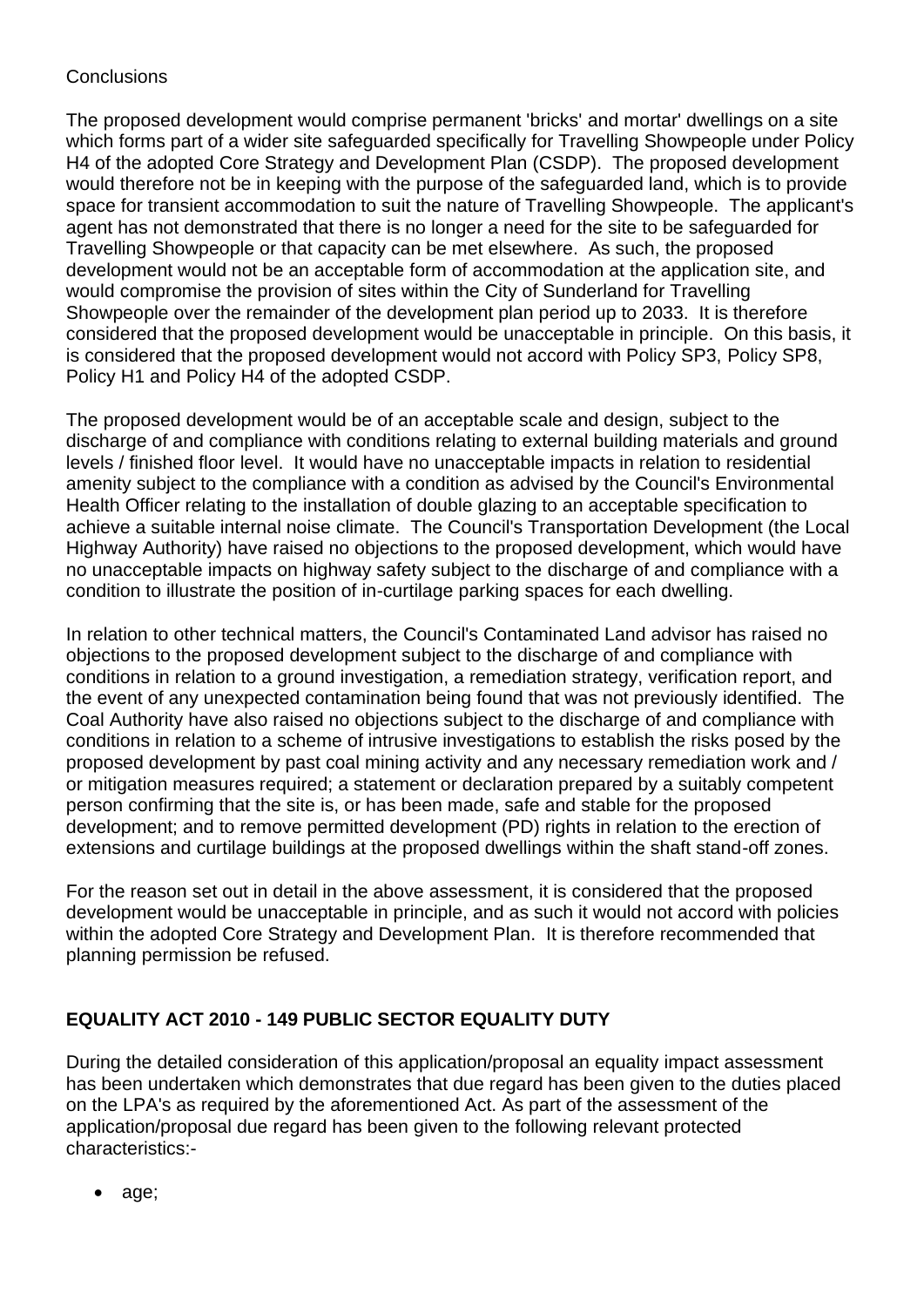Conclusions

The proposed development would comprise permanent 'bricks' and mortar' dwellings on a site which forms part of a wider site safeguarded specifically for Travelling Showpeople under Policy H4 of the adopted Core Strategy and Development Plan (CSDP). The proposed development would therefore not be in keeping with the purpose of the safeguarded land, which is to provide space for transient accommodation to suit the nature of Travelling Showpeople. The applicant's agent has not demonstrated that there is no longer a need for the site to be safeguarded for Travelling Showpeople or that capacity can be met elsewhere. As such, the proposed development would not be an acceptable form of accommodation at the application site, and would compromise the provision of sites within the City of Sunderland for Travelling Showpeople over the remainder of the development plan period up to 2033. It is therefore considered that the proposed development would be unacceptable in principle. On this basis, it is considered that the proposed development would not accord with Policy SP3, Policy SP8, Policy H1 and Policy H4 of the adopted CSDP.

The proposed development would be of an acceptable scale and design, subject to the discharge of and compliance with conditions relating to external building materials and ground levels / finished floor level. It would have no unacceptable impacts in relation to residential amenity subject to the compliance with a condition as advised by the Council's Environmental Health Officer relating to the installation of double glazing to an acceptable specification to achieve a suitable internal noise climate. The Council's Transportation Development (the Local Highway Authority) have raised no objections to the proposed development, which would have no unacceptable impacts on highway safety subject to the discharge of and compliance with a condition to illustrate the position of in-curtilage parking spaces for each dwelling.

In relation to other technical matters, the Council's Contaminated Land advisor has raised no objections to the proposed development subject to the discharge of and compliance with conditions in relation to a ground investigation, a remediation strategy, verification report, and the event of any unexpected contamination being found that was not previously identified. The Coal Authority have also raised no objections subject to the discharge of and compliance with conditions in relation to a scheme of intrusive investigations to establish the risks posed by the proposed development by past coal mining activity and any necessary remediation work and / or mitigation measures required; a statement or declaration prepared by a suitably competent person confirming that the site is, or has been made, safe and stable for the proposed development; and to remove permitted development (PD) rights in relation to the erection of extensions and curtilage buildings at the proposed dwellings within the shaft stand-off zones.

For the reason set out in detail in the above assessment, it is considered that the proposed development would be unacceptable in principle, and as such it would not accord with policies within the adopted Core Strategy and Development Plan. It is therefore recommended that planning permission be refused.

**EQUALITY ACT 2010 - 149 PUBLIC SECTOR EQUALITY DUTY**

During the detailed consideration of this application/proposal an equality impact assessment has been undertaken which demonstrates that due regard has been given to the duties placed on the LPA's as required by the aforementioned Act. As part of the assessment of the application/proposal due regard has been given to the following relevant protected characteristics:-

- age;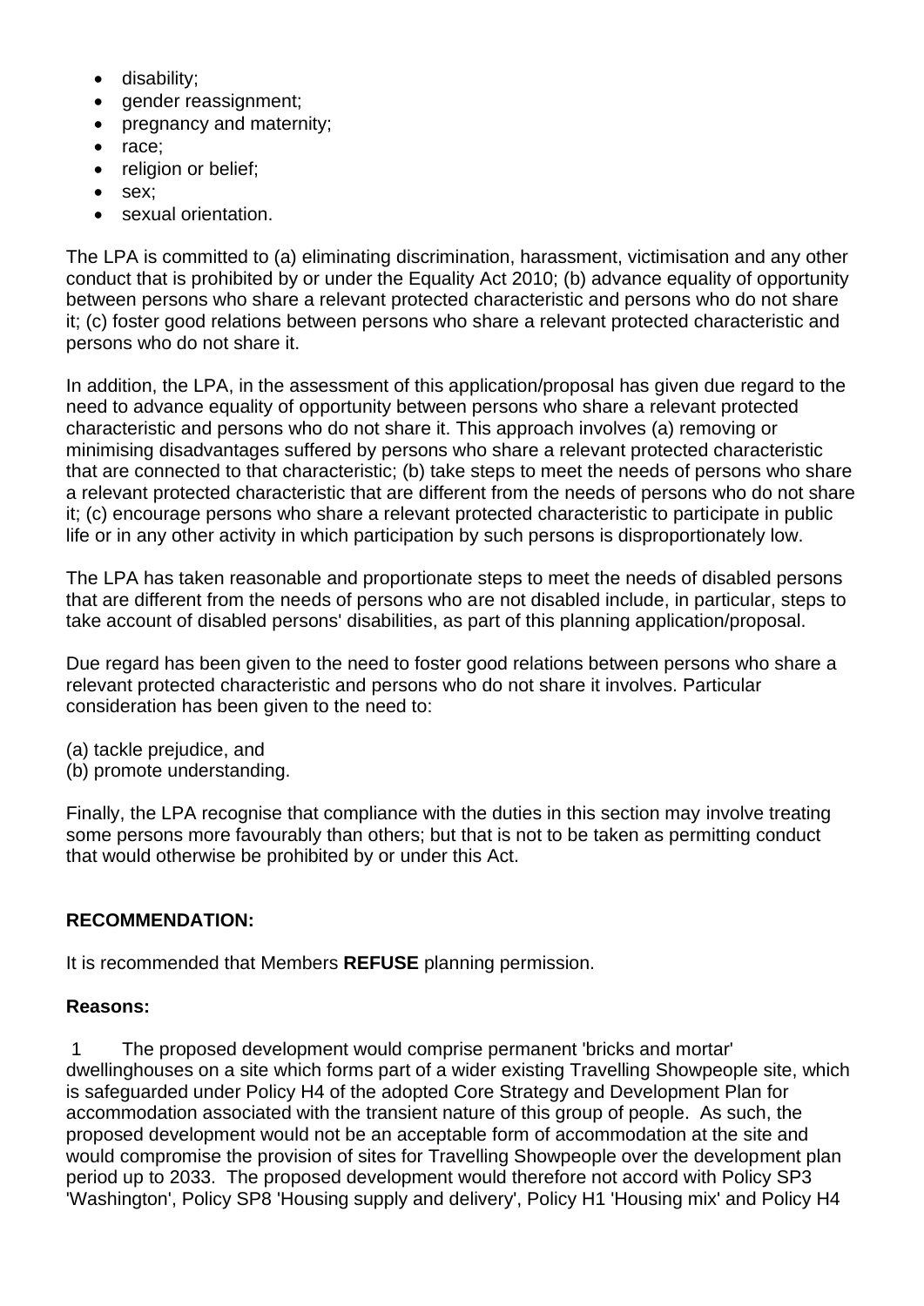- disability;
- gender reassignment;
- pregnancy and maternity;
- race;
- religion or belief;
- sex;
- sexual orientation.

The LPA is committed to (a) eliminating discrimination, harassment, victimisation and any other conduct that is prohibited by or under the Equality Act 2010; (b) advance equality of opportunity between persons who share a relevant protected characteristic and persons who do not share it; (c) foster good relations between persons who share a relevant protected characteristic and persons who do not share it.

In addition, the LPA, in the assessment of this application/proposal has given due regard to the need to advance equality of opportunity between persons who share a relevant protected characteristic and persons who do not share it. This approach involves (a) removing or minimising disadvantages suffered by persons who share a relevant protected characteristic that are connected to that characteristic; (b) take steps to meet the needs of persons who share a relevant protected characteristic that are different from the needs of persons who do not share it; (c) encourage persons who share a relevant protected characteristic to participate in public life or in any other activity in which participation by such persons is disproportionately low.

The LPA has taken reasonable and proportionate steps to meet the needs of disabled persons that are different from the needs of persons who are not disabled include, in particular, steps to take account of disabled persons' disabilities, as part of this planning application/proposal.

Due regard has been given to the need to foster good relations between persons who share a relevant protected characteristic and persons who do not share it involves. Particular consideration has been given to the need to:

(a) tackle prejudice, and
(b) promote understanding.

Finally, the LPA recognise that compliance with the duties in this section may involve treating some persons more favourably than others; but that is not to be taken as permitting conduct that would otherwise be prohibited by or under this Act.

**RECOMMENDATION:**

It is recommended that Members **REFUSE** planning permission.

**Reasons:**

1 The proposed development would comprise permanent 'bricks and mortar' dwellinghouses on a site which forms part of a wider existing Travelling Showpeople site, which is safeguarded under Policy H4 of the adopted Core Strategy and Development Plan for accommodation associated with the transient nature of this group of people. As such, the proposed development would not be an acceptable form of accommodation at the site and would compromise the provision of sites for Travelling Showpeople over the development plan period up to 2033. The proposed development would therefore not accord with Policy SP3 'Washington', Policy SP8 'Housing supply and delivery', Policy H1 'Housing mix' and Policy H4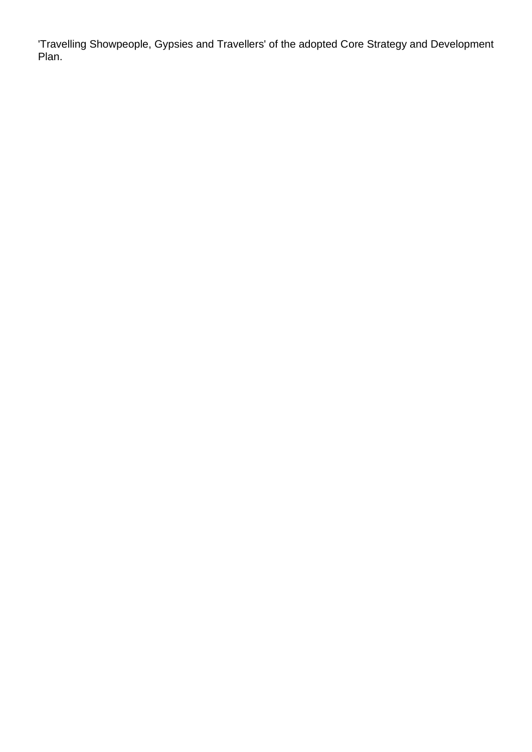'Travelling Showpeople, Gypsies and Travellers' of the adopted Core Strategy and Development Plan.